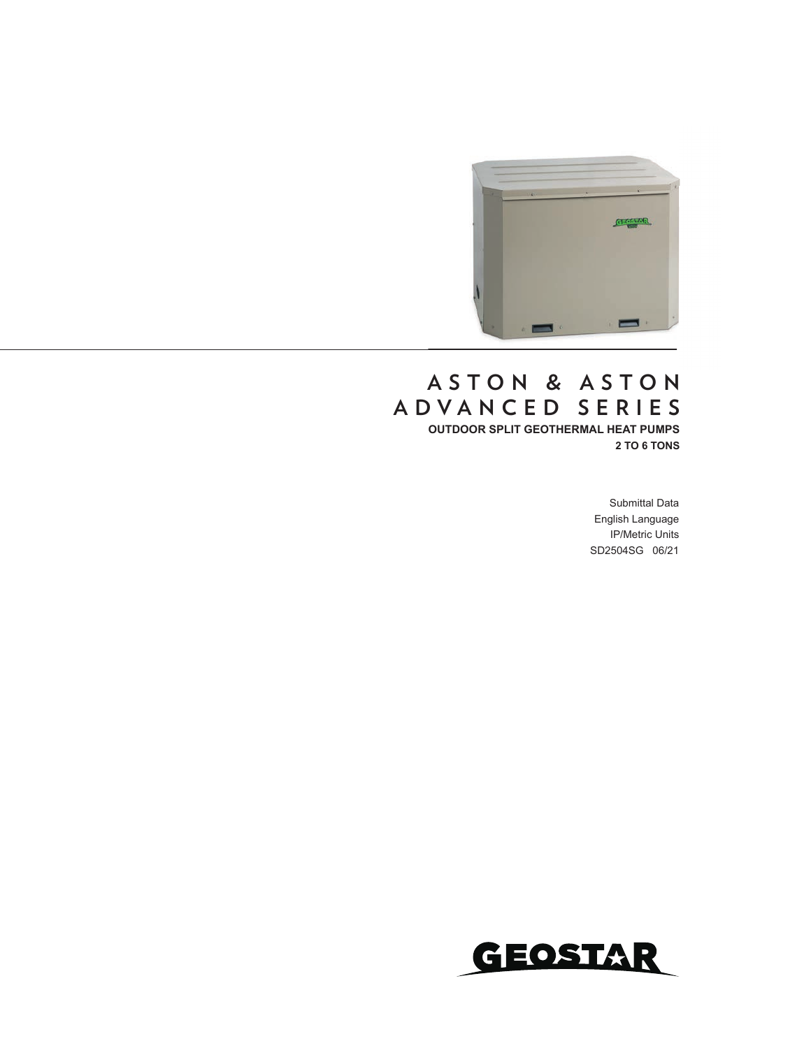# ASTON & ASTON ADVANCED SERIES

**OUTDOOR SPLIT GEOTHERMAL HEAT PUMPS**

**2 TO 6 TONS**

Submittal Data

English Language

IP/Metric Units

SD2504SG 06/21

GEOSTAR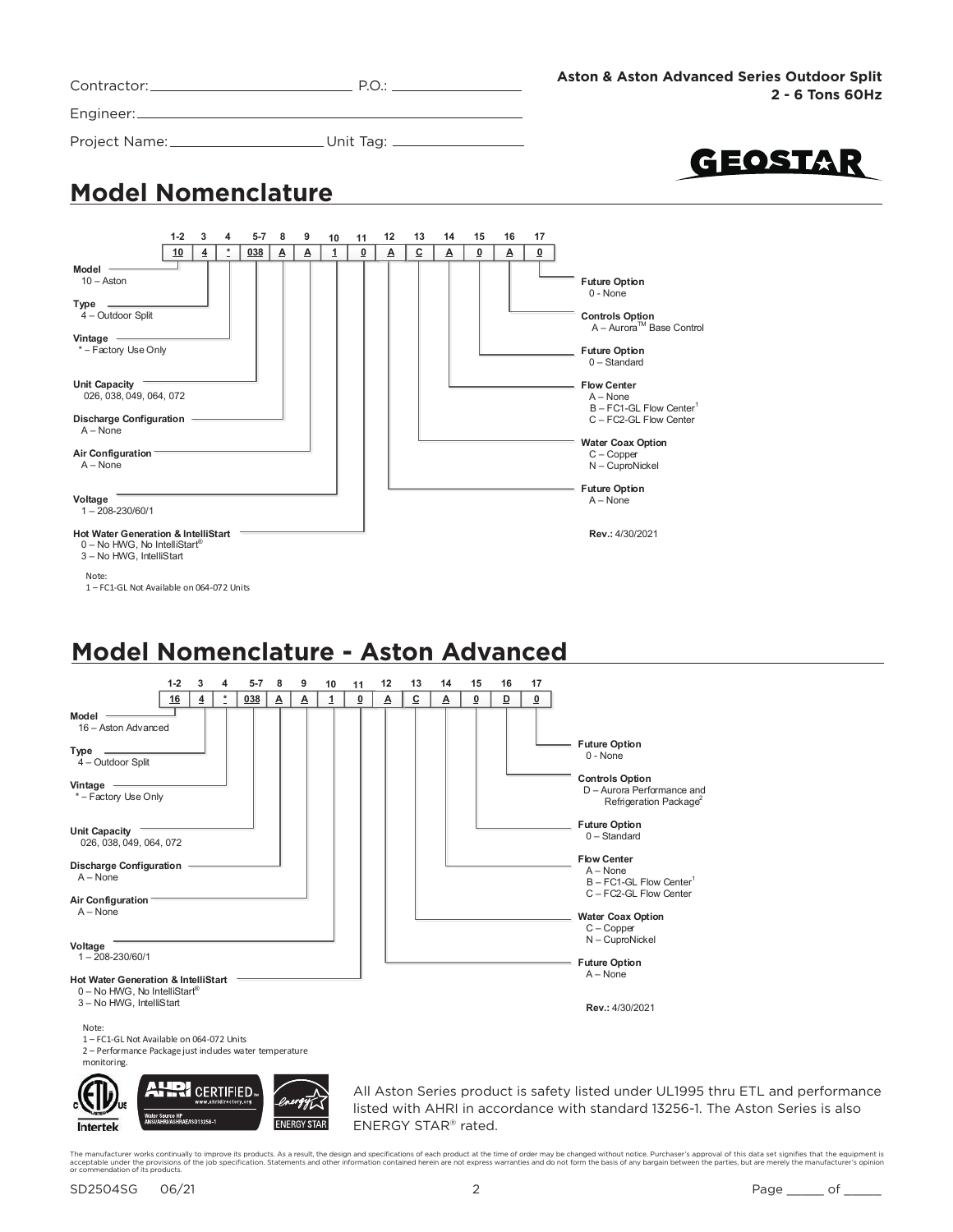Contractor: ______________________ P.O.: ________________

Engineer: ________________________________________

Project Name: __________________ Unit Tag: ________________

**Aston & Aston Advanced Series Outdoor Split**
**2 - 6 Tons 60Hz**

GEOSTAR

## Model Nomenclature

| 1-2 | 3 | 4 | 5-7 | 8 | 9 | 10 | 11 | 12 | 13 | 14 | 15 | 16 | 17 |
|---|---|---|---|---|---|---|---|---|---|---|---|---|---|
| 10 | 4 | * | 038 | A | A | 1 | 0 | A | C | A | 0 | A | 0 |

**Model**
10 – Aston

**Type**
4 – Outdoor Split

**Vintage**
* – Factory Use Only

**Unit Capacity**
026, 038, 049, 064, 072

**Discharge Configuration**
A – None

**Air Configuration**
A – None

**Voltage**
1 – 208-230/60/1

**Hot Water Generation & IntelliStart**
0 – No HWG, No IntelliStart®
3 – No HWG, IntelliStart

**Future Option**
A – None

**Water Coax Option**
C – Copper
N – CuproNickel

**Flow Center**
A – None
B – FC1-GL Flow Center[1]
C – FC2-GL Flow Center

**Future Option**
0 – Standard

**Controls Option**
A – Aurora™ Base Control

**Future Option**
0 - None

**Rev.:** 4/30/2021

Note:
1 – FC1-GL Not Available on 064-072 Units

## Model Nomenclature - Aston Advanced

| 1-2 | 3 | 4 | 5-7 | 8 | 9 | 10 | 11 | 12 | 13 | 14 | 15 | 16 | 17 |
|---|---|---|---|---|---|---|---|---|---|---|---|---|---|
| 16 | 4 | * | 038 | A | A | 1 | 0 | A | C | A | 0 | D | 0 |

**Model**
16 – Aston Advanced

**Type**
4 – Outdoor Split

**Vintage**
* – Factory Use Only

**Unit Capacity**
026, 038, 049, 064, 072

**Discharge Configuration**
A – None

**Air Configuration**
A – None

**Voltage**
1 – 208-230/60/1

**Hot Water Generation & IntelliStart**
0 – No HWG, No IntelliStart®
3 – No HWG, IntelliStart

**Future Option**
A – None

**Water Coax Option**
C – Copper
N – CuproNickel

**Flow Center**
A – None
B – FC1-GL Flow Center[1]
C – FC2-GL Flow Center

**Future Option**
0 – Standard

**Controls Option**
D – Aurora Performance and Refrigeration Package[2]

**Future Option**
0 - None

**Rev.:** 4/30/2021

Note:
1 – FC1-GL Not Available on 064-072 Units
2 – Performance Package just includes water temperature monitoring.

All Aston Series product is safety listed under UL1995 thru ETL and performance listed with AHRI in accordance with standard 13256-1. The Aston Series is also ENERGY STAR® rated.

The manufacturer works continually to improve its products. As a result, the design and specifications of each product at the time of order may be changed without notice. Purchaser's approval of this data set signifies that the equipment is acceptable under the provisions of the job specification. Statements and other information contained herein are not express warranties and do not form the basis of any bargain between the parties, but are merely the manufacturer's opinion or commendation of its products.

SD2504SG 06/21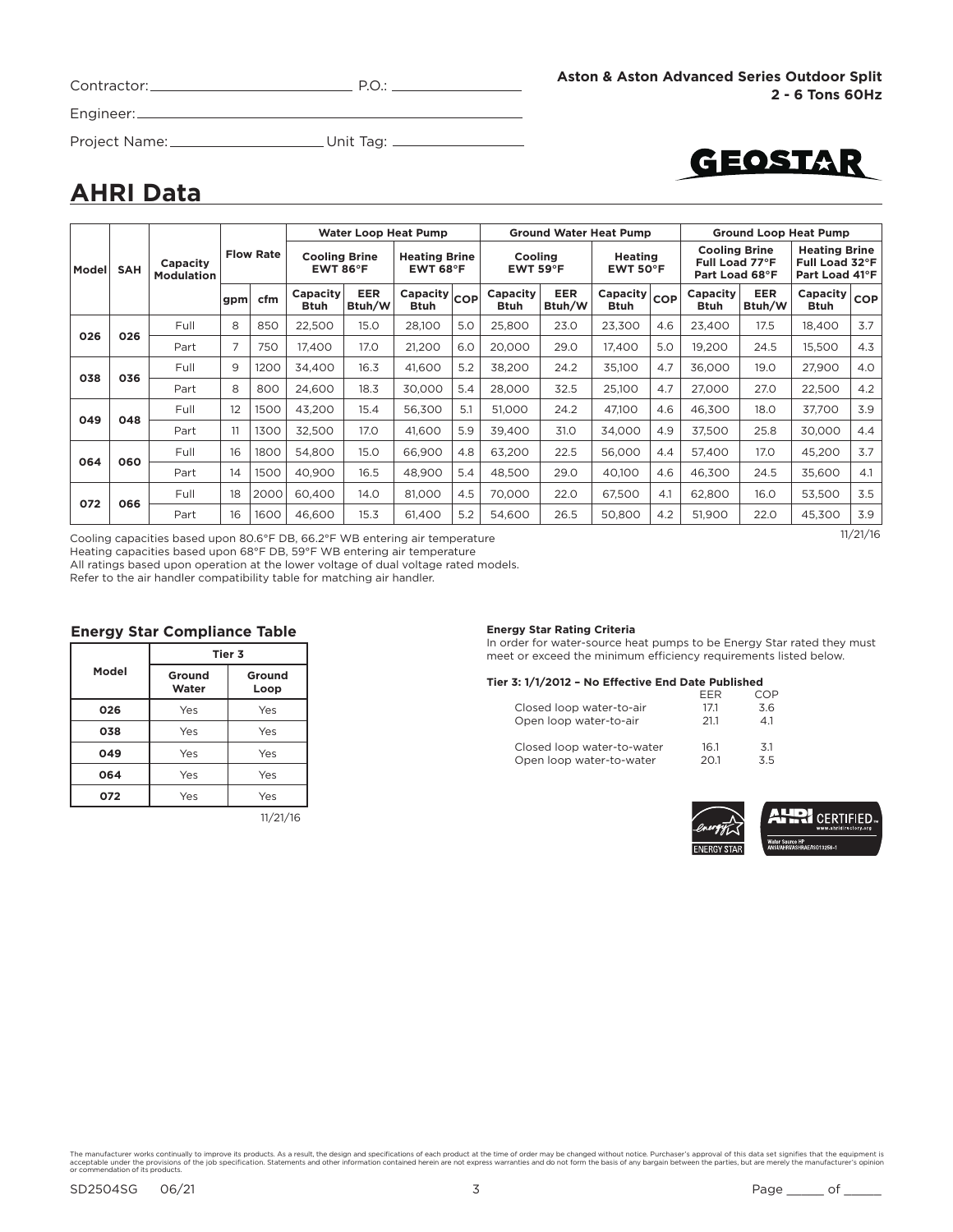Contractor: ______________________ P.O.: ______________

Engineer: ______________________________________

Project Name: ________________ Unit Tag: ______________

**Aston & Aston Advanced Series Outdoor Split**
**2 - 6 Tons 60Hz**

# AHRI Data

| Model | SAH | Capacity Modulation | Flow Rate | | Water Loop Heat Pump | | | | Ground Water Heat Pump | | | | Ground Loop Heat Pump | | | |
|---|---|---|---|---|---|---|---|---|---|---|---|---|---|---|---|---|
| | | | | | Cooling Brine EWT 86°F | | Heating Brine EWT 68°F | | Cooling EWT 59°F | | Heating EWT 50°F | | Cooling Brine Full Load 77°F Part Load 68°F | | Heating Brine Full Load 32°F Part Load 41°F | |
| | | | gpm | cfm | Capacity Btuh | EER Btuh/W | Capacity Btuh | COP | Capacity Btuh | EER Btuh/W | Capacity Btuh | COP | Capacity Btuh | EER Btuh/W | Capacity Btuh | COP |
| 026 | 026 | Full | 8 | 850 | 22,500 | 15.0 | 28,100 | 5.0 | 25,800 | 23.0 | 23,300 | 4.6 | 23,400 | 17.5 | 18,400 | 3.7 |
| | | Part | 7 | 750 | 17,400 | 17.0 | 21,200 | 6.0 | 20,000 | 29.0 | 17,400 | 5.0 | 19,200 | 24.5 | 15,500 | 4.3 |
| 038 | 036 | Full | 9 | 1200 | 34,400 | 16.3 | 41,600 | 5.2 | 38,200 | 24.2 | 35,100 | 4.7 | 36,000 | 19.0 | 27,900 | 4.0 |
| | | Part | 8 | 800 | 24,600 | 18.3 | 30,000 | 5.4 | 28,000 | 32.5 | 25,100 | 4.7 | 27,000 | 27.0 | 22,500 | 4.2 |
| 049 | 048 | Full | 12 | 1500 | 43,200 | 15.4 | 56,300 | 5.1 | 51,000 | 24.2 | 47,100 | 4.6 | 46,300 | 18.0 | 37,700 | 3.9 |
| | | Part | 11 | 1300 | 32,500 | 17.0 | 41,600 | 5.9 | 39,400 | 31.0 | 34,000 | 4.9 | 37,500 | 25.8 | 30,000 | 4.4 |
| 064 | 060 | Full | 16 | 1800 | 54,800 | 15.0 | 66,900 | 4.8 | 63,200 | 22.5 | 56,000 | 4.4 | 57,400 | 17.0 | 45,200 | 3.7 |
| | | Part | 14 | 1500 | 40,900 | 16.5 | 48,900 | 5.4 | 48,500 | 29.0 | 40,100 | 4.6 | 46,300 | 24.5 | 35,600 | 4.1 |
| 072 | 066 | Full | 18 | 2000 | 60,400 | 14.0 | 81,000 | 4.5 | 70,000 | 22.0 | 67,500 | 4.1 | 62,800 | 16.0 | 53,500 | 3.5 |
| | | Part | 16 | 1600 | 46,600 | 15.3 | 61,400 | 5.2 | 54,600 | 26.5 | 50,800 | 4.2 | 51,900 | 22.0 | 45,300 | 3.9 |

11/21/16

Cooling capacities based upon 80.6°F DB, 66.2°F WB entering air temperature
Heating capacities based upon 68°F DB, 59°F WB entering air temperature
All ratings based upon operation at the lower voltage of dual voltage rated models.
Refer to the air handler compatibility table for matching air handler.

### Energy Star Compliance Table

| Model | Tier 3 | |
|---|---|---|
| | Ground Water | Ground Loop |
| 026 | Yes | Yes |
| 038 | Yes | Yes |
| 049 | Yes | Yes |
| 064 | Yes | Yes |
| 072 | Yes | Yes |

11/21/16

**Energy Star Rating Criteria**
In order for water-source heat pumps to be Energy Star rated they must meet or exceed the minimum efficiency requirements listed below.

**Tier 3: 1/1/2012 – No Effective End Date Published**

| | EER | COP |
|---|---|---|
| Closed loop water-to-air | 17.1 | 3.6 |
| Open loop water-to-air | 21.1 | 4.1 |
| Closed loop water-to-water | 16.1 | 3.1 |
| Open loop water-to-water | 20.1 | 3.5 |

The manufacturer works continually to improve its products. As a result, the design and specifications of each product at the time of order may be changed without notice. Purchaser's approval of this data set signifies that the equipment is acceptable under the provisions of the job specification. Statements and other information contained herein are not express warranties and do not form the basis of any bargain between the parties, but are merely the manufacturer's opinion or commendation of its products.

SD2504SG 06/21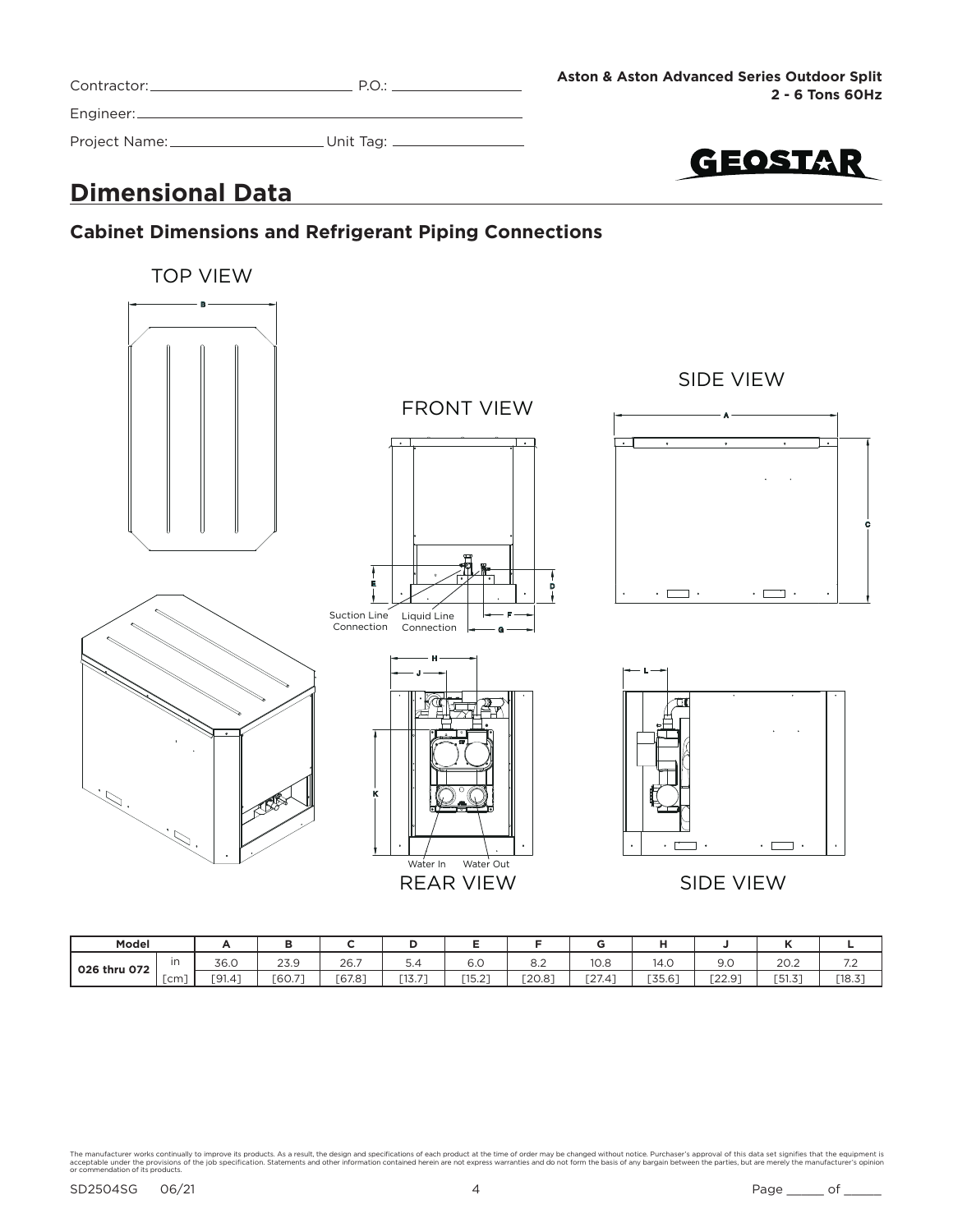Contractor: P.O.:

Engineer:

Project Name: Unit Tag:

# Dimensional Data

## Cabinet Dimensions and Refrigerant Piping Connections

TOP VIEW

FRONT VIEW

SIDE VIEW

Suction Line Connection

Liquid Line Connection

Water In

Water Out

REAR VIEW

SIDE VIEW

| Model | | A | B | C | D | E | F | G | H | J | K | L |
|---|---|---|---|---|---|---|---|---|---|---|---|---|
| 026 thru 072 | in | 36.0 | 23.9 | 26.7 | 5.4 | 6.0 | 8.2 | 10.8 | 14.0 | 9.0 | 20.2 | 7.2 |
| | [cm] | [91.4] | [60.7] | [67.8] | [13.7] | [15.2] | [20.8] | [27.4] | [35.6] | [22.9] | [51.3] | [18.3] |

The manufacturer works continually to improve its products. As a result, the design and specifications of each product at the time of order may be changed without notice. Purchaser's approval of this data set signifies that the equipment is acceptable under the provisions of the job specification. Statements and other information contained herein are not express warranties and do not form the basis of any bargain between the parties, but are merely the manufacturer's opinion or commendation of its products.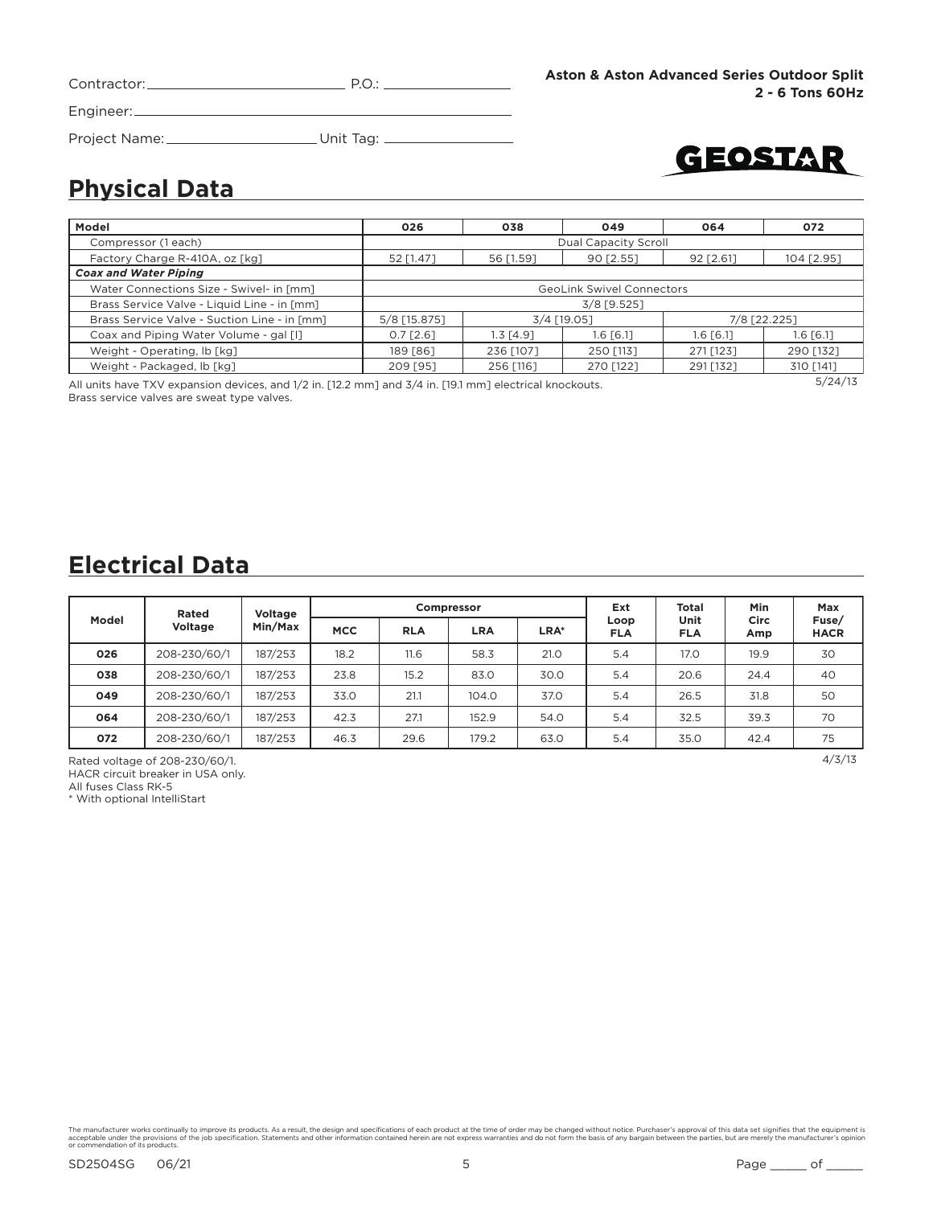Contractor: ____________________ P.O.: ____________

Engineer: ____________________________________

Project Name: ________________ Unit Tag: ____________

**Aston & Aston Advanced Series Outdoor Split**
**2 - 6 Tons 60Hz**

GEOSTAR

## Physical Data

| Model | 026 | 038 | 049 | 064 | 072 |
|---|---|---|---|---|---|
| Compressor (1 each) | Dual Capacity Scroll | | | | |
| Factory Charge R-410A, oz [kg] | 52 [1.47] | 56 [1.59] | 90 [2.55] | 92 [2.61] | 104 [2.95] |
| ***Coax and Water Piping*** | | | | | |
| Water Connections Size - Swivel- in [mm] | GeoLink Swivel Connectors | | | | |
| Brass Service Valve - Liquid Line - in [mm] | 3/8 [9.525] | | | | |
| Brass Service Valve - Suction Line - in [mm] | 5/8 [15.875] | 3/4 [19.05] | | 7/8 [22.225] | |
| Coax and Piping Water Volume - gal [l] | 0.7 [2.6] | 1.3 [4.9] | 1.6 [6.1] | 1.6 [6.1] | 1.6 [6.1] |
| Weight - Operating, lb [kg] | 189 [86] | 236 [107] | 250 [113] | 271 [123] | 290 [132] |
| Weight - Packaged, lb [kg] | 209 [95] | 256 [116] | 270 [122] | 291 [132] | 310 [141] |

All units have TXV expansion devices, and 1/2 in. [12.2 mm] and 3/4 in. [19.1 mm] electrical knockouts.
Brass service valves are sweat type valves.

5/24/13

## Electrical Data

| Model | Rated Voltage | Voltage Min/Max | Compressor | | | | Ext Loop FLA | Total Unit FLA | Min Circ Amp | Max Fuse/ HACR |
|---|---|---|---|---|---|---|---|---|---|---|
| | | | MCC | RLA | LRA | LRA* | | | | |
| 026 | 208-230/60/1 | 187/253 | 18.2 | 11.6 | 58.3 | 21.0 | 5.4 | 17.0 | 19.9 | 30 |
| 038 | 208-230/60/1 | 187/253 | 23.8 | 15.2 | 83.0 | 30.0 | 5.4 | 20.6 | 24.4 | 40 |
| 049 | 208-230/60/1 | 187/253 | 33.0 | 21.1 | 104.0 | 37.0 | 5.4 | 26.5 | 31.8 | 50 |
| 064 | 208-230/60/1 | 187/253 | 42.3 | 27.1 | 152.9 | 54.0 | 5.4 | 32.5 | 39.3 | 70 |
| 072 | 208-230/60/1 | 187/253 | 46.3 | 29.6 | 179.2 | 63.0 | 5.4 | 35.0 | 42.4 | 75 |

Rated voltage of 208-230/60/1.
HACR circuit breaker in USA only.
All fuses Class RK-5
* With optional IntelliStart

4/3/13

The manufacturer works continually to improve its products. As a result, the design and specifications of each product at the time of order may be changed without notice. Purchaser's approval of this data set signifies that the equipment is acceptable under the provisions of the job specification. Statements and other information contained herein are not express warranties and do not form the basis of any bargain between the parties, but are merely the manufacturer's opinion or commendation of its products.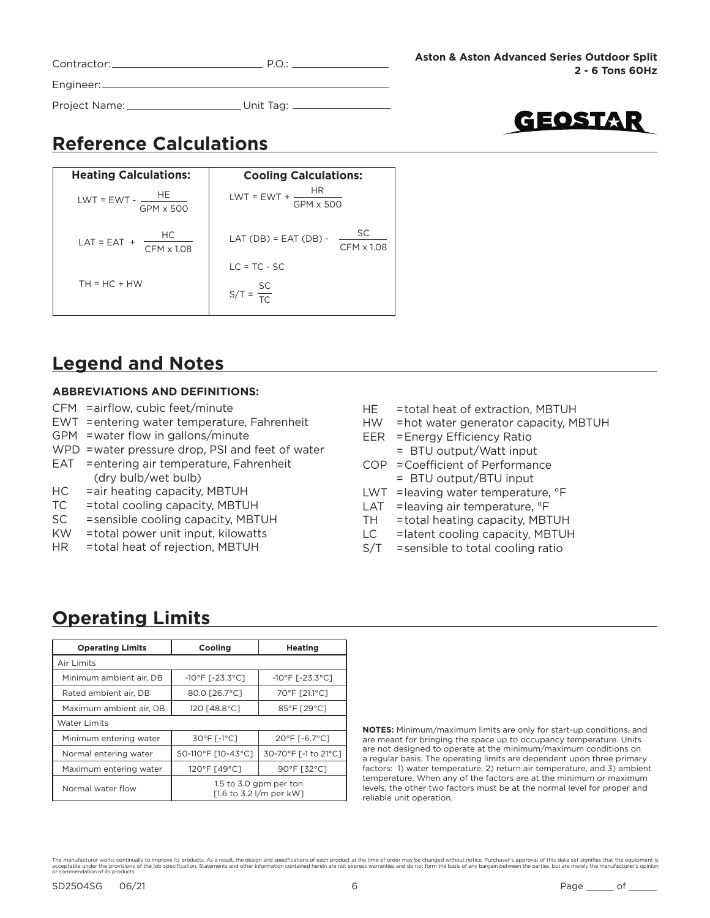Contractor: ______________________ P.O.: ______________

Engineer: ________________________________________

Project Name: __________________ Unit Tag: ______________

**Aston & Aston Advanced Series Outdoor Split**
**2 - 6 Tons 60Hz**

## Reference Calculations

| Heating Calculations: | Cooling Calculations: |
|---|---|
| $LWT = EWT - \frac{HE}{GPM \times 500}$ | $LWT = EWT + \frac{HR}{GPM \times 500}$ |
| $LAT = EAT + \frac{HC}{CFM \times 1.08}$ | $LAT (DB) = EAT (DB) - \frac{SC}{CFM \times 1.08}$ |
| | $LC = TC - SC$ |
| $TH = HC + HW$ | $S/T = \frac{SC}{TC}$ |

## Legend and Notes

**ABBREVIATIONS AND DEFINITIONS:**

- CFM = airflow, cubic feet/minute
- EWT = entering water temperature, Fahrenheit
- GPM = water flow in gallons/minute
- WPD = water pressure drop, PSI and feet of water
- EAT = entering air temperature, Fahrenheit (dry bulb/wet bulb)
- HC = air heating capacity, MBTUH
- TC = total cooling capacity, MBTUH
- SC = sensible cooling capacity, MBTUH
- KW = total power unit input, kilowatts
- HR = total heat of rejection, MBTUH
- HE = total heat of extraction, MBTUH
- HW = hot water generator capacity, MBTUH
- EER = Energy Efficiency Ratio = BTU output/Watt input
- COP = Coefficient of Performance = BTU output/BTU input
- LWT = leaving water temperature, °F
- LAT = leaving air temperature, °F
- TH = total heating capacity, MBTUH
- LC = latent cooling capacity, MBTUH
- S/T = sensible to total cooling ratio

## Operating Limits

| Operating Limits | Cooling | Heating |
|---|---|---|
| Air Limits | | |
| Minimum ambient air, DB | -10°F [-23.3°C] | -10°F [-23.3°C] |
| Rated ambient air, DB | 80.0 [26.7°C] | 70°F [21.1°C] |
| Maximum ambient air, DB | 120 [48.8°C] | 85°F [29°C] |
| Water Limits | | |
| Minimum entering water | 30°F [-1°C] | 20°F [-6.7°C] |
| Normal entering water | 50-110°F [10-43°C] | 30-70°F [-1 to 21°C] |
| Maximum entering water | 120°F [49°C] | 90°F [32°C] |
| Normal water flow | 1.5 to 3.0 gpm per ton [1.6 to 3.2 l/m per kW] | |

**NOTES:** Minimum/maximum limits are only for start-up conditions, and are meant for bringing the space up to occupancy temperature. Units are not designed to operate at the minimum/maximum conditions on a regular basis. The operating limits are dependent upon three primary factors: 1) water temperature, 2) return air temperature, and 3) ambient temperature. When any of the factors are at the minimum or maximum levels, the other two factors must be at the normal level for proper and reliable unit operation.

The manufacturer works continually to improve its products. As a result, the design and specifications of each product at the time of order may be changed without notice. Purchaser's approval of this data set signifies that the equipment is acceptable under the provisions of the job specification. Statements and other information contained herein are not express warranties and do not form the basis of any bargain between the parties, but are merely the manufacturer's opinion or commendation of its products.

SD2504SG 06/21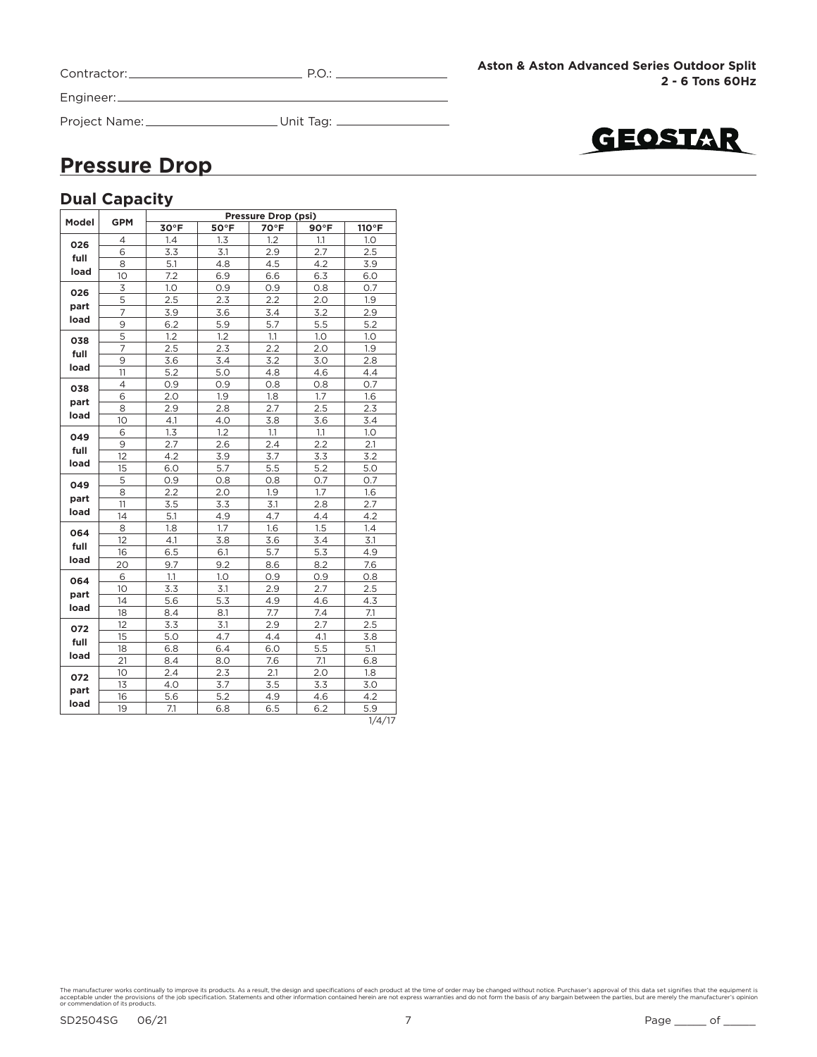Contractor: ______________________ P.O.: ______________

Engineer: ______________________________________

Project Name: __________________ Unit Tag: ______________

**Aston & Aston Advanced Series Outdoor Split**
**2 - 6 Tons 60Hz**

GEOSTAR

## Pressure Drop

### Dual Capacity

| Model | GPM | Pressure Drop (psi) | | | | |
|---|---|---|---|---|---|---|
| | | 30°F | 50°F | 70°F | 90°F | 110°F |
| 026 full load | 4 | 1.4 | 1.3 | 1.2 | 1.1 | 1.0 |
| | 6 | 3.3 | 3.1 | 2.9 | 2.7 | 2.5 |
| | 8 | 5.1 | 4.8 | 4.5 | 4.2 | 3.9 |
| | 10 | 7.2 | 6.9 | 6.6 | 6.3 | 6.0 |
| 026 part load | 3 | 1.0 | 0.9 | 0.9 | 0.8 | 0.7 |
| | 5 | 2.5 | 2.3 | 2.2 | 2.0 | 1.9 |
| | 7 | 3.9 | 3.6 | 3.4 | 3.2 | 2.9 |
| | 9 | 6.2 | 5.9 | 5.7 | 5.5 | 5.2 |
| 038 full load | 5 | 1.2 | 1.2 | 1.1 | 1.0 | 1.0 |
| | 7 | 2.5 | 2.3 | 2.2 | 2.0 | 1.9 |
| | 9 | 3.6 | 3.4 | 3.2 | 3.0 | 2.8 |
| | 11 | 5.2 | 5.0 | 4.8 | 4.6 | 4.4 |
| 038 part load | 4 | 0.9 | 0.9 | 0.8 | 0.8 | 0.7 |
| | 6 | 2.0 | 1.9 | 1.8 | 1.7 | 1.6 |
| | 8 | 2.9 | 2.8 | 2.7 | 2.5 | 2.3 |
| | 10 | 4.1 | 4.0 | 3.8 | 3.6 | 3.4 |
| 049 full load | 6 | 1.3 | 1.2 | 1.1 | 1.1 | 1.0 |
| | 9 | 2.7 | 2.6 | 2.4 | 2.2 | 2.1 |
| | 12 | 4.2 | 3.9 | 3.7 | 3.3 | 3.2 |
| | 15 | 6.0 | 5.7 | 5.5 | 5.2 | 5.0 |
| 049 part load | 5 | 0.9 | 0.8 | 0.8 | 0.7 | 0.7 |
| | 8 | 2.2 | 2.0 | 1.9 | 1.7 | 1.6 |
| | 11 | 3.5 | 3.3 | 3.1 | 2.8 | 2.7 |
| | 14 | 5.1 | 4.9 | 4.7 | 4.4 | 4.2 |
| 064 full load | 8 | 1.8 | 1.7 | 1.6 | 1.5 | 1.4 |
| | 12 | 4.1 | 3.8 | 3.6 | 3.4 | 3.1 |
| | 16 | 6.5 | 6.1 | 5.7 | 5.3 | 4.9 |
| | 20 | 9.7 | 9.2 | 8.6 | 8.2 | 7.6 |
| 064 part load | 6 | 1.1 | 1.0 | 0.9 | 0.9 | 0.8 |
| | 10 | 3.3 | 3.1 | 2.9 | 2.7 | 2.5 |
| | 14 | 5.6 | 5.3 | 4.9 | 4.6 | 4.3 |
| | 18 | 8.4 | 8.1 | 7.7 | 7.4 | 7.1 |
| 072 full load | 12 | 3.3 | 3.1 | 2.9 | 2.7 | 2.5 |
| | 15 | 5.0 | 4.7 | 4.4 | 4.1 | 3.8 |
| | 18 | 6.8 | 6.4 | 6.0 | 5.5 | 5.1 |
| | 21 | 8.4 | 8.0 | 7.6 | 7.1 | 6.8 |
| 072 part load | 10 | 2.4 | 2.3 | 2.1 | 2.0 | 1.8 |
| | 13 | 4.0 | 3.7 | 3.5 | 3.3 | 3.0 |
| | 16 | 5.6 | 5.2 | 4.9 | 4.6 | 4.2 |
| | 19 | 7.1 | 6.8 | 6.5 | 6.2 | 5.9 |

1/4/17

The manufacturer works continually to improve its products. As a result, the design and specifications of each product at the time of order may be changed without notice. Purchaser's approval of this data set signifies that the equipment is acceptable under the provisions of the job specification. Statements and other information contained herein are not express warranties and do not form the basis of any bargain between the parties, but are merely the manufacturer's opinion or commendation of its products.

SD2504SG 06/21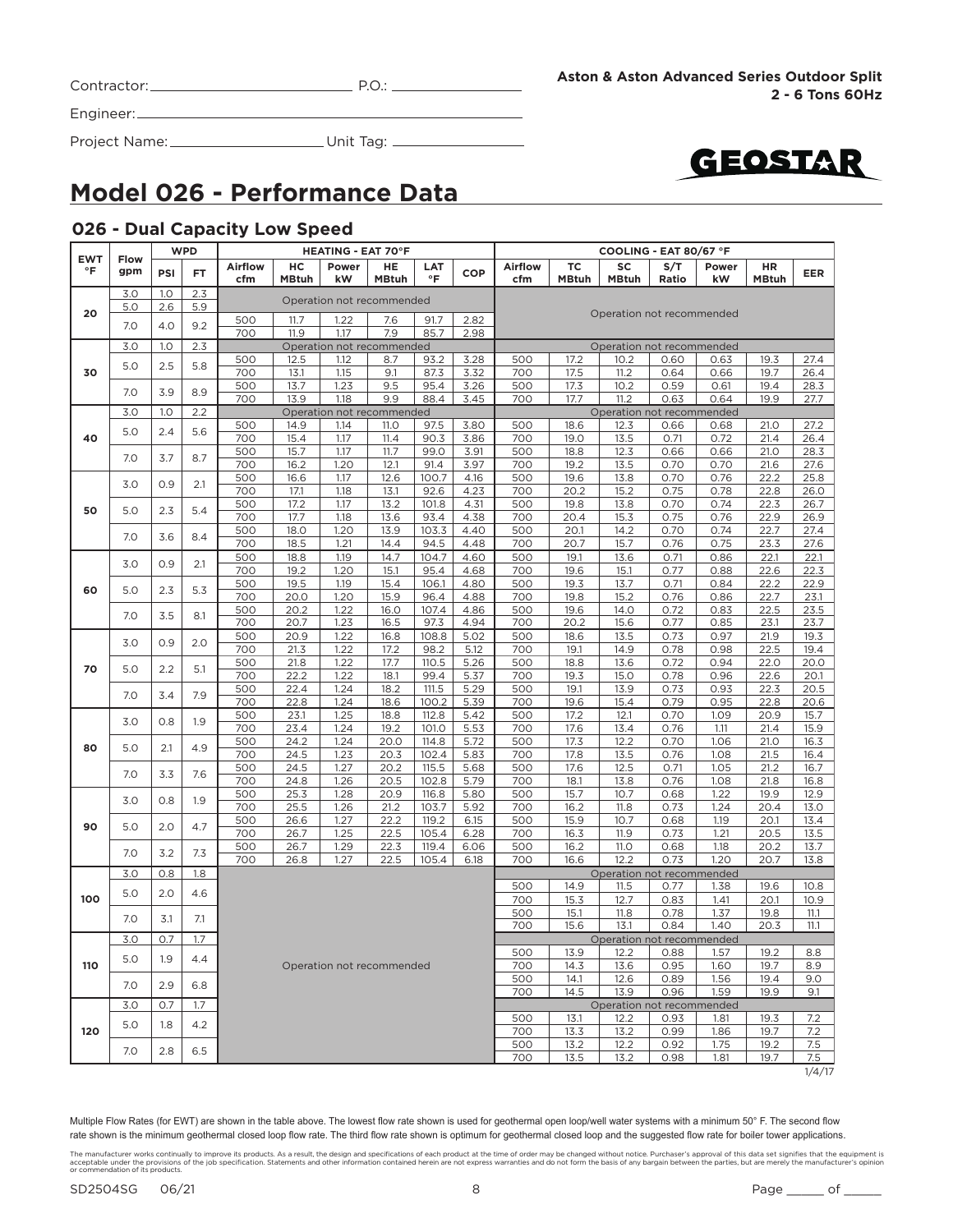Contractor: ______________________ P.O.: ______________

Engineer: ________________________________________

Project Name: ________________ Unit Tag: ______________

**Aston & Aston Advanced Series Outdoor Split**
**2 - 6 Tons 60Hz**

# Model 026 - Performance Data

## 026 - Dual Capacity Low Speed

| EWT °F | Flow gpm | WPD PSI | WPD FT | HEATING - EAT 70°F Airflow cfm | HC MBtuh | Power kW | HE MBtuh | LAT °F | COP | COOLING - EAT 80/67 °F Airflow cfm | TC MBtuh | SC MBtuh | S/T Ratio | Power kW | HR MBtuh | EER |
|---|---|---|---|---|---|---|---|---|---|---|---|---|---|---|---|---|
| 20 | 3.0 | 1.0 | 2.3 | Operation not recommended | | | | | | Operation not recommended | | | | | | |
| | 5.0 | 2.6 | 5.9 | Operation not recommended | | | | | | | | | | | | |
| | 7.0 | 4.0 | 9.2 | 500 | 11.7 | 1.22 | 7.6 | 91.7 | 2.82 | | | | | | | |
| | | | | 700 | 11.9 | 1.17 | 7.9 | 85.7 | 2.98 | | | | | | | |
| 30 | 3.0 | 1.0 | 2.3 | Operation not recommended | | | | | | Operation not recommended | | | | | | |
| | 5.0 | 2.5 | 5.8 | 500 | 12.5 | 1.12 | 8.7 | 93.2 | 3.28 | 500 | 17.2 | 10.2 | 0.60 | 0.63 | 19.3 | 27.4 |
| | | | | 700 | 13.1 | 1.15 | 9.1 | 87.3 | 3.32 | 700 | 17.5 | 11.2 | 0.64 | 0.66 | 19.7 | 26.4 |
| | 7.0 | 3.9 | 8.9 | 500 | 13.7 | 1.23 | 9.5 | 95.4 | 3.26 | 500 | 17.3 | 10.2 | 0.59 | 0.61 | 19.4 | 28.3 |
| | | | | 700 | 13.9 | 1.18 | 9.9 | 88.4 | 3.45 | 700 | 17.7 | 11.2 | 0.63 | 0.64 | 19.9 | 27.7 |
| 40 | 3.0 | 1.0 | 2.2 | Operation not recommended | | | | | | Operation not recommended | | | | | | |
| | 5.0 | 2.4 | 5.6 | 500 | 14.9 | 1.14 | 11.0 | 97.5 | 3.80 | 500 | 18.6 | 12.3 | 0.66 | 0.68 | 21.0 | 27.2 |
| | | | | 700 | 15.4 | 1.17 | 11.4 | 90.3 | 3.86 | 700 | 19.0 | 13.5 | 0.71 | 0.72 | 21.4 | 26.4 |
| | 7.0 | 3.7 | 8.7 | 500 | 15.7 | 1.17 | 11.7 | 99.0 | 3.91 | 500 | 18.8 | 12.3 | 0.66 | 0.66 | 21.0 | 28.3 |
| | | | | 700 | 16.2 | 1.20 | 12.1 | 91.4 | 3.97 | 700 | 19.2 | 13.5 | 0.70 | 0.70 | 21.6 | 27.6 |
| 50 | 3.0 | 0.9 | 2.1 | 500 | 16.6 | 1.17 | 12.6 | 100.7 | 4.16 | 500 | 19.6 | 13.8 | 0.70 | 0.76 | 22.2 | 25.8 |
| | | | | 700 | 17.1 | 1.18 | 13.1 | 92.6 | 4.23 | 700 | 20.2 | 15.2 | 0.75 | 0.78 | 22.8 | 26.0 |
| | 5.0 | 2.3 | 5.4 | 500 | 17.2 | 1.17 | 13.2 | 101.8 | 4.31 | 500 | 19.8 | 13.8 | 0.70 | 0.74 | 22.3 | 26.7 |
| | | | | 700 | 17.7 | 1.18 | 13.6 | 93.4 | 4.38 | 700 | 20.4 | 15.3 | 0.75 | 0.76 | 22.9 | 26.9 |
| | 7.0 | 3.6 | 8.4 | 500 | 18.0 | 1.20 | 13.9 | 103.3 | 4.40 | 500 | 20.1 | 14.2 | 0.70 | 0.74 | 22.7 | 27.4 |
| | | | | 700 | 18.5 | 1.21 | 14.4 | 94.5 | 4.48 | 700 | 20.7 | 15.7 | 0.76 | 0.75 | 23.3 | 27.6 |
| 60 | 3.0 | 0.9 | 2.1 | 500 | 18.8 | 1.19 | 14.7 | 104.7 | 4.60 | 500 | 19.1 | 13.6 | 0.71 | 0.86 | 22.1 | 22.1 |
| | | | | 700 | 19.2 | 1.20 | 15.1 | 95.4 | 4.68 | 700 | 19.6 | 15.1 | 0.77 | 0.88 | 22.6 | 22.3 |
| | 5.0 | 2.3 | 5.3 | 500 | 19.5 | 1.19 | 15.4 | 106.1 | 4.80 | 500 | 19.3 | 13.7 | 0.71 | 0.84 | 22.2 | 22.9 |
| | | | | 700 | 20.0 | 1.20 | 15.9 | 96.4 | 4.88 | 700 | 19.8 | 15.2 | 0.76 | 0.86 | 22.7 | 23.1 |
| | 7.0 | 3.5 | 8.1 | 500 | 20.2 | 1.22 | 16.0 | 107.4 | 4.86 | 500 | 19.6 | 14.0 | 0.72 | 0.83 | 22.5 | 23.5 |
| | | | | 700 | 20.7 | 1.23 | 16.5 | 97.3 | 4.94 | 700 | 20.2 | 15.6 | 0.77 | 0.85 | 23.1 | 23.7 |
| 70 | 3.0 | 0.9 | 2.0 | 500 | 20.9 | 1.22 | 16.8 | 108.8 | 5.02 | 500 | 18.6 | 13.5 | 0.73 | 0.97 | 21.9 | 19.3 |
| | | | | 700 | 21.3 | 1.22 | 17.2 | 98.2 | 5.12 | 700 | 19.1 | 14.9 | 0.78 | 0.98 | 22.5 | 19.4 |
| | 5.0 | 2.2 | 5.1 | 500 | 21.8 | 1.22 | 17.7 | 110.5 | 5.26 | 500 | 18.8 | 13.6 | 0.72 | 0.94 | 22.0 | 20.0 |
| | | | | 700 | 22.2 | 1.22 | 18.1 | 99.4 | 5.37 | 700 | 19.3 | 15.0 | 0.78 | 0.96 | 22.6 | 20.1 |
| | 7.0 | 3.4 | 7.9 | 500 | 22.4 | 1.24 | 18.2 | 111.5 | 5.29 | 500 | 19.1 | 13.9 | 0.73 | 0.93 | 22.3 | 20.5 |
| | | | | 700 | 22.8 | 1.24 | 18.6 | 100.2 | 5.39 | 700 | 19.6 | 15.4 | 0.79 | 0.95 | 22.8 | 20.6 |
| 80 | 3.0 | 0.8 | 1.9 | 500 | 23.1 | 1.25 | 18.8 | 112.8 | 5.42 | 500 | 17.2 | 12.1 | 0.70 | 1.09 | 20.9 | 15.7 |
| | | | | 700 | 23.4 | 1.24 | 19.2 | 101.0 | 5.53 | 700 | 17.6 | 13.4 | 0.76 | 1.11 | 21.4 | 15.9 |
| | 5.0 | 2.1 | 4.9 | 500 | 24.2 | 1.24 | 20.0 | 114.8 | 5.72 | 500 | 17.3 | 12.2 | 0.70 | 1.06 | 21.0 | 16.3 |
| | | | | 700 | 24.5 | 1.23 | 20.3 | 102.4 | 5.83 | 700 | 17.8 | 13.5 | 0.76 | 1.08 | 21.5 | 16.4 |
| | 7.0 | 3.3 | 7.6 | 500 | 24.5 | 1.27 | 20.2 | 115.5 | 5.68 | 500 | 17.6 | 12.5 | 0.71 | 1.05 | 21.2 | 16.7 |
| | | | | 700 | 24.8 | 1.26 | 20.5 | 102.8 | 5.79 | 700 | 18.1 | 13.8 | 0.76 | 1.08 | 21.8 | 16.8 |
| 90 | 3.0 | 0.8 | 1.9 | 500 | 25.3 | 1.28 | 20.9 | 116.8 | 5.80 | 500 | 15.7 | 10.7 | 0.68 | 1.22 | 19.9 | 12.9 |
| | | | | 700 | 25.5 | 1.26 | 21.2 | 103.7 | 5.92 | 700 | 16.2 | 11.8 | 0.73 | 1.24 | 20.4 | 13.0 |
| | 5.0 | 2.0 | 4.7 | 500 | 26.6 | 1.27 | 22.2 | 119.2 | 6.15 | 500 | 15.9 | 10.7 | 0.68 | 1.19 | 20.1 | 13.4 |
| | | | | 700 | 26.7 | 1.25 | 22.5 | 105.4 | 6.28 | 700 | 16.3 | 11.9 | 0.73 | 1.21 | 20.5 | 13.5 |
| | 7.0 | 3.2 | 7.3 | 500 | 26.7 | 1.29 | 22.3 | 119.4 | 6.06 | 500 | 16.2 | 11.0 | 0.68 | 1.18 | 20.2 | 13.7 |
| | | | | 700 | 26.8 | 1.27 | 22.5 | 105.4 | 6.18 | 700 | 16.6 | 12.2 | 0.73 | 1.20 | 20.7 | 13.8 |
| 100 | 3.0 | 0.8 | 1.8 | Operation not recommended | | | | | | Operation not recommended | | | | | | |
| | 5.0 | 2.0 | 4.6 | | | | | | | 500 | 14.9 | 11.5 | 0.77 | 1.38 | 19.6 | 10.8 |
| | | | | | | | | | | 700 | 15.3 | 12.7 | 0.83 | 1.41 | 20.1 | 10.9 |
| | 7.0 | 3.1 | 7.1 | | | | | | | 500 | 15.1 | 11.8 | 0.78 | 1.37 | 19.8 | 11.1 |
| | | | | | | | | | | 700 | 15.6 | 13.1 | 0.84 | 1.40 | 20.3 | 11.1 |
| 110 | 3.0 | 0.7 | 1.7 | | | | | | | Operation not recommended | | | | | | |
| | 5.0 | 1.9 | 4.4 | | | | | | | 500 | 13.9 | 12.2 | 0.88 | 1.57 | 19.2 | 8.8 |
| | | | | | | | | | | 700 | 14.3 | 13.6 | 0.95 | 1.60 | 19.7 | 8.9 |
| | 7.0 | 2.9 | 6.8 | | | | | | | 500 | 14.1 | 12.6 | 0.89 | 1.56 | 19.4 | 9.0 |
| | | | | | | | | | | 700 | 14.5 | 13.9 | 0.96 | 1.59 | 19.9 | 9.1 |
| 120 | 3.0 | 0.7 | 1.7 | | | | | | | Operation not recommended | | | | | | |
| | 5.0 | 1.8 | 4.2 | | | | | | | 500 | 13.1 | 12.2 | 0.93 | 1.81 | 19.3 | 7.2 |
| | | | | | | | | | | 700 | 13.3 | 13.2 | 0.99 | 1.86 | 19.7 | 7.2 |
| | 7.0 | 2.8 | 6.5 | | | | | | | 500 | 13.2 | 12.2 | 0.92 | 1.75 | 19.2 | 7.5 |
| | | | | | | | | | | 700 | 13.5 | 13.2 | 0.98 | 1.81 | 19.7 | 7.5 |

1/4/17

Multiple Flow Rates (for EWT) are shown in the table above. The lowest flow rate shown is used for geothermal open loop/well water systems with a minimum 50° F. The second flow rate shown is the minimum geothermal closed loop flow rate. The third flow rate shown is optimum for geothermal closed loop and the suggested flow rate for boiler tower applications.

The manufacturer works continually to improve its products. As a result, the design and specifications of each product at the time of order may be changed without notice. Purchaser's approval of this data set signifies that the equipment is acceptable under the provisions of the job specification. Statements and other information contained herein are not express warranties and do not form the basis of any bargain between the parties, but are merely the manufacturer's opinion or commendation of its products.

SD2504SG 06/21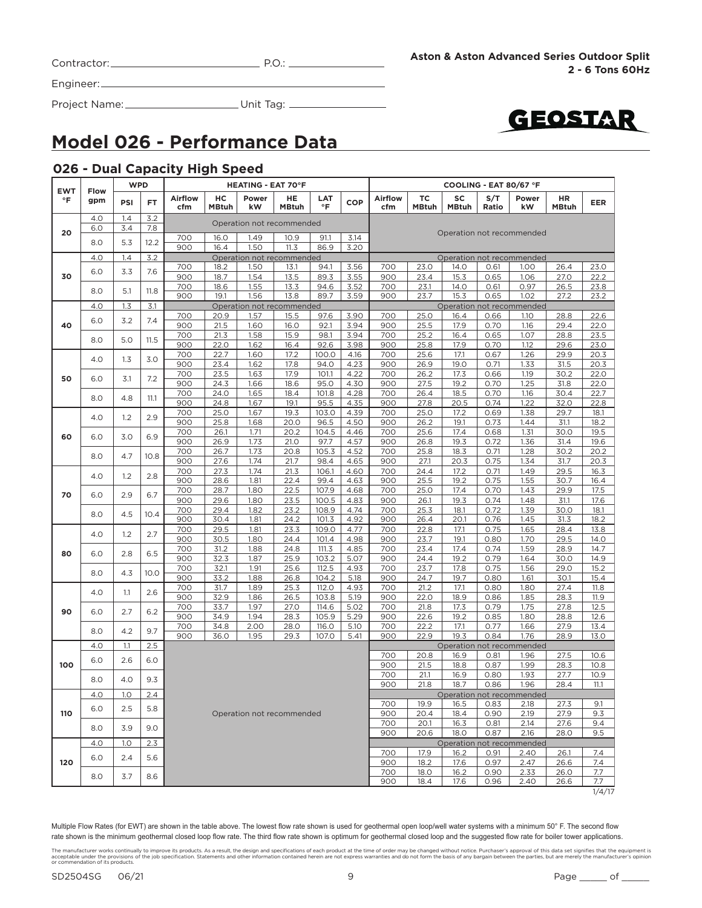Contractor: ______________________ P.O.: ______________

Engineer: ______________________

Project Name: ______________________ Unit Tag: ______________

**Aston & Aston Advanced Series Outdoor Split**
**2 - 6 Tons 60Hz**

GEOSTAR

# Model 026 - Performance Data

## 026 - Dual Capacity High Speed

| EWT °F | Flow gpm | WPD | | HEATING - EAT 70°F | | | | | | COOLING - EAT 80/67 °F | | | | | | |
|---|---|---|---|---|---|---|---|---|---|---|---|---|---|---|---|---|
| | | PSI | FT | Airflow cfm | HC MBtuh | Power kW | HE MBtuh | LAT °F | COP | Airflow cfm | TC MBtuh | SC MBtuh | S/T Ratio | Power kW | HR MBtuh | EER |
| 20 | 4.0 | 1.4 | 3.2 | Operation not recommended | | | | | | Operation not recommended | | | | | | |
| | 6.0 | 3.4 | 7.8 | | | | | | | | | | | | | |
| | 8.0 | 5.3 | 12.2 | 700 | 16.0 | 1.49 | 10.9 | 91.1 | 3.14 | | | | | | | |
| | | | | 900 | 16.4 | 1.50 | 11.3 | 86.9 | 3.20 | | | | | | | |
| 30 | 4.0 | 1.4 | 3.2 | Operation not recommended | | | | | | Operation not recommended | | | | | | |
| | 6.0 | 3.3 | 7.6 | 700 | 18.2 | 1.50 | 13.1 | 94.1 | 3.56 | 700 | 23.0 | 14.0 | 0.61 | 1.00 | 26.4 | 23.0 |
| | | | | 900 | 18.7 | 1.54 | 13.5 | 89.3 | 3.55 | 900 | 23.4 | 15.3 | 0.65 | 1.06 | 27.0 | 22.2 |
| | 8.0 | 5.1 | 11.8 | 700 | 18.6 | 1.55 | 13.3 | 94.6 | 3.52 | 700 | 23.1 | 14.0 | 0.61 | 0.97 | 26.5 | 23.8 |
| | | | | 900 | 19.1 | 1.56 | 13.8 | 89.7 | 3.59 | 900 | 23.7 | 15.3 | 0.65 | 1.02 | 27.2 | 23.2 |
| 40 | 4.0 | 1.3 | 3.1 | Operation not recommended | | | | | | Operation not recommended | | | | | | |
| | 6.0 | 3.2 | 7.4 | 700 | 20.9 | 1.57 | 15.5 | 97.6 | 3.90 | 700 | 25.0 | 16.4 | 0.66 | 1.10 | 28.8 | 22.6 |
| | | | | 900 | 21.5 | 1.60 | 16.0 | 92.1 | 3.94 | 900 | 25.5 | 17.9 | 0.70 | 1.16 | 29.4 | 22.0 |
| | 8.0 | 5.0 | 11.5 | 700 | 21.3 | 1.58 | 15.9 | 98.1 | 3.94 | 700 | 25.2 | 16.4 | 0.65 | 1.07 | 28.8 | 23.5 |
| | | | | 900 | 22.0 | 1.62 | 16.4 | 92.6 | 3.98 | 900 | 25.8 | 17.9 | 0.70 | 1.12 | 29.6 | 23.0 |
| 50 | 4.0 | 1.3 | 3.0 | 700 | 22.7 | 1.60 | 17.2 | 100.0 | 4.16 | 700 | 25.6 | 17.1 | 0.67 | 1.26 | 29.9 | 20.3 |
| | | | | 900 | 23.4 | 1.62 | 17.8 | 94.0 | 4.23 | 900 | 26.9 | 19.0 | 0.71 | 1.33 | 31.5 | 20.3 |
| | 6.0 | 3.1 | 7.2 | 700 | 23.5 | 1.63 | 17.9 | 101.1 | 4.22 | 700 | 26.2 | 17.3 | 0.66 | 1.19 | 30.2 | 22.0 |
| | | | | 900 | 24.3 | 1.66 | 18.6 | 95.0 | 4.30 | 900 | 27.5 | 19.2 | 0.70 | 1.25 | 31.8 | 22.0 |
| | 8.0 | 4.8 | 11.1 | 700 | 24.0 | 1.65 | 18.4 | 101.8 | 4.28 | 700 | 26.4 | 18.5 | 0.70 | 1.16 | 30.4 | 22.7 |
| | | | | 900 | 24.8 | 1.67 | 19.1 | 95.5 | 4.35 | 900 | 27.8 | 20.5 | 0.74 | 1.22 | 32.0 | 22.8 |
| 60 | 4.0 | 1.2 | 2.9 | 700 | 25.0 | 1.67 | 19.3 | 103.0 | 4.39 | 700 | 25.0 | 17.2 | 0.69 | 1.38 | 29.7 | 18.1 |
| | | | | 900 | 25.8 | 1.68 | 20.0 | 96.5 | 4.50 | 900 | 26.2 | 19.1 | 0.73 | 1.44 | 31.1 | 18.2 |
| | 6.0 | 3.0 | 6.9 | 700 | 26.1 | 1.71 | 20.2 | 104.5 | 4.46 | 700 | 25.6 | 17.4 | 0.68 | 1.31 | 30.0 | 19.5 |
| | | | | 900 | 26.9 | 1.73 | 21.0 | 97.7 | 4.57 | 900 | 26.8 | 19.3 | 0.72 | 1.36 | 31.4 | 19.6 |
| | 8.0 | 4.7 | 10.8 | 700 | 26.7 | 1.73 | 20.8 | 105.3 | 4.52 | 700 | 25.8 | 18.3 | 0.71 | 1.28 | 30.2 | 20.2 |
| | | | | 900 | 27.6 | 1.74 | 21.7 | 98.4 | 4.65 | 900 | 27.1 | 20.3 | 0.75 | 1.34 | 31.7 | 20.3 |
| 70 | 4.0 | 1.2 | 2.8 | 700 | 27.3 | 1.74 | 21.3 | 106.1 | 4.60 | 700 | 24.4 | 17.2 | 0.71 | 1.49 | 29.5 | 16.3 |
| | | | | 900 | 28.6 | 1.81 | 22.4 | 99.4 | 4.63 | 900 | 25.5 | 19.2 | 0.75 | 1.55 | 30.7 | 16.4 |
| | 6.0 | 2.9 | 6.7 | 700 | 28.7 | 1.80 | 22.5 | 107.9 | 4.68 | 700 | 25.0 | 17.4 | 0.70 | 1.43 | 29.9 | 17.5 |
| | | | | 900 | 29.6 | 1.80 | 23.5 | 100.5 | 4.83 | 900 | 26.1 | 19.3 | 0.74 | 1.48 | 31.1 | 17.6 |
| | 8.0 | 4.5 | 10.4 | 700 | 29.4 | 1.82 | 23.2 | 108.9 | 4.74 | 700 | 25.3 | 18.1 | 0.72 | 1.39 | 30.0 | 18.1 |
| | | | | 900 | 30.4 | 1.81 | 24.2 | 101.3 | 4.92 | 900 | 26.4 | 20.1 | 0.76 | 1.45 | 31.3 | 18.2 |
| 80 | 4.0 | 1.2 | 2.7 | 700 | 29.5 | 1.81 | 23.3 | 109.0 | 4.77 | 700 | 22.8 | 17.1 | 0.75 | 1.65 | 28.4 | 13.8 |
| | | | | 900 | 30.5 | 1.80 | 24.4 | 101.4 | 4.98 | 900 | 23.7 | 19.1 | 0.80 | 1.70 | 29.5 | 14.0 |
| | 6.0 | 2.8 | 6.5 | 700 | 31.2 | 1.88 | 24.8 | 111.3 | 4.85 | 700 | 23.4 | 17.4 | 0.74 | 1.59 | 28.9 | 14.7 |
| | | | | 900 | 32.3 | 1.87 | 25.9 | 103.2 | 5.07 | 900 | 24.4 | 19.2 | 0.79 | 1.64 | 30.0 | 14.9 |
| | 8.0 | 4.3 | 10.0 | 700 | 32.1 | 1.91 | 25.6 | 112.5 | 4.93 | 700 | 23.7 | 17.8 | 0.75 | 1.56 | 29.0 | 15.2 |
| | | | | 900 | 33.2 | 1.88 | 26.8 | 104.2 | 5.18 | 900 | 24.7 | 19.7 | 0.80 | 1.61 | 30.1 | 15.4 |
| 90 | 4.0 | 1.1 | 2.6 | 700 | 31.7 | 1.89 | 25.3 | 112.0 | 4.93 | 700 | 21.2 | 17.1 | 0.80 | 1.80 | 27.4 | 11.8 |
| | | | | 900 | 32.9 | 1.86 | 26.5 | 103.8 | 5.19 | 900 | 22.0 | 18.9 | 0.86 | 1.85 | 28.3 | 11.9 |
| | 6.0 | 2.7 | 6.2 | 700 | 33.7 | 1.97 | 27.0 | 114.6 | 5.02 | 700 | 21.8 | 17.3 | 0.79 | 1.75 | 27.8 | 12.5 |
| | | | | 900 | 34.9 | 1.94 | 28.3 | 105.9 | 5.29 | 900 | 22.6 | 19.2 | 0.85 | 1.80 | 28.8 | 12.6 |
| | 8.0 | 4.2 | 9.7 | 700 | 34.8 | 2.00 | 28.0 | 116.0 | 5.10 | 700 | 22.2 | 17.1 | 0.77 | 1.66 | 27.9 | 13.4 |
| | | | | 900 | 36.0 | 1.95 | 29.3 | 107.0 | 5.41 | 900 | 22.9 | 19.3 | 0.84 | 1.76 | 28.9 | 13.0 |
| 100 | 4.0 | 1.1 | 2.5 | Operation not recommended | | | | | | Operation not recommended | | | | | | |
| | 6.0 | 2.6 | 6.0 | | | | | | | 700 | 20.8 | 16.9 | 0.81 | 1.96 | 27.5 | 10.6 |
| | | | | | | | | | | 900 | 21.5 | 18.8 | 0.87 | 1.99 | 28.3 | 10.8 |
| | 8.0 | 4.0 | 9.3 | | | | | | | 700 | 21.1 | 16.9 | 0.80 | 1.93 | 27.7 | 10.9 |
| | | | | | | | | | | 900 | 21.8 | 18.7 | 0.86 | 1.96 | 28.4 | 11.1 |
| 110 | 4.0 | 1.0 | 2.4 | | | | | | | Operation not recommended | | | | | | |
| | 6.0 | 2.5 | 5.8 | | | | | | | 700 | 19.9 | 16.5 | 0.83 | 2.18 | 27.3 | 9.1 |
| | | | | | | | | | | 900 | 20.4 | 18.4 | 0.90 | 2.19 | 27.9 | 9.3 |
| | 8.0 | 3.9 | 9.0 | | | | | | | 700 | 20.1 | 16.3 | 0.81 | 2.14 | 27.6 | 9.4 |
| | | | | | | | | | | 900 | 20.6 | 18.0 | 0.87 | 2.16 | 28.0 | 9.5 |
| 120 | 4.0 | 1.0 | 2.3 | | | | | | | Operation not recommended | | | | | | |
| | 6.0 | 2.4 | 5.6 | | | | | | | 700 | 17.9 | 16.2 | 0.91 | 2.40 | 26.1 | 7.4 |
| | | | | | | | | | | 900 | 18.2 | 17.6 | 0.97 | 2.47 | 26.6 | 7.4 |
| | 8.0 | 3.7 | 8.6 | | | | | | | 700 | 18.0 | 16.2 | 0.90 | 2.33 | 26.0 | 7.7 |
| | | | | | | | | | | 900 | 18.4 | 17.6 | 0.96 | 2.40 | 26.6 | 7.7 |

1/4/17

Multiple Flow Rates (for EWT) are shown in the table above. The lowest flow rate shown is used for geothermal open loop/well water systems with a minimum 50° F. The second flow rate shown is the minimum geothermal closed loop flow rate. The third flow rate shown is optimum for geothermal closed loop and the suggested flow rate for boiler tower applications.

The manufacturer works continually to improve its products. As a result, the design and specifications of each product at the time of order may be changed without notice. Purchaser's approval of this data set signifies that the equipment is acceptable under the provisions of the job specification. Statements and other information contained herein are not express warranties and do not form the basis of any bargain between the parties, but are merely the manufacturer's opinion or commendation of its products.

SD2504SG 06/21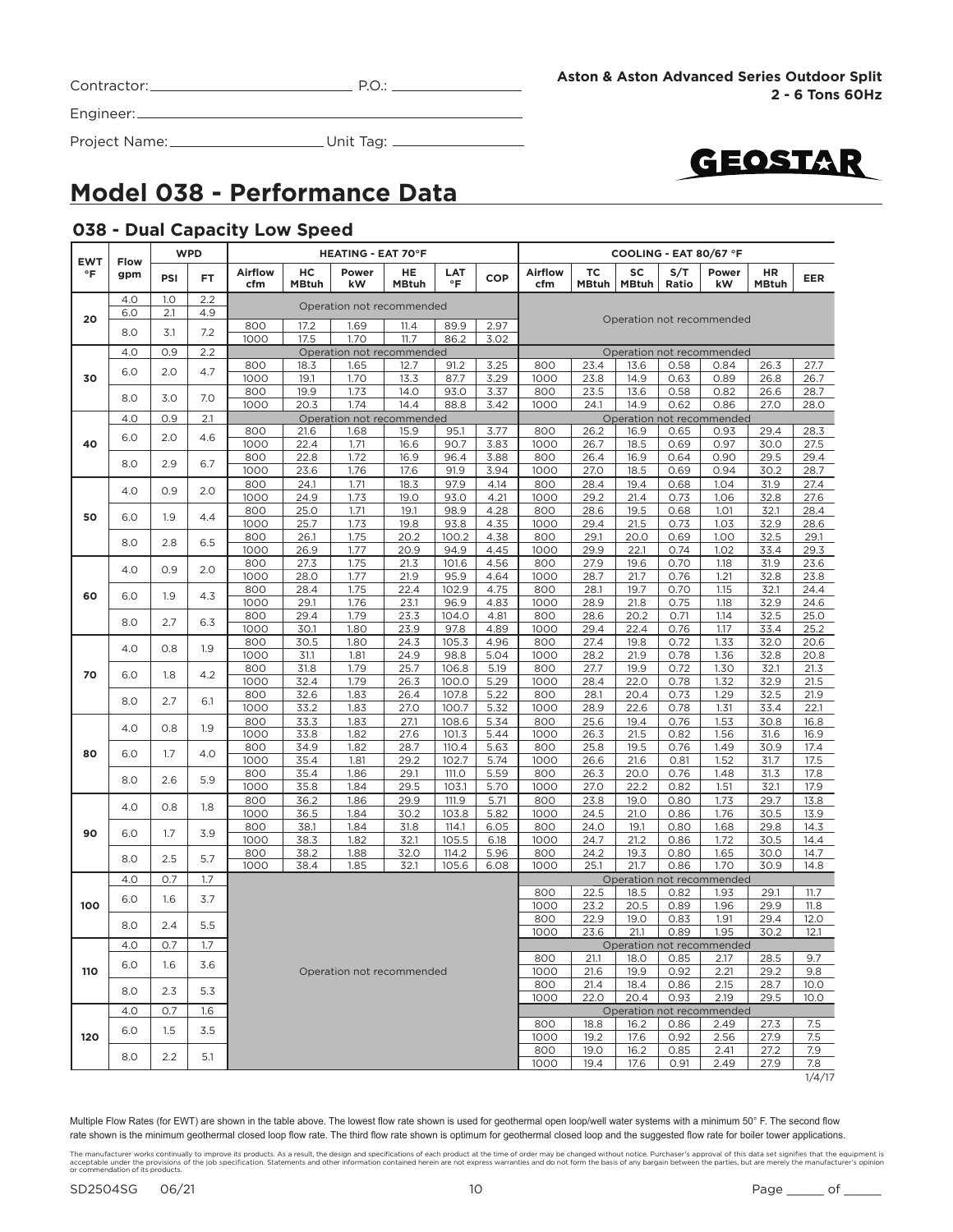Contractor: ______________________ P.O.: ______________

Engineer: ______________________________________

Project Name: ________________ Unit Tag: ______________

**Aston & Aston Advanced Series Outdoor Split**
**2 - 6 Tons 60Hz**

GEOSTAR

# Model 038 - Performance Data

## 038 - Dual Capacity Low Speed

| EWT °F | Flow gpm | WPD PSI | WPD FT | HEATING - EAT 70°F Airflow cfm | HC MBtuh | Power kW | HE MBtuh | LAT °F | COP | COOLING - EAT 80/67 °F Airflow cfm | TC MBtuh | SC MBtuh | S/T Ratio | Power kW | HR MBtuh | EER |
|---|---|---|---|---|---|---|---|---|---|---|---|---|---|---|---|---|
| 20 | 4.0 | 1.0 | 2.2 | Operation not recommended | | | | | | Operation not recommended | | | | | | |
| | 6.0 | 2.1 | 4.9 | | | | | | | | | | | | | |
| | 8.0 | 3.1 | 7.2 | 800 | 17.2 | 1.69 | 11.4 | 89.9 | 2.97 | | | | | | | |
| | | | | 1000 | 17.5 | 1.70 | 11.7 | 86.2 | 3.02 | | | | | | | |
| 30 | 4.0 | 0.9 | 2.2 | Operation not recommended | | | | | | Operation not recommended | | | | | | |
| | 6.0 | 2.0 | 4.7 | 800 | 18.3 | 1.65 | 12.7 | 91.2 | 3.25 | 800 | 23.4 | 13.6 | 0.58 | 0.84 | 26.3 | 27.7 |
| | | | | 1000 | 19.1 | 1.70 | 13.3 | 87.7 | 3.29 | 1000 | 23.8 | 14.9 | 0.63 | 0.89 | 26.8 | 26.7 |
| | 8.0 | 3.0 | 7.0 | 800 | 19.9 | 1.73 | 14.0 | 93.0 | 3.37 | 800 | 23.5 | 13.6 | 0.58 | 0.82 | 26.6 | 28.7 |
| | | | | 1000 | 20.3 | 1.74 | 14.4 | 88.8 | 3.42 | 1000 | 24.1 | 14.9 | 0.62 | 0.86 | 27.0 | 28.0 |
| 40 | 4.0 | 0.9 | 2.1 | Operation not recommended | | | | | | Operation not recommended | | | | | | |
| | 6.0 | 2.0 | 4.6 | 800 | 21.6 | 1.68 | 15.9 | 95.1 | 3.77 | 800 | 26.2 | 16.9 | 0.65 | 0.93 | 29.4 | 28.3 |
| | | | | 1000 | 22.4 | 1.71 | 16.6 | 90.7 | 3.83 | 1000 | 26.7 | 18.5 | 0.69 | 0.97 | 30.0 | 27.5 |
| | 8.0 | 2.9 | 6.7 | 800 | 22.8 | 1.72 | 16.9 | 96.4 | 3.88 | 800 | 26.4 | 16.9 | 0.64 | 0.90 | 29.5 | 29.4 |
| | | | | 1000 | 23.6 | 1.76 | 17.6 | 91.9 | 3.94 | 1000 | 27.0 | 18.5 | 0.69 | 0.94 | 30.2 | 28.7 |
| 50 | 4.0 | 0.9 | 2.0 | 800 | 24.1 | 1.71 | 18.3 | 97.9 | 4.14 | 800 | 28.4 | 19.4 | 0.68 | 1.04 | 31.9 | 27.4 |
| | | | | 1000 | 24.9 | 1.73 | 19.0 | 93.0 | 4.21 | 1000 | 29.2 | 21.4 | 0.73 | 1.06 | 32.8 | 27.6 |
| | 6.0 | 1.9 | 4.4 | 800 | 25.0 | 1.71 | 19.1 | 98.9 | 4.28 | 800 | 28.6 | 19.5 | 0.68 | 1.01 | 32.1 | 28.4 |
| | | | | 1000 | 25.7 | 1.73 | 19.8 | 93.8 | 4.35 | 1000 | 29.4 | 21.5 | 0.73 | 1.03 | 32.9 | 28.6 |
| | 8.0 | 2.8 | 6.5 | 800 | 26.1 | 1.75 | 20.2 | 100.2 | 4.38 | 800 | 29.1 | 20.0 | 0.69 | 1.00 | 32.5 | 29.1 |
| | | | | 1000 | 26.9 | 1.77 | 20.9 | 94.9 | 4.45 | 1000 | 29.9 | 22.1 | 0.74 | 1.02 | 33.4 | 29.3 |
| 60 | 4.0 | 0.9 | 2.0 | 800 | 27.3 | 1.75 | 21.3 | 101.6 | 4.56 | 800 | 27.9 | 19.6 | 0.70 | 1.18 | 31.9 | 23.6 |
| | | | | 1000 | 28.0 | 1.77 | 21.9 | 95.9 | 4.64 | 1000 | 28.7 | 21.7 | 0.76 | 1.21 | 32.8 | 23.8 |
| | 6.0 | 1.9 | 4.3 | 800 | 28.4 | 1.75 | 22.4 | 102.9 | 4.75 | 800 | 28.1 | 19.7 | 0.70 | 1.15 | 32.1 | 24.4 |
| | | | | 1000 | 29.1 | 1.76 | 23.1 | 96.9 | 4.83 | 1000 | 28.9 | 21.8 | 0.75 | 1.18 | 32.9 | 24.6 |
| | 8.0 | 2.7 | 6.3 | 800 | 29.4 | 1.79 | 23.3 | 104.0 | 4.81 | 800 | 28.6 | 20.2 | 0.71 | 1.14 | 32.5 | 25.0 |
| | | | | 1000 | 30.1 | 1.80 | 23.9 | 97.8 | 4.89 | 1000 | 29.4 | 22.4 | 0.76 | 1.17 | 33.4 | 25.2 |
| 70 | 4.0 | 0.8 | 1.9 | 800 | 30.5 | 1.80 | 24.3 | 105.3 | 4.96 | 800 | 27.4 | 19.8 | 0.72 | 1.33 | 32.0 | 20.6 |
| | | | | 1000 | 31.1 | 1.81 | 24.9 | 98.8 | 5.04 | 1000 | 28.2 | 21.9 | 0.78 | 1.36 | 32.8 | 20.8 |
| | 6.0 | 1.8 | 4.2 | 800 | 31.8 | 1.79 | 25.7 | 106.8 | 5.19 | 800 | 27.7 | 19.9 | 0.72 | 1.30 | 32.1 | 21.3 |
| | | | | 1000 | 32.4 | 1.79 | 26.3 | 100.0 | 5.29 | 1000 | 28.4 | 22.0 | 0.78 | 1.32 | 32.9 | 21.5 |
| | 8.0 | 2.7 | 6.1 | 800 | 32.6 | 1.83 | 26.4 | 107.8 | 5.22 | 800 | 28.1 | 20.4 | 0.73 | 1.29 | 32.5 | 21.9 |
| | | | | 1000 | 33.2 | 1.83 | 27.0 | 100.7 | 5.32 | 1000 | 28.9 | 22.6 | 0.78 | 1.31 | 33.4 | 22.1 |
| 80 | 4.0 | 0.8 | 1.9 | 800 | 33.3 | 1.83 | 27.1 | 108.6 | 5.34 | 800 | 25.6 | 19.4 | 0.76 | 1.53 | 30.8 | 16.8 |
| | | | | 1000 | 33.8 | 1.82 | 27.6 | 101.3 | 5.44 | 1000 | 26.3 | 21.5 | 0.82 | 1.56 | 31.6 | 16.9 |
| | 6.0 | 1.7 | 4.0 | 800 | 34.9 | 1.82 | 28.7 | 110.4 | 5.63 | 800 | 25.8 | 19.5 | 0.76 | 1.49 | 30.9 | 17.4 |
| | | | | 1000 | 35.4 | 1.81 | 29.2 | 102.7 | 5.74 | 1000 | 26.6 | 21.6 | 0.81 | 1.52 | 31.7 | 17.5 |
| | 8.0 | 2.6 | 5.9 | 800 | 35.4 | 1.86 | 29.1 | 111.0 | 5.59 | 800 | 26.3 | 20.0 | 0.76 | 1.48 | 31.3 | 17.8 |
| | | | | 1000 | 35.8 | 1.84 | 29.5 | 103.1 | 5.70 | 1000 | 27.0 | 22.2 | 0.82 | 1.51 | 32.1 | 17.9 |
| 90 | 4.0 | 0.8 | 1.8 | 800 | 36.2 | 1.86 | 29.9 | 111.9 | 5.71 | 800 | 23.8 | 19.0 | 0.80 | 1.73 | 29.7 | 13.8 |
| | | | | 1000 | 36.5 | 1.84 | 30.2 | 103.8 | 5.82 | 1000 | 24.5 | 21.0 | 0.86 | 1.76 | 30.5 | 13.9 |
| | 6.0 | 1.7 | 3.9 | 800 | 38.1 | 1.84 | 31.8 | 114.1 | 6.05 | 800 | 24.0 | 19.1 | 0.80 | 1.68 | 29.8 | 14.3 |
| | | | | 1000 | 38.3 | 1.82 | 32.1 | 105.5 | 6.18 | 1000 | 24.7 | 21.2 | 0.86 | 1.72 | 30.5 | 14.4 |
| | 8.0 | 2.5 | 5.7 | 800 | 38.2 | 1.88 | 32.0 | 114.2 | 5.96 | 800 | 24.2 | 19.3 | 0.80 | 1.65 | 30.0 | 14.7 |
| | | | | 1000 | 38.4 | 1.85 | 32.1 | 105.6 | 6.08 | 1000 | 25.1 | 21.7 | 0.86 | 1.70 | 30.9 | 14.8 |
| 100 | 4.0 | 0.7 | 1.7 | Operation not recommended | | | | | | Operation not recommended | | | | | | |
| | 6.0 | 1.6 | 3.7 | | | | | | | 800 | 22.5 | 18.5 | 0.82 | 1.93 | 29.1 | 11.7 |
| | | | | | | | | | | 1000 | 23.2 | 20.5 | 0.89 | 1.96 | 29.9 | 11.8 |
| | 8.0 | 2.4 | 5.5 | | | | | | | 800 | 22.9 | 19.0 | 0.83 | 1.91 | 29.4 | 12.0 |
| | | | | | | | | | | 1000 | 23.6 | 21.1 | 0.89 | 1.95 | 30.2 | 12.1 |
| 110 | 4.0 | 0.7 | 1.7 | | | | | | | Operation not recommended | | | | | | |
| | 6.0 | 1.6 | 3.6 | | | | | | | 800 | 21.1 | 18.0 | 0.85 | 2.17 | 28.5 | 9.7 |
| | | | | | | | | | | 1000 | 21.6 | 19.9 | 0.92 | 2.21 | 29.2 | 9.8 |
| | 8.0 | 2.3 | 5.3 | | | | | | | 800 | 21.4 | 18.4 | 0.86 | 2.15 | 28.7 | 10.0 |
| | | | | | | | | | | 1000 | 22.0 | 20.4 | 0.93 | 2.19 | 29.5 | 10.0 |
| 120 | 4.0 | 0.7 | 1.6 | | | | | | | Operation not recommended | | | | | | |
| | 6.0 | 1.5 | 3.5 | | | | | | | 800 | 18.8 | 16.2 | 0.86 | 2.49 | 27.3 | 7.5 |
| | | | | | | | | | | 1000 | 19.2 | 17.6 | 0.92 | 2.56 | 27.9 | 7.5 |
| | 8.0 | 2.2 | 5.1 | | | | | | | 800 | 19.0 | 16.2 | 0.85 | 2.41 | 27.2 | 7.9 |
| | | | | | | | | | | 1000 | 19.4 | 17.6 | 0.91 | 2.49 | 27.9 | 7.8 |

1/4/17

Multiple Flow Rates (for EWT) are shown in the table above. The lowest flow rate shown is used for geothermal open loop/well water systems with a minimum 50° F. The second flow rate shown is the minimum geothermal closed loop flow rate. The third flow rate shown is optimum for geothermal closed loop and the suggested flow rate for boiler tower applications.

The manufacturer works continually to improve its products. As a result, the design and specifications of each product at the time of order may be changed without notice. Purchaser's approval of this data set signifies that the equipment is acceptable under the provisions of the job specification. Statements and other information contained herein are not express warranties and do not form the basis of any bargain between the parties, but are merely the manufacturer's opinion or commendation of its products.

SD2504SG 06/21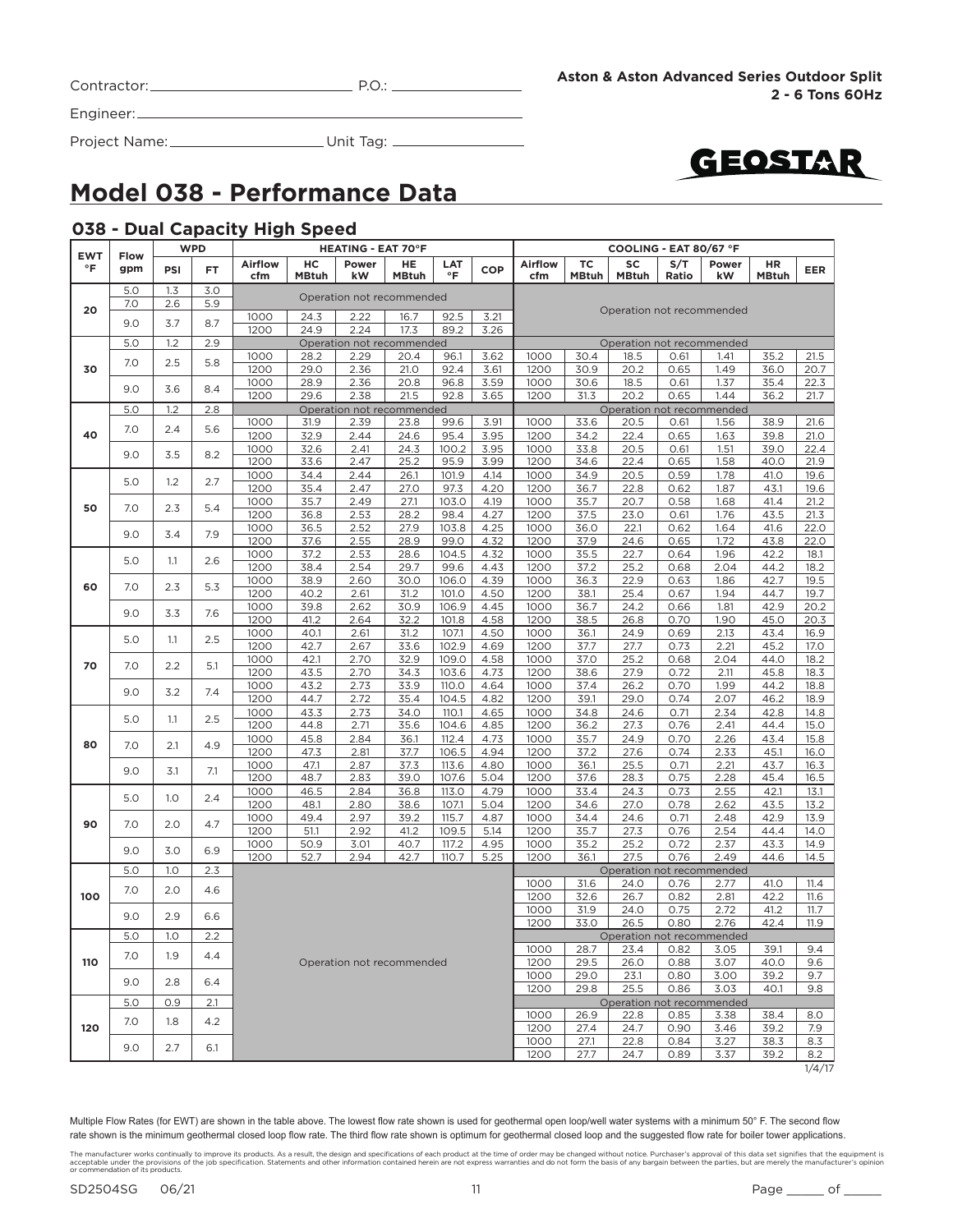Contractor: ____________________ P.O.: ____________

Engineer: ____________________________________

Project Name: ________________ Unit Tag: ____________

**Aston & Aston Advanced Series Outdoor Split**
**2 - 6 Tons 60Hz**

GEOSTAR

# Model 038 - Performance Data

## 038 - Dual Capacity High Speed

| EWT °F | Flow gpm | WPD PSI | WPD FT | HEATING - EAT 70°F Airflow cfm | HC MBtuh | Power kW | HE MBtuh | LAT °F | COP | COOLING - EAT 80/67 °F Airflow cfm | TC MBtuh | SC MBtuh | S/T Ratio | Power kW | HR MBtuh | EER |
|---|---|---|---|---|---|---|---|---|---|---|---|---|---|---|---|---|
| 20 | 5.0 | 1.3 | 3.0 | Operation not recommended | | | | | | Operation not recommended | | | | | | |
| | 7.0 | 2.6 | 5.9 | Operation not recommended | | | | | | | | | | | | |
| | 9.0 | 3.7 | 8.7 | 1000 | 24.3 | 2.22 | 16.7 | 92.5 | 3.21 | | | | | | | |
| | | | | 1200 | 24.9 | 2.24 | 17.3 | 89.2 | 3.26 | | | | | | | |
| 30 | 5.0 | 1.2 | 2.9 | Operation not recommended | | | | | | Operation not recommended | | | | | | |
| | 7.0 | 2.5 | 5.8 | 1000 | 28.2 | 2.29 | 20.4 | 96.1 | 3.62 | 1000 | 30.4 | 18.5 | 0.61 | 1.41 | 35.2 | 21.5 |
| | | | | 1200 | 29.0 | 2.36 | 21.0 | 92.4 | 3.61 | 1200 | 30.9 | 20.2 | 0.65 | 1.49 | 36.0 | 20.7 |
| | 9.0 | 3.6 | 8.4 | 1000 | 28.9 | 2.36 | 20.8 | 96.8 | 3.59 | 1000 | 30.6 | 18.5 | 0.61 | 1.37 | 35.4 | 22.3 |
| | | | | 1200 | 29.6 | 2.38 | 21.5 | 92.8 | 3.65 | 1200 | 31.3 | 20.2 | 0.65 | 1.44 | 36.2 | 21.7 |
| 40 | 5.0 | 1.2 | 2.8 | Operation not recommended | | | | | | Operation not recommended | | | | | | |
| | 7.0 | 2.4 | 5.6 | 1000 | 31.9 | 2.39 | 23.8 | 99.6 | 3.91 | 1000 | 33.6 | 20.5 | 0.61 | 1.56 | 38.9 | 21.6 |
| | | | | 1200 | 32.9 | 2.44 | 24.6 | 95.4 | 3.95 | 1200 | 34.2 | 22.4 | 0.65 | 1.63 | 39.8 | 21.0 |
| | 9.0 | 3.5 | 8.2 | 1000 | 32.6 | 2.41 | 24.3 | 100.2 | 3.95 | 1000 | 33.8 | 20.5 | 0.61 | 1.51 | 39.0 | 22.4 |
| | | | | 1200 | 33.6 | 2.47 | 25.2 | 95.9 | 3.99 | 1200 | 34.6 | 22.4 | 0.65 | 1.58 | 40.0 | 21.9 |
| 50 | 5.0 | 1.2 | 2.7 | 1000 | 34.4 | 2.44 | 26.1 | 101.9 | 4.14 | 1000 | 34.9 | 20.5 | 0.59 | 1.78 | 41.0 | 19.6 |
| | | | | 1200 | 35.4 | 2.47 | 27.0 | 97.3 | 4.20 | 1200 | 36.7 | 22.8 | 0.62 | 1.87 | 43.1 | 19.6 |
| | 7.0 | 2.3 | 5.4 | 1000 | 35.7 | 2.49 | 27.1 | 103.0 | 4.19 | 1000 | 35.7 | 20.7 | 0.58 | 1.68 | 41.4 | 21.2 |
| | | | | 1200 | 36.8 | 2.53 | 28.2 | 98.4 | 4.27 | 1200 | 37.5 | 23.0 | 0.61 | 1.76 | 43.5 | 21.3 |
| | 9.0 | 3.4 | 7.9 | 1000 | 36.5 | 2.52 | 27.9 | 103.8 | 4.25 | 1000 | 36.0 | 22.1 | 0.62 | 1.64 | 41.6 | 22.0 |
| | | | | 1200 | 37.6 | 2.55 | 28.9 | 99.0 | 4.32 | 1200 | 37.9 | 24.6 | 0.65 | 1.72 | 43.8 | 22.0 |
| 60 | 5.0 | 1.1 | 2.6 | 1000 | 37.2 | 2.53 | 28.6 | 104.5 | 4.32 | 1000 | 35.5 | 22.7 | 0.64 | 1.96 | 42.2 | 18.1 |
| | | | | 1200 | 38.4 | 2.54 | 29.7 | 99.6 | 4.43 | 1200 | 37.2 | 25.2 | 0.68 | 2.04 | 44.2 | 18.2 |
| | 7.0 | 2.3 | 5.3 | 1000 | 38.9 | 2.60 | 30.0 | 106.0 | 4.39 | 1000 | 36.3 | 22.9 | 0.63 | 1.86 | 42.7 | 19.5 |
| | | | | 1200 | 40.2 | 2.61 | 31.2 | 101.0 | 4.50 | 1200 | 38.1 | 25.4 | 0.67 | 1.94 | 44.7 | 19.7 |
| | 9.0 | 3.3 | 7.6 | 1000 | 39.8 | 2.62 | 30.9 | 106.9 | 4.45 | 1000 | 36.7 | 24.2 | 0.66 | 1.81 | 42.9 | 20.2 |
| | | | | 1200 | 41.2 | 2.64 | 32.2 | 101.8 | 4.58 | 1200 | 38.5 | 26.8 | 0.70 | 1.90 | 45.0 | 20.3 |
| 70 | 5.0 | 1.1 | 2.5 | 1000 | 40.1 | 2.61 | 31.2 | 107.1 | 4.50 | 1000 | 36.1 | 24.9 | 0.69 | 2.13 | 43.4 | 16.9 |
| | | | | 1200 | 42.7 | 2.67 | 33.6 | 102.9 | 4.69 | 1200 | 37.7 | 27.7 | 0.73 | 2.21 | 45.2 | 17.0 |
| | 7.0 | 2.2 | 5.1 | 1000 | 42.1 | 2.70 | 32.9 | 109.0 | 4.58 | 1000 | 37.0 | 25.2 | 0.68 | 2.04 | 44.0 | 18.2 |
| | | | | 1200 | 43.5 | 2.70 | 34.3 | 103.6 | 4.73 | 1200 | 38.6 | 27.9 | 0.72 | 2.11 | 45.8 | 18.3 |
| | 9.0 | 3.2 | 7.4 | 1000 | 43.2 | 2.73 | 33.9 | 110.0 | 4.64 | 1000 | 37.4 | 26.2 | 0.70 | 1.99 | 44.2 | 18.8 |
| | | | | 1200 | 44.7 | 2.72 | 35.4 | 104.5 | 4.82 | 1200 | 39.1 | 29.0 | 0.74 | 2.07 | 46.2 | 18.9 |
| 80 | 5.0 | 1.1 | 2.5 | 1000 | 43.3 | 2.73 | 34.0 | 110.1 | 4.65 | 1000 | 34.8 | 24.6 | 0.71 | 2.34 | 42.8 | 14.8 |
| | | | | 1200 | 44.8 | 2.71 | 35.6 | 104.6 | 4.85 | 1200 | 36.2 | 27.3 | 0.76 | 2.41 | 44.4 | 15.0 |
| | 7.0 | 2.1 | 4.9 | 1000 | 45.8 | 2.84 | 36.1 | 112.4 | 4.73 | 1000 | 35.7 | 24.9 | 0.70 | 2.26 | 43.4 | 15.8 |
| | | | | 1200 | 47.3 | 2.81 | 37.7 | 106.5 | 4.94 | 1200 | 37.2 | 27.6 | 0.74 | 2.33 | 45.1 | 16.0 |
| | 9.0 | 3.1 | 7.1 | 1000 | 47.1 | 2.87 | 37.3 | 113.6 | 4.80 | 1000 | 36.1 | 25.5 | 0.71 | 2.21 | 43.7 | 16.3 |
| | | | | 1200 | 48.7 | 2.83 | 39.0 | 107.6 | 5.04 | 1200 | 37.6 | 28.3 | 0.75 | 2.28 | 45.4 | 16.5 |
| 90 | 5.0 | 1.0 | 2.4 | 1000 | 46.5 | 2.84 | 36.8 | 113.0 | 4.79 | 1000 | 33.4 | 24.3 | 0.73 | 2.55 | 42.1 | 13.1 |
| | | | | 1200 | 48.1 | 2.80 | 38.6 | 107.1 | 5.04 | 1200 | 34.6 | 27.0 | 0.78 | 2.62 | 43.5 | 13.2 |
| | 7.0 | 2.0 | 4.7 | 1000 | 49.4 | 2.97 | 39.2 | 115.7 | 4.87 | 1000 | 34.4 | 24.6 | 0.71 | 2.48 | 42.9 | 13.9 |
| | | | | 1200 | 51.1 | 2.92 | 41.2 | 109.5 | 5.14 | 1200 | 35.7 | 27.3 | 0.76 | 2.54 | 44.4 | 14.0 |
| | 9.0 | 3.0 | 6.9 | 1000 | 50.9 | 3.01 | 40.7 | 117.2 | 4.95 | 1000 | 35.2 | 25.2 | 0.72 | 2.37 | 43.3 | 14.9 |
| | | | | 1200 | 52.7 | 2.94 | 42.7 | 110.7 | 5.25 | 1200 | 36.1 | 27.5 | 0.76 | 2.49 | 44.6 | 14.5 |
| 100 | 5.0 | 1.0 | 2.3 | Operation not recommended | | | | | | Operation not recommended | | | | | | |
| | 7.0 | 2.0 | 4.6 | | | | | | | 1000 | 31.6 | 24.0 | 0.76 | 2.77 | 41.0 | 11.4 |
| | | | | | | | | | | 1200 | 32.6 | 26.7 | 0.82 | 2.81 | 42.2 | 11.6 |
| | 9.0 | 2.9 | 6.6 | | | | | | | 1000 | 31.9 | 24.0 | 0.75 | 2.72 | 41.2 | 11.7 |
| | | | | | | | | | | 1200 | 33.0 | 26.5 | 0.80 | 2.76 | 42.4 | 11.9 |
| 110 | 5.0 | 1.0 | 2.2 | | | | | | | Operation not recommended | | | | | | |
| | 7.0 | 1.9 | 4.4 | | | | | | | 1000 | 28.7 | 23.4 | 0.82 | 3.05 | 39.1 | 9.4 |
| | | | | | | | | | | 1200 | 29.5 | 26.0 | 0.88 | 3.07 | 40.0 | 9.6 |
| | 9.0 | 2.8 | 6.4 | | | | | | | 1000 | 29.0 | 23.1 | 0.80 | 3.00 | 39.2 | 9.7 |
| | | | | | | | | | | 1200 | 29.8 | 25.5 | 0.86 | 3.03 | 40.1 | 9.8 |
| 120 | 5.0 | 0.9 | 2.1 | | | | | | | Operation not recommended | | | | | | |
| | 7.0 | 1.8 | 4.2 | | | | | | | 1000 | 26.9 | 22.8 | 0.85 | 3.38 | 38.4 | 8.0 |
| | | | | | | | | | | 1200 | 27.4 | 24.7 | 0.90 | 3.46 | 39.2 | 7.9 |
| | 9.0 | 2.7 | 6.1 | | | | | | | 1000 | 27.1 | 22.8 | 0.84 | 3.27 | 38.3 | 8.3 |
| | | | | | | | | | | 1200 | 27.7 | 24.7 | 0.89 | 3.37 | 39.2 | 8.2 |

1/4/17

Multiple Flow Rates (for EWT) are shown in the table above. The lowest flow rate shown is used for geothermal open loop/well water systems with a minimum 50° F. The second flow rate shown is the minimum geothermal closed loop flow rate. The third flow rate shown is optimum for geothermal closed loop and the suggested flow rate for boiler tower applications.

The manufacturer works continually to improve its products. As a result, the design and specifications of each product at the time of order may be changed without notice. Purchaser's approval of this data set signifies that the equipment is acceptable under the provisions of the job specification. Statements and other information contained herein are not express warranties and do not form the basis of any bargain between the parties, but are merely the manufacturer's opinion or commendation of its products.

SD2504SG 06/21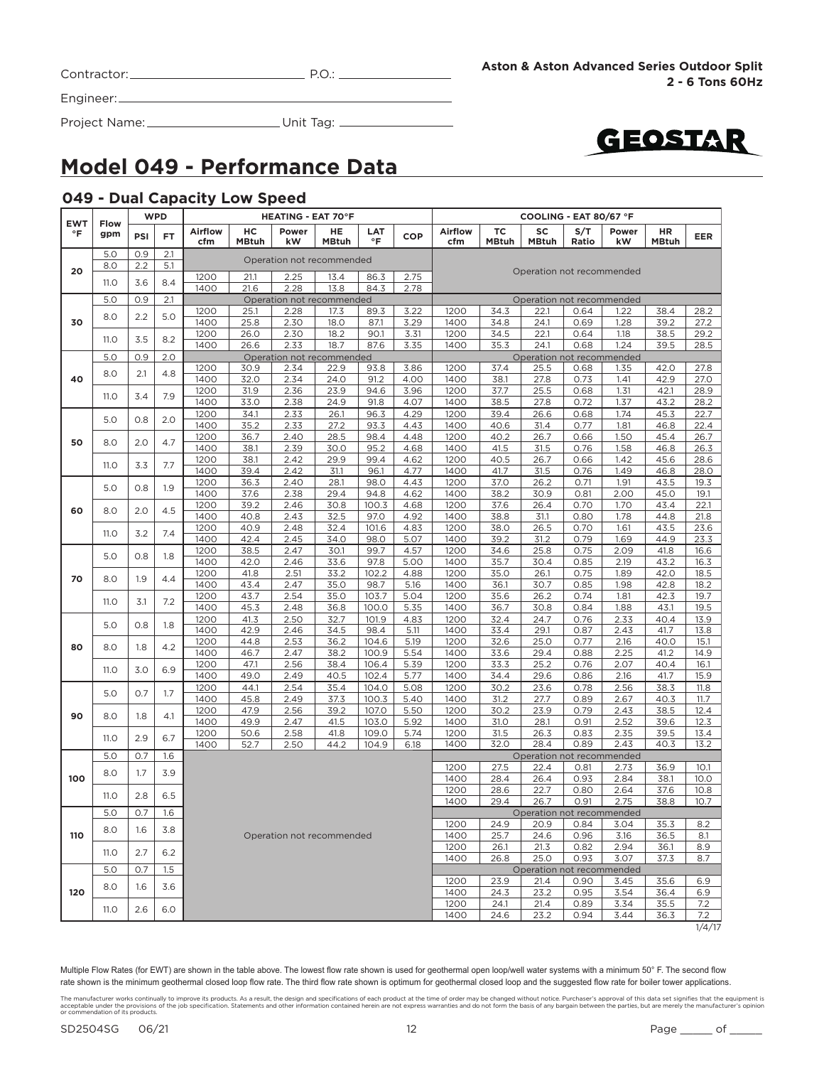Contractor: ______________________ P.O.: ______________

Engineer: ______________________________________

Project Name: ____________________ Unit Tag: ______________

**Aston & Aston Advanced Series Outdoor Split**
**2 - 6 Tons 60Hz**

# Model 049 - Performance Data

## 049 - Dual Capacity Low Speed

| EWT °F | Flow gpm | WPD PSI | WPD FT | HEATING - EAT 70°F Airflow cfm | HC MBtuh | Power kW | HE MBtuh | LAT °F | COP | COOLING - EAT 80/67 °F Airflow cfm | TC MBtuh | SC MBtuh | S/T Ratio | Power kW | HR MBtuh | EER |
|---|---|---|---|---|---|---|---|---|---|---|---|---|---|---|---|---|
| 20 | 5.0 | 0.9 | 2.1 | Operation not recommended | | | | | | Operation not recommended | | | | | | |
| | 8.0 | 2.2 | 5.1 | Operation not recommended | | | | | | | | | | | | |
| | 11.0 | 3.6 | 8.4 | 1200 | 21.1 | 2.25 | 13.4 | 86.3 | 2.75 | | | | | | | |
| | | | | 1400 | 21.6 | 2.28 | 13.8 | 84.3 | 2.78 | | | | | | | |
| 30 | 5.0 | 0.9 | 2.1 | Operation not recommended | | | | | | Operation not recommended | | | | | | |
| | 8.0 | 2.2 | 5.0 | 1200 | 25.1 | 2.28 | 17.3 | 89.3 | 3.22 | 1200 | 34.3 | 22.1 | 0.64 | 1.22 | 38.4 | 28.2 |
| | | | | 1400 | 25.8 | 2.30 | 18.0 | 87.1 | 3.29 | 1400 | 34.8 | 24.1 | 0.69 | 1.28 | 39.2 | 27.2 |
| | 11.0 | 3.5 | 8.2 | 1200 | 26.0 | 2.30 | 18.2 | 90.1 | 3.31 | 1200 | 34.5 | 22.1 | 0.64 | 1.18 | 38.5 | 29.2 |
| | | | | 1400 | 26.6 | 2.33 | 18.7 | 87.6 | 3.35 | 1400 | 35.3 | 24.1 | 0.68 | 1.24 | 39.5 | 28.5 |
| 40 | 5.0 | 0.9 | 2.0 | Operation not recommended | | | | | | Operation not recommended | | | | | | |
| | 8.0 | 2.1 | 4.8 | 1200 | 30.9 | 2.34 | 22.9 | 93.8 | 3.86 | 1200 | 37.4 | 25.5 | 0.68 | 1.35 | 42.0 | 27.8 |
| | | | | 1400 | 32.0 | 2.34 | 24.0 | 91.2 | 4.00 | 1400 | 38.1 | 27.8 | 0.73 | 1.41 | 42.9 | 27.0 |
| | 11.0 | 3.4 | 7.9 | 1200 | 31.9 | 2.36 | 23.9 | 94.6 | 3.96 | 1200 | 37.7 | 25.5 | 0.68 | 1.31 | 42.1 | 28.9 |
| | | | | 1400 | 33.0 | 2.38 | 24.9 | 91.8 | 4.07 | 1400 | 38.5 | 27.8 | 0.72 | 1.37 | 43.2 | 28.2 |
| 50 | 5.0 | 0.8 | 2.0 | 1200 | 34.1 | 2.33 | 26.1 | 96.3 | 4.29 | 1200 | 39.4 | 26.6 | 0.68 | 1.74 | 45.3 | 22.7 |
| | | | | 1400 | 35.2 | 2.33 | 27.2 | 93.3 | 4.43 | 1400 | 40.6 | 31.4 | 0.77 | 1.81 | 46.8 | 22.4 |
| | 8.0 | 2.0 | 4.7 | 1200 | 36.7 | 2.40 | 28.5 | 98.4 | 4.48 | 1200 | 40.2 | 26.7 | 0.66 | 1.50 | 45.4 | 26.7 |
| | | | | 1400 | 38.1 | 2.39 | 30.0 | 95.2 | 4.68 | 1400 | 41.5 | 31.5 | 0.76 | 1.58 | 46.8 | 26.3 |
| | 11.0 | 3.3 | 7.7 | 1200 | 38.1 | 2.42 | 29.9 | 99.4 | 4.62 | 1200 | 40.5 | 26.7 | 0.66 | 1.42 | 45.6 | 28.6 |
| | | | | 1400 | 39.4 | 2.42 | 31.1 | 96.1 | 4.77 | 1400 | 41.7 | 31.5 | 0.76 | 1.49 | 46.8 | 28.0 |
| 60 | 5.0 | 0.8 | 1.9 | 1200 | 36.3 | 2.40 | 28.1 | 98.0 | 4.43 | 1200 | 37.0 | 26.2 | 0.71 | 1.91 | 43.5 | 19.3 |
| | | | | 1400 | 37.6 | 2.38 | 29.4 | 94.8 | 4.62 | 1400 | 38.2 | 30.9 | 0.81 | 2.00 | 45.0 | 19.1 |
| | 8.0 | 2.0 | 4.5 | 1200 | 39.2 | 2.46 | 30.8 | 100.3 | 4.68 | 1200 | 37.6 | 26.4 | 0.70 | 1.70 | 43.4 | 22.1 |
| | | | | 1400 | 40.8 | 2.43 | 32.5 | 97.0 | 4.92 | 1400 | 38.8 | 31.1 | 0.80 | 1.78 | 44.8 | 21.8 |
| | 11.0 | 3.2 | 7.4 | 1200 | 40.9 | 2.48 | 32.4 | 101.6 | 4.83 | 1200 | 38.0 | 26.5 | 0.70 | 1.61 | 43.5 | 23.6 |
| | | | | 1400 | 42.4 | 2.45 | 34.0 | 98.0 | 5.07 | 1400 | 39.2 | 31.2 | 0.79 | 1.69 | 44.9 | 23.3 |
| 70 | 5.0 | 0.8 | 1.8 | 1200 | 38.5 | 2.47 | 30.1 | 99.7 | 4.57 | 1200 | 34.6 | 25.8 | 0.75 | 2.09 | 41.8 | 16.6 |
| | | | | 1400 | 42.0 | 2.46 | 33.6 | 97.8 | 5.00 | 1400 | 35.7 | 30.4 | 0.85 | 2.19 | 43.2 | 16.3 |
| | 8.0 | 1.9 | 4.4 | 1200 | 41.8 | 2.51 | 33.2 | 102.2 | 4.88 | 1200 | 35.0 | 26.1 | 0.75 | 1.89 | 42.0 | 18.5 |
| | | | | 1400 | 43.4 | 2.47 | 35.0 | 98.7 | 5.16 | 1400 | 36.1 | 30.7 | 0.85 | 1.98 | 42.8 | 18.2 |
| | 11.0 | 3.1 | 7.2 | 1200 | 43.7 | 2.54 | 35.0 | 103.7 | 5.04 | 1200 | 35.6 | 26.2 | 0.74 | 1.81 | 42.3 | 19.7 |
| | | | | 1400 | 45.3 | 2.48 | 36.8 | 100.0 | 5.35 | 1400 | 36.7 | 30.8 | 0.84 | 1.88 | 43.1 | 19.5 |
| 80 | 5.0 | 0.8 | 1.8 | 1200 | 41.3 | 2.50 | 32.7 | 101.9 | 4.83 | 1200 | 32.4 | 24.7 | 0.76 | 2.33 | 40.4 | 13.9 |
| | | | | 1400 | 42.9 | 2.46 | 34.5 | 98.4 | 5.11 | 1400 | 33.4 | 29.1 | 0.87 | 2.43 | 41.7 | 13.8 |
| | 8.0 | 1.8 | 4.2 | 1200 | 44.8 | 2.53 | 36.2 | 104.6 | 5.19 | 1200 | 32.6 | 25.0 | 0.77 | 2.16 | 40.0 | 15.1 |
| | | | | 1400 | 46.7 | 2.47 | 38.2 | 100.9 | 5.54 | 1400 | 33.6 | 29.4 | 0.88 | 2.25 | 41.2 | 14.9 |
| | 11.0 | 3.0 | 6.9 | 1200 | 47.1 | 2.56 | 38.4 | 106.4 | 5.39 | 1200 | 33.3 | 25.2 | 0.76 | 2.07 | 40.4 | 16.1 |
| | | | | 1400 | 49.0 | 2.49 | 40.5 | 102.4 | 5.77 | 1400 | 34.4 | 29.6 | 0.86 | 2.16 | 41.7 | 15.9 |
| 90 | 5.0 | 0.7 | 1.7 | 1200 | 44.1 | 2.54 | 35.4 | 104.0 | 5.08 | 1200 | 30.2 | 23.6 | 0.78 | 2.56 | 38.3 | 11.8 |
| | | | | 1400 | 45.8 | 2.49 | 37.3 | 100.3 | 5.40 | 1400 | 31.2 | 27.7 | 0.89 | 2.67 | 40.3 | 11.7 |
| | 8.0 | 1.8 | 4.1 | 1200 | 47.9 | 2.56 | 39.2 | 107.0 | 5.50 | 1200 | 30.2 | 23.9 | 0.79 | 2.43 | 38.5 | 12.4 |
| | | | | 1400 | 49.9 | 2.47 | 41.5 | 103.0 | 5.92 | 1400 | 31.0 | 28.1 | 0.91 | 2.52 | 39.6 | 12.3 |
| | 11.0 | 2.9 | 6.7 | 1200 | 50.6 | 2.58 | 41.8 | 109.0 | 5.74 | 1200 | 31.5 | 26.3 | 0.83 | 2.35 | 39.5 | 13.4 |
| | | | | 1400 | 52.7 | 2.50 | 44.2 | 104.9 | 6.18 | 1400 | 32.0 | 28.4 | 0.89 | 2.43 | 40.3 | 13.2 |
| 100 | 5.0 | 0.7 | 1.6 | Operation not recommended | | | | | | Operation not recommended | | | | | | |
| | 8.0 | 1.7 | 3.9 | | | | | | | 1200 | 27.5 | 22.4 | 0.81 | 2.73 | 36.9 | 10.1 |
| | | | | | | | | | | 1400 | 28.4 | 26.4 | 0.93 | 2.84 | 38.1 | 10.0 |
| | 11.0 | 2.8 | 6.5 | | | | | | | 1200 | 28.6 | 22.7 | 0.80 | 2.64 | 37.6 | 10.8 |
| | | | | | | | | | | 1400 | 29.4 | 26.7 | 0.91 | 2.75 | 38.8 | 10.7 |
| 110 | 5.0 | 0.7 | 1.6 | | | | | | | Operation not recommended | | | | | | |
| | 8.0 | 1.6 | 3.8 | | | | | | | 1200 | 24.9 | 20.9 | 0.84 | 3.04 | 35.3 | 8.2 |
| | | | | | | | | | | 1400 | 25.7 | 24.6 | 0.96 | 3.16 | 36.5 | 8.1 |
| | 11.0 | 2.7 | 6.2 | | | | | | | 1200 | 26.1 | 21.3 | 0.82 | 2.94 | 36.1 | 8.9 |
| | | | | | | | | | | 1400 | 26.8 | 25.0 | 0.93 | 3.07 | 37.3 | 8.7 |
| 120 | 5.0 | 0.7 | 1.5 | | | | | | | Operation not recommended | | | | | | |
| | 8.0 | 1.6 | 3.6 | | | | | | | 1200 | 23.9 | 21.4 | 0.90 | 3.45 | 35.6 | 6.9 |
| | | | | | | | | | | 1400 | 24.3 | 23.2 | 0.95 | 3.54 | 36.4 | 6.9 |
| | 11.0 | 2.6 | 6.0 | | | | | | | 1200 | 24.1 | 21.4 | 0.89 | 3.34 | 35.5 | 7.2 |
| | | | | | | | | | | 1400 | 24.6 | 23.2 | 0.94 | 3.44 | 36.3 | 7.2 |

1/4/17

Multiple Flow Rates (for EWT) are shown in the table above. The lowest flow rate shown is used for geothermal open loop/well water systems with a minimum 50° F. The second flow rate shown is the minimum geothermal closed loop flow rate. The third flow rate shown is optimum for geothermal closed loop and the suggested flow rate for boiler tower applications.

The manufacturer works continually to improve its products. As a result, the design and specifications of each product at the time of order may be changed without notice. Purchaser's approval of this data set signifies that the equipment is acceptable under the provisions of the job specification. Statements and other information contained herein are not express warranties and do not form the basis of any bargain between the parties, but are merely the manufacturer's opinion or commendation of its products.

SD2504SG 06/21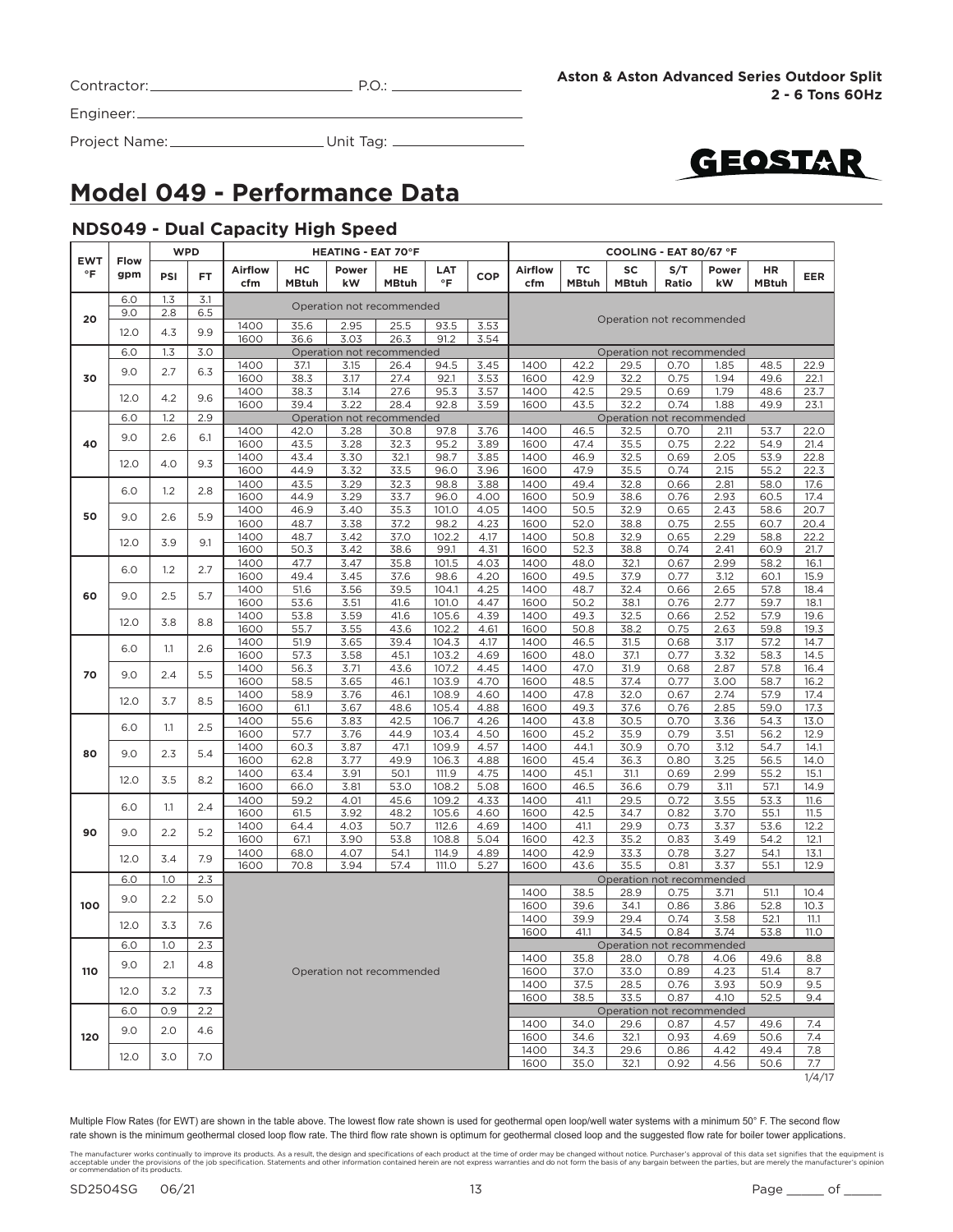Contractor: ______________________ P.O.: ______________

Engineer: ______________________

Project Name: ______________ Unit Tag: ______________

**Aston & Aston Advanced Series Outdoor Split**
**2 - 6 Tons 60Hz**

GEOSTAR

# Model 049 - Performance Data

## NDS049 - Dual Capacity High Speed

| EWT °F | Flow gpm | WPD | | HEATING - EAT 70°F | | | | | | COOLING - EAT 80/67 °F | | | | | | |
|---|---|---|---|---|---|---|---|---|---|---|---|---|---|---|---|---|
| | | PSI | FT | Airflow cfm | HC MBtuh | Power kW | HE MBtuh | LAT °F | COP | Airflow cfm | TC MBtuh | SC MBtuh | S/T Ratio | Power kW | HR MBtuh | EER |
| 20 | 6.0 | 1.3 | 3.1 | Operation not recommended | | | | | | Operation not recommended | | | | | | |
| | 9.0 | 2.8 | 6.5 | | | | | | | | | | | | | |
| | 12.0 | 4.3 | 9.9 | 1400 | 35.6 | 2.95 | 25.5 | 93.5 | 3.53 | | | | | | | |
| | | | | 1600 | 36.6 | 3.03 | 26.3 | 91.2 | 3.54 | | | | | | | |
| 30 | 6.0 | 1.3 | 3.0 | Operation not recommended | | | | | | Operation not recommended | | | | | | |
| | 9.0 | 2.7 | 6.3 | 1400 | 37.1 | 3.15 | 26.4 | 94.5 | 3.45 | 1400 | 42.2 | 29.5 | 0.70 | 1.85 | 48.5 | 22.9 |
| | | | | 1600 | 38.3 | 3.17 | 27.4 | 92.1 | 3.53 | 1600 | 42.9 | 32.2 | 0.75 | 1.94 | 49.6 | 22.1 |
| | 12.0 | 4.2 | 9.6 | 1400 | 38.3 | 3.14 | 27.6 | 95.3 | 3.57 | 1400 | 42.5 | 29.5 | 0.69 | 1.79 | 48.6 | 23.7 |
| | | | | 1600 | 39.4 | 3.22 | 28.4 | 92.8 | 3.59 | 1600 | 43.5 | 32.2 | 0.74 | 1.88 | 49.9 | 23.1 |
| 40 | 6.0 | 1.2 | 2.9 | Operation not recommended | | | | | | Operation not recommended | | | | | | |
| | 9.0 | 2.6 | 6.1 | 1400 | 42.0 | 3.28 | 30.8 | 97.8 | 3.76 | 1400 | 46.5 | 32.5 | 0.70 | 2.11 | 53.7 | 22.0 |
| | | | | 1600 | 43.5 | 3.28 | 32.3 | 95.2 | 3.89 | 1600 | 47.4 | 35.5 | 0.75 | 2.22 | 54.9 | 21.4 |
| | 12.0 | 4.0 | 9.3 | 1400 | 43.4 | 3.30 | 32.1 | 98.7 | 3.85 | 1400 | 46.9 | 32.5 | 0.69 | 2.05 | 53.9 | 22.8 |
| | | | | 1600 | 44.9 | 3.32 | 33.5 | 96.0 | 3.96 | 1600 | 47.9 | 35.5 | 0.74 | 2.15 | 55.2 | 22.3 |
| 50 | 6.0 | 1.2 | 2.8 | 1400 | 43.5 | 3.29 | 32.3 | 98.8 | 3.88 | 1400 | 49.4 | 32.8 | 0.66 | 2.81 | 58.0 | 17.6 |
| | | | | 1600 | 44.9 | 3.29 | 33.7 | 96.0 | 4.00 | 1600 | 50.9 | 38.6 | 0.76 | 2.93 | 60.5 | 17.4 |
| | 9.0 | 2.6 | 5.9 | 1400 | 46.9 | 3.40 | 35.3 | 101.0 | 4.05 | 1400 | 50.5 | 32.9 | 0.65 | 2.43 | 58.6 | 20.7 |
| | | | | 1600 | 48.7 | 3.38 | 37.2 | 98.2 | 4.23 | 1600 | 52.0 | 38.8 | 0.75 | 2.55 | 60.7 | 20.4 |
| | 12.0 | 3.9 | 9.1 | 1400 | 48.7 | 3.42 | 37.0 | 102.2 | 4.17 | 1400 | 50.8 | 32.9 | 0.65 | 2.29 | 58.8 | 22.2 |
| | | | | 1600 | 50.3 | 3.42 | 38.6 | 99.1 | 4.31 | 1600 | 52.3 | 38.8 | 0.74 | 2.41 | 60.9 | 21.7 |
| 60 | 6.0 | 1.2 | 2.7 | 1400 | 47.7 | 3.47 | 35.8 | 101.5 | 4.03 | 1400 | 48.0 | 32.1 | 0.67 | 2.99 | 58.2 | 16.1 |
| | | | | 1600 | 49.4 | 3.45 | 37.6 | 98.6 | 4.20 | 1600 | 49.5 | 37.9 | 0.77 | 3.12 | 60.1 | 15.9 |
| | 9.0 | 2.5 | 5.7 | 1400 | 51.6 | 3.56 | 39.5 | 104.1 | 4.25 | 1400 | 48.7 | 32.4 | 0.66 | 2.65 | 57.8 | 18.4 |
| | | | | 1600 | 53.6 | 3.51 | 41.6 | 101.0 | 4.47 | 1600 | 50.2 | 38.1 | 0.76 | 2.77 | 59.7 | 18.1 |
| | 12.0 | 3.8 | 8.8 | 1400 | 53.8 | 3.59 | 41.6 | 105.6 | 4.39 | 1400 | 49.3 | 32.5 | 0.66 | 2.52 | 57.9 | 19.6 |
| | | | | 1600 | 55.7 | 3.55 | 43.6 | 102.2 | 4.61 | 1600 | 50.8 | 38.2 | 0.75 | 2.63 | 59.8 | 19.3 |
| 70 | 6.0 | 1.1 | 2.6 | 1400 | 51.9 | 3.65 | 39.4 | 104.3 | 4.17 | 1400 | 46.5 | 31.5 | 0.68 | 3.17 | 57.2 | 14.7 |
| | | | | 1600 | 57.3 | 3.58 | 45.1 | 103.2 | 4.69 | 1600 | 48.0 | 37.1 | 0.77 | 3.32 | 58.3 | 14.5 |
| | 9.0 | 2.4 | 5.5 | 1400 | 56.3 | 3.71 | 43.6 | 107.2 | 4.45 | 1400 | 47.0 | 31.9 | 0.68 | 2.87 | 57.8 | 16.4 |
| | | | | 1600 | 58.5 | 3.65 | 46.1 | 103.9 | 4.70 | 1600 | 48.5 | 37.4 | 0.77 | 3.00 | 58.7 | 16.2 |
| | 12.0 | 3.7 | 8.5 | 1400 | 58.9 | 3.76 | 46.1 | 108.9 | 4.60 | 1400 | 47.8 | 32.0 | 0.67 | 2.74 | 57.9 | 17.4 |
| | | | | 1600 | 61.1 | 3.67 | 48.6 | 105.4 | 4.88 | 1600 | 49.3 | 37.6 | 0.76 | 2.85 | 59.0 | 17.3 |
| 80 | 6.0 | 1.1 | 2.5 | 1400 | 55.6 | 3.83 | 42.5 | 106.7 | 4.26 | 1400 | 43.8 | 30.5 | 0.70 | 3.36 | 54.3 | 13.0 |
| | | | | 1600 | 57.7 | 3.76 | 44.9 | 103.4 | 4.50 | 1600 | 45.2 | 35.9 | 0.79 | 3.51 | 56.2 | 12.9 |
| | 9.0 | 2.3 | 5.4 | 1400 | 60.3 | 3.87 | 47.1 | 109.9 | 4.57 | 1400 | 44.1 | 30.9 | 0.70 | 3.12 | 54.7 | 14.1 |
| | | | | 1600 | 62.8 | 3.77 | 49.9 | 106.3 | 4.88 | 1600 | 45.4 | 36.3 | 0.80 | 3.25 | 56.5 | 14.0 |
| | 12.0 | 3.5 | 8.2 | 1400 | 63.4 | 3.91 | 50.1 | 111.9 | 4.75 | 1400 | 45.1 | 31.1 | 0.69 | 2.99 | 55.2 | 15.1 |
| | | | | 1600 | 66.0 | 3.81 | 53.0 | 108.2 | 5.08 | 1600 | 46.5 | 36.6 | 0.79 | 3.11 | 57.1 | 14.9 |
| 90 | 6.0 | 1.1 | 2.4 | 1400 | 59.2 | 4.01 | 45.6 | 109.2 | 4.33 | 1400 | 41.1 | 29.5 | 0.72 | 3.55 | 53.3 | 11.6 |
| | | | | 1600 | 61.5 | 3.92 | 48.2 | 105.6 | 4.60 | 1600 | 42.5 | 34.7 | 0.82 | 3.70 | 55.1 | 11.5 |
| | 9.0 | 2.2 | 5.2 | 1400 | 64.4 | 4.03 | 50.7 | 112.6 | 4.69 | 1400 | 41.1 | 29.9 | 0.73 | 3.37 | 53.6 | 12.2 |
| | | | | 1600 | 67.1 | 3.90 | 53.8 | 108.8 | 5.04 | 1600 | 42.3 | 35.2 | 0.83 | 3.49 | 54.2 | 12.1 |
| | 12.0 | 3.4 | 7.9 | 1400 | 68.0 | 4.07 | 54.1 | 114.9 | 4.89 | 1400 | 42.9 | 33.3 | 0.78 | 3.27 | 54.1 | 13.1 |
| | | | | 1600 | 70.8 | 3.94 | 57.4 | 111.0 | 5.27 | 1600 | 43.6 | 35.5 | 0.81 | 3.37 | 55.1 | 12.9 |
| 100 | 6.0 | 1.0 | 2.3 | Operation not recommended | | | | | | Operation not recommended | | | | | | |
| | 9.0 | 2.2 | 5.0 | | | | | | | 1400 | 38.5 | 28.9 | 0.75 | 3.71 | 51.1 | 10.4 |
| | | | | | | | | | | 1600 | 39.6 | 34.1 | 0.86 | 3.86 | 52.8 | 10.3 |
| | 12.0 | 3.3 | 7.6 | | | | | | | 1400 | 39.9 | 29.4 | 0.74 | 3.58 | 52.1 | 11.1 |
| | | | | | | | | | | 1600 | 41.1 | 34.5 | 0.84 | 3.74 | 53.8 | 11.0 |
| 110 | 6.0 | 1.0 | 2.3 | | | | | | | Operation not recommended | | | | | | |
| | 9.0 | 2.1 | 4.8 | | | | | | | 1400 | 35.8 | 28.0 | 0.78 | 4.06 | 49.6 | 8.8 |
| | | | | | | | | | | 1600 | 37.0 | 33.0 | 0.89 | 4.23 | 51.4 | 8.7 |
| | 12.0 | 3.2 | 7.3 | | | | | | | 1400 | 37.5 | 28.5 | 0.76 | 3.93 | 50.9 | 9.5 |
| | | | | | | | | | | 1600 | 38.5 | 33.5 | 0.87 | 4.10 | 52.5 | 9.4 |
| 120 | 6.0 | 0.9 | 2.2 | | | | | | | Operation not recommended | | | | | | |
| | 9.0 | 2.0 | 4.6 | | | | | | | 1400 | 34.0 | 29.6 | 0.87 | 4.57 | 49.6 | 7.4 |
| | | | | | | | | | | 1600 | 34.6 | 32.1 | 0.93 | 4.69 | 50.6 | 7.4 |
| | 12.0 | 3.0 | 7.0 | | | | | | | 1400 | 34.3 | 29.6 | 0.86 | 4.42 | 49.4 | 7.8 |
| | | | | | | | | | | 1600 | 35.0 | 32.1 | 0.92 | 4.56 | 50.6 | 7.7 |

1/4/17

Multiple Flow Rates (for EWT) are shown in the table above. The lowest flow rate shown is used for geothermal open loop/well water systems with a minimum 50° F. The second flow rate shown is the minimum geothermal closed loop flow rate. The third flow rate shown is optimum for geothermal closed loop and the suggested flow rate for boiler tower applications.

The manufacturer works continually to improve its products. As a result, the design and specifications of each product at the time of order may be changed without notice. Purchaser's approval of this data set signifies that the equipment is acceptable under the provisions of the job specification. Statements and other information contained herein are not express warranties and do not form the basis of any bargain between the parties, but are merely the manufacturer's opinion or commendation of its products.

SD2504SG 06/21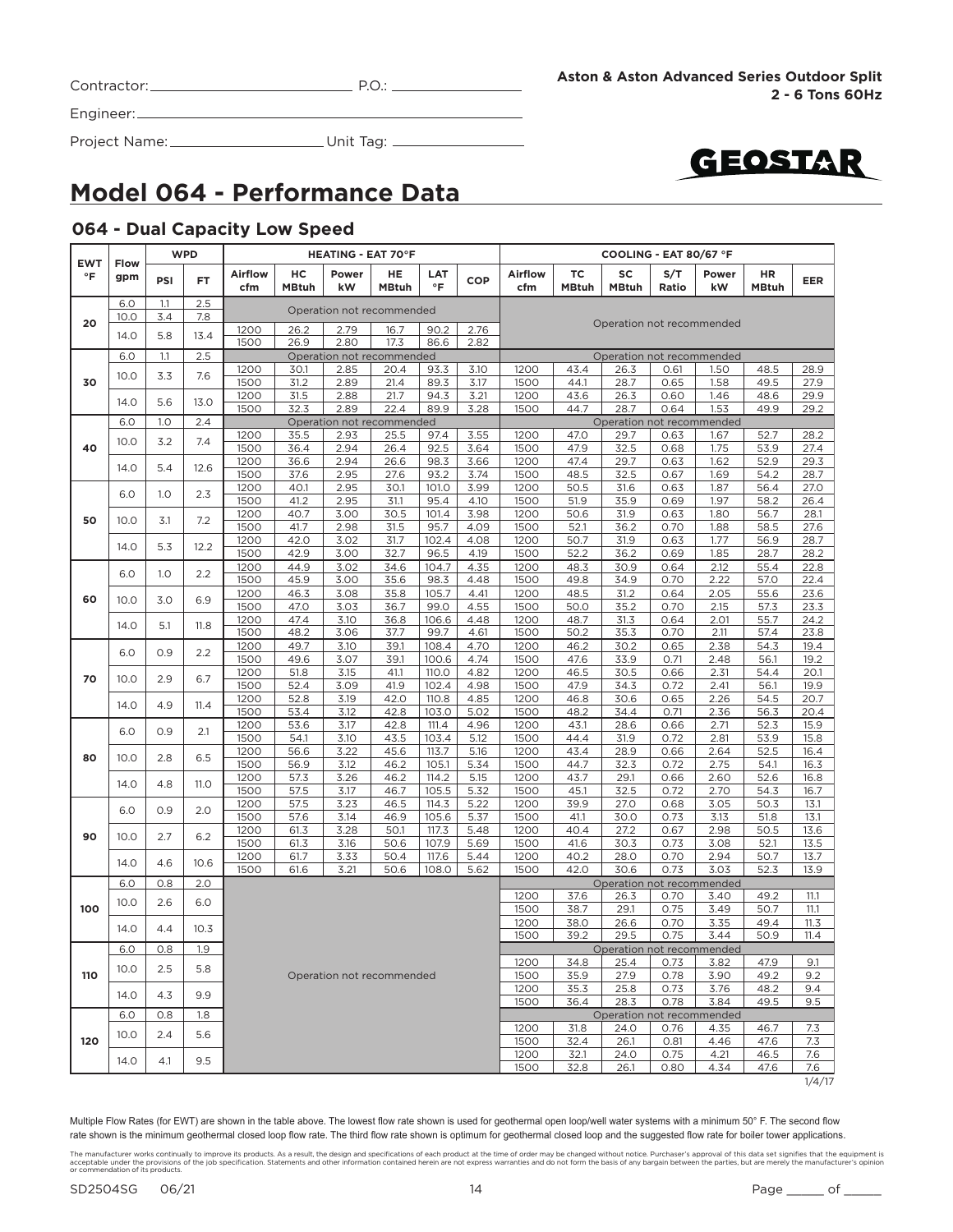Contractor: ____________________ P.O.: ____________

Engineer: ____________________

Project Name: ____________________ Unit Tag: ____________

**Aston & Aston Advanced Series Outdoor Split**
**2 - 6 Tons 60Hz**

GEOSTAR

# Model 064 - Performance Data

## 064 - Dual Capacity Low Speed

| EWT °F | Flow gpm | WPD | | HEATING - EAT 70°F | | | | | | COOLING - EAT 80/67 °F | | | | | | |
|---|---|---|---|---|---|---|---|---|---|---|---|---|---|---|---|---|
| | | PSI | FT | Airflow cfm | HC MBtuh | Power kW | HE MBtuh | LAT °F | COP | Airflow cfm | TC MBtuh | SC MBtuh | S/T Ratio | Power kW | HR MBtuh | EER |
| 20 | 6.0 | 1.1 | 2.5 | Operation not recommended | | | | | | Operation not recommended | | | | | | |
| | 10.0 | 3.4 | 7.8 | | | | | | | | | | | | | |
| | 14.0 | 5.8 | 13.4 | 1200 | 26.2 | 2.79 | 16.7 | 90.2 | 2.76 | | | | | | | |
| | | | | 1500 | 26.9 | 2.80 | 17.3 | 86.6 | 2.82 | | | | | | | |
| 30 | 6.0 | 1.1 | 2.5 | Operation not recommended | | | | | | Operation not recommended | | | | | | |
| | 10.0 | 3.3 | 7.6 | 1200 | 30.1 | 2.85 | 20.4 | 93.3 | 3.10 | 1200 | 43.4 | 26.3 | 0.61 | 1.50 | 48.5 | 28.9 |
| | | | | 1500 | 31.2 | 2.89 | 21.4 | 89.3 | 3.17 | 1500 | 44.1 | 28.7 | 0.65 | 1.58 | 49.5 | 27.9 |
| | 14.0 | 5.6 | 13.0 | 1200 | 31.5 | 2.88 | 21.7 | 94.3 | 3.21 | 1200 | 43.6 | 26.3 | 0.60 | 1.46 | 48.6 | 29.9 |
| | | | | 1500 | 32.3 | 2.89 | 22.4 | 89.9 | 3.28 | 1500 | 44.7 | 28.7 | 0.64 | 1.53 | 49.9 | 29.2 |
| 40 | 6.0 | 1.0 | 2.4 | Operation not recommended | | | | | | Operation not recommended | | | | | | |
| | 10.0 | 3.2 | 7.4 | 1200 | 35.5 | 2.93 | 25.5 | 97.4 | 3.55 | 1200 | 47.0 | 29.7 | 0.63 | 1.67 | 52.7 | 28.2 |
| | | | | 1500 | 36.4 | 2.94 | 26.4 | 92.5 | 3.64 | 1500 | 47.9 | 32.5 | 0.68 | 1.75 | 53.9 | 27.4 |
| | 14.0 | 5.4 | 12.6 | 1200 | 36.6 | 2.94 | 26.6 | 98.3 | 3.66 | 1200 | 47.4 | 29.7 | 0.63 | 1.62 | 52.9 | 29.3 |
| | | | | 1500 | 37.6 | 2.95 | 27.6 | 93.2 | 3.74 | 1500 | 48.5 | 32.5 | 0.67 | 1.69 | 54.2 | 28.7 |
| 50 | 6.0 | 1.0 | 2.3 | 1200 | 40.1 | 2.95 | 30.1 | 101.0 | 3.99 | 1200 | 50.5 | 31.6 | 0.63 | 1.87 | 56.4 | 27.0 |
| | | | | 1500 | 41.2 | 2.95 | 31.1 | 95.4 | 4.10 | 1500 | 51.9 | 35.9 | 0.69 | 1.97 | 58.2 | 26.4 |
| | 10.0 | 3.1 | 7.2 | 1200 | 40.7 | 3.00 | 30.5 | 101.4 | 3.98 | 1200 | 50.6 | 31.9 | 0.63 | 1.80 | 56.7 | 28.1 |
| | | | | 1500 | 41.7 | 2.98 | 31.5 | 95.7 | 4.09 | 1500 | 52.1 | 36.2 | 0.70 | 1.88 | 58.5 | 27.6 |
| | 14.0 | 5.3 | 12.2 | 1200 | 42.0 | 3.02 | 31.7 | 102.4 | 4.08 | 1200 | 50.7 | 31.9 | 0.63 | 1.77 | 56.9 | 28.7 |
| | | | | 1500 | 42.9 | 3.00 | 32.7 | 96.5 | 4.19 | 1500 | 52.2 | 36.2 | 0.69 | 1.85 | 28.7 | 28.2 |
| 60 | 6.0 | 1.0 | 2.2 | 1200 | 44.9 | 3.02 | 34.6 | 104.7 | 4.35 | 1200 | 48.3 | 30.9 | 0.64 | 2.12 | 55.4 | 22.8 |
| | | | | 1500 | 45.9 | 3.00 | 35.6 | 98.3 | 4.48 | 1500 | 49.8 | 34.9 | 0.70 | 2.22 | 57.0 | 22.4 |
| | 10.0 | 3.0 | 6.9 | 1200 | 46.3 | 3.08 | 35.8 | 105.7 | 4.41 | 1200 | 48.5 | 31.2 | 0.64 | 2.05 | 55.6 | 23.6 |
| | | | | 1500 | 47.0 | 3.03 | 36.7 | 99.0 | 4.55 | 1500 | 50.0 | 35.2 | 0.70 | 2.15 | 57.3 | 23.3 |
| | 14.0 | 5.1 | 11.8 | 1200 | 47.4 | 3.10 | 36.8 | 106.6 | 4.48 | 1200 | 48.7 | 31.3 | 0.64 | 2.01 | 55.7 | 24.2 |
| | | | | 1500 | 48.2 | 3.06 | 37.7 | 99.7 | 4.61 | 1500 | 50.2 | 35.3 | 0.70 | 2.11 | 57.4 | 23.8 |
| 70 | 6.0 | 0.9 | 2.2 | 1200 | 49.7 | 3.10 | 39.1 | 108.4 | 4.70 | 1200 | 46.2 | 30.2 | 0.65 | 2.38 | 54.3 | 19.4 |
| | | | | 1500 | 49.6 | 3.07 | 39.1 | 100.6 | 4.74 | 1500 | 47.6 | 33.9 | 0.71 | 2.48 | 56.1 | 19.2 |
| | 10.0 | 2.9 | 6.7 | 1200 | 51.8 | 3.15 | 41.1 | 110.0 | 4.82 | 1200 | 46.5 | 30.5 | 0.66 | 2.31 | 54.4 | 20.1 |
| | | | | 1500 | 52.4 | 3.09 | 41.9 | 102.4 | 4.98 | 1500 | 47.9 | 34.3 | 0.72 | 2.41 | 56.1 | 19.9 |
| | 14.0 | 4.9 | 11.4 | 1200 | 52.8 | 3.19 | 42.0 | 110.8 | 4.85 | 1200 | 46.8 | 30.6 | 0.65 | 2.26 | 54.5 | 20.7 |
| | | | | 1500 | 53.4 | 3.12 | 42.8 | 103.0 | 5.02 | 1500 | 48.2 | 34.4 | 0.71 | 2.36 | 56.3 | 20.4 |
| 80 | 6.0 | 0.9 | 2.1 | 1200 | 53.6 | 3.17 | 42.8 | 111.4 | 4.96 | 1200 | 43.1 | 28.6 | 0.66 | 2.71 | 52.3 | 15.9 |
| | | | | 1500 | 54.1 | 3.10 | 43.5 | 103.4 | 5.12 | 1500 | 44.4 | 31.9 | 0.72 | 2.81 | 53.9 | 15.8 |
| | 10.0 | 2.8 | 6.5 | 1200 | 56.6 | 3.22 | 45.6 | 113.7 | 5.16 | 1200 | 43.4 | 28.9 | 0.66 | 2.64 | 52.5 | 16.4 |
| | | | | 1500 | 56.9 | 3.12 | 46.2 | 105.1 | 5.34 | 1500 | 44.7 | 32.3 | 0.72 | 2.75 | 54.1 | 16.3 |
| | 14.0 | 4.8 | 11.0 | 1200 | 57.3 | 3.26 | 46.2 | 114.2 | 5.15 | 1200 | 43.7 | 29.1 | 0.66 | 2.60 | 52.6 | 16.8 |
| | | | | 1500 | 57.5 | 3.17 | 46.7 | 105.5 | 5.32 | 1500 | 45.1 | 32.5 | 0.72 | 2.70 | 54.3 | 16.7 |
| 90 | 6.0 | 0.9 | 2.0 | 1200 | 57.5 | 3.23 | 46.5 | 114.3 | 5.22 | 1200 | 39.9 | 27.0 | 0.68 | 3.05 | 50.3 | 13.1 |
| | | | | 1500 | 57.6 | 3.14 | 46.9 | 105.6 | 5.37 | 1500 | 41.1 | 30.0 | 0.73 | 3.13 | 51.8 | 13.1 |
| | 10.0 | 2.7 | 6.2 | 1200 | 61.3 | 3.28 | 50.1 | 117.3 | 5.48 | 1200 | 40.4 | 27.2 | 0.67 | 2.98 | 50.5 | 13.6 |
| | | | | 1500 | 61.3 | 3.16 | 50.6 | 107.9 | 5.69 | 1500 | 41.6 | 30.3 | 0.73 | 3.08 | 52.1 | 13.5 |
| | 14.0 | 4.6 | 10.6 | 1200 | 61.7 | 3.33 | 50.4 | 117.6 | 5.44 | 1200 | 40.2 | 28.0 | 0.70 | 2.94 | 50.7 | 13.7 |
| | | | | 1500 | 61.6 | 3.21 | 50.6 | 108.0 | 5.62 | 1500 | 42.0 | 30.6 | 0.73 | 3.03 | 52.3 | 13.9 |
| 100 | 6.0 | 0.8 | 2.0 | Operation not recommended | | | | | | Operation not recommended | | | | | | |
| | 10.0 | 2.6 | 6.0 | | | | | | | 1200 | 37.6 | 26.3 | 0.70 | 3.40 | 49.2 | 11.1 |
| | | | | | | | | | | 1500 | 38.7 | 29.1 | 0.75 | 3.49 | 50.7 | 11.1 |
| | 14.0 | 4.4 | 10.3 | | | | | | | 1200 | 38.0 | 26.6 | 0.70 | 3.35 | 49.4 | 11.3 |
| | | | | | | | | | | 1500 | 39.2 | 29.5 | 0.75 | 3.44 | 50.9 | 11.4 |
| 110 | 6.0 | 0.8 | 1.9 | | | | | | | Operation not recommended | | | | | | |
| | 10.0 | 2.5 | 5.8 | | | | | | | 1200 | 34.8 | 25.4 | 0.73 | 3.82 | 47.9 | 9.1 |
| | | | | | | | | | | 1500 | 35.9 | 27.9 | 0.78 | 3.90 | 49.2 | 9.2 |
| | 14.0 | 4.3 | 9.9 | | | | | | | 1200 | 35.3 | 25.8 | 0.73 | 3.76 | 48.2 | 9.4 |
| | | | | | | | | | | 1500 | 36.4 | 28.3 | 0.78 | 3.84 | 49.5 | 9.5 |
| 120 | 6.0 | 0.8 | 1.8 | | | | | | | Operation not recommended | | | | | | |
| | 10.0 | 2.4 | 5.6 | | | | | | | 1200 | 31.8 | 24.0 | 0.76 | 4.35 | 46.7 | 7.3 |
| | | | | | | | | | | 1500 | 32.4 | 26.1 | 0.81 | 4.46 | 47.6 | 7.3 |
| | 14.0 | 4.1 | 9.5 | | | | | | | 1200 | 32.1 | 24.0 | 0.75 | 4.21 | 46.5 | 7.6 |
| | | | | | | | | | | 1500 | 32.8 | 26.1 | 0.80 | 4.34 | 47.6 | 7.6 |

1/4/17

Multiple Flow Rates (for EWT) are shown in the table above. The lowest flow rate shown is used for geothermal open loop/well water systems with a minimum 50° F. The second flow rate shown is the minimum geothermal closed loop flow rate. The third flow rate shown is optimum for geothermal closed loop and the suggested flow rate for boiler tower applications.

The manufacturer works continually to improve its products. As a result, the design and specifications of each product at the time of order may be changed without notice. Purchaser's approval of this data set signifies that the equipment is acceptable under the provisions of the job specification. Statements and other information contained herein are not express warranties and do not form the basis of any bargain between the parties, but are merely the manufacturer's opinion or commendation of its products.

SD2504SG 06/21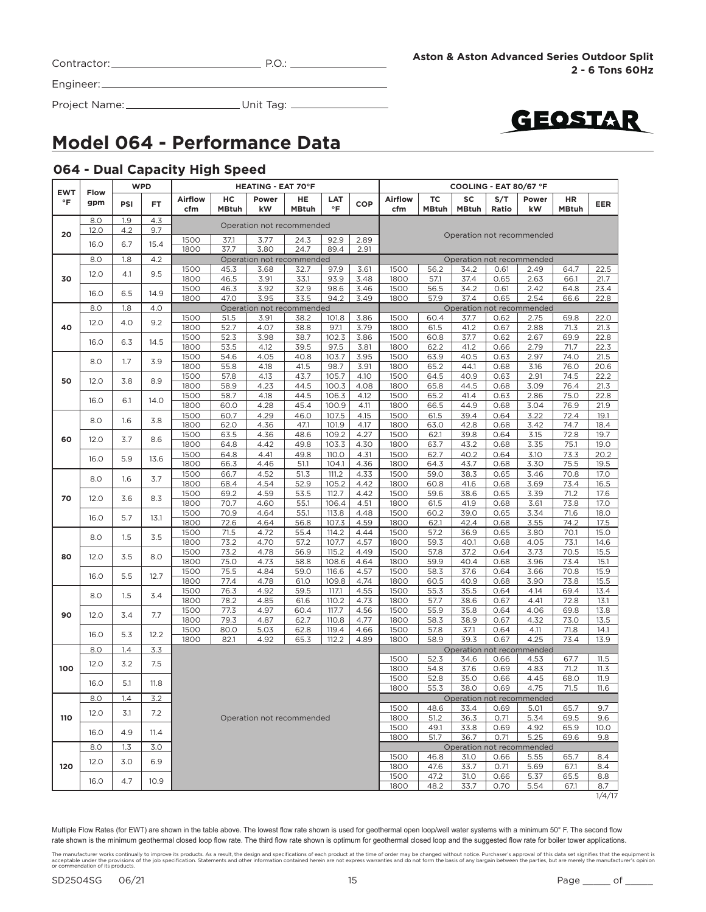Contractor: ____________________ P.O.: ____________

Engineer: ____________________

Project Name: ____________ Unit Tag: ____________

**Aston & Aston Advanced Series Outdoor Split**
**2 - 6 Tons 60Hz**

# Model 064 - Performance Data

## 064 - Dual Capacity High Speed

| EWT °F | Flow gpm | WPD | | HEATING - EAT 70°F | | | | | | COOLING - EAT 80/67 °F | | | | | | |
|---|---|---|---|---|---|---|---|---|---|---|---|---|---|---|---|---|
| | | PSI | FT | Airflow cfm | HC MBtuh | Power kW | HE MBtuh | LAT °F | COP | Airflow cfm | TC MBtuh | SC MBtuh | S/T Ratio | Power kW | HR MBtuh | EER |
| 20 | 8.0 | 1.9 | 4.3 | Operation not recommended | | | | | | Operation not recommended | | | | | | |
| | 12.0 | 4.2 | 9.7 | | | | | | | | | | | | | |
| | 16.0 | 6.7 | 15.4 | 1500 | 37.1 | 3.77 | 24.3 | 92.9 | 2.89 | | | | | | | |
| | | | | 1800 | 37.7 | 3.80 | 24.7 | 89.4 | 2.91 | | | | | | | |
| 30 | 8.0 | 1.8 | 4.2 | Operation not recommended | | | | | | Operation not recommended | | | | | | |
| | 12.0 | 4.1 | 9.5 | 1500 | 45.3 | 3.68 | 32.7 | 97.9 | 3.61 | 1500 | 56.2 | 34.2 | 0.61 | 2.49 | 64.7 | 22.5 |
| | | | | 1800 | 46.5 | 3.91 | 33.1 | 93.9 | 3.48 | 1800 | 57.1 | 37.4 | 0.65 | 2.63 | 66.1 | 21.7 |
| | 16.0 | 6.5 | 14.9 | 1500 | 46.3 | 3.92 | 32.9 | 98.6 | 3.46 | 1500 | 56.5 | 34.2 | 0.61 | 2.42 | 64.8 | 23.4 |
| | | | | 1800 | 47.0 | 3.95 | 33.5 | 94.2 | 3.49 | 1800 | 57.9 | 37.4 | 0.65 | 2.54 | 66.6 | 22.8 |
| 40 | 8.0 | 1.8 | 4.0 | Operation not recommended | | | | | | Operation not recommended | | | | | | |
| | 12.0 | 4.0 | 9.2 | 1500 | 51.5 | 3.91 | 38.2 | 101.8 | 3.86 | 1500 | 60.4 | 37.7 | 0.62 | 2.75 | 69.8 | 22.0 |
| | | | | 1800 | 52.7 | 4.07 | 38.8 | 97.1 | 3.79 | 1800 | 61.5 | 41.2 | 0.67 | 2.88 | 71.3 | 21.3 |
| | 16.0 | 6.3 | 14.5 | 1500 | 52.3 | 3.98 | 38.7 | 102.3 | 3.86 | 1500 | 60.8 | 37.7 | 0.62 | 2.67 | 69.9 | 22.8 |
| | | | | 1800 | 53.5 | 4.12 | 39.5 | 97.5 | 3.81 | 1800 | 62.2 | 41.2 | 0.66 | 2.79 | 71.7 | 22.3 |
| 50 | 8.0 | 1.7 | 3.9 | 1500 | 54.6 | 4.05 | 40.8 | 103.7 | 3.95 | 1500 | 63.9 | 40.5 | 0.63 | 2.97 | 74.0 | 21.5 |
| | | | | 1800 | 55.8 | 4.18 | 41.5 | 98.7 | 3.91 | 1800 | 65.2 | 44.1 | 0.68 | 3.16 | 76.0 | 20.6 |
| | 12.0 | 3.8 | 8.9 | 1500 | 57.8 | 4.13 | 43.7 | 105.7 | 4.10 | 1500 | 64.5 | 40.9 | 0.63 | 2.91 | 74.5 | 22.2 |
| | | | | 1800 | 58.9 | 4.23 | 44.5 | 100.3 | 4.08 | 1800 | 65.8 | 44.5 | 0.68 | 3.09 | 76.4 | 21.3 |
| | 16.0 | 6.1 | 14.0 | 1500 | 58.7 | 4.18 | 44.5 | 106.3 | 4.12 | 1500 | 65.2 | 41.4 | 0.63 | 2.86 | 75.0 | 22.8 |
| | | | | 1800 | 60.0 | 4.28 | 45.4 | 100.9 | 4.11 | 1800 | 66.5 | 44.9 | 0.68 | 3.04 | 76.9 | 21.9 |
| 60 | 8.0 | 1.6 | 3.8 | 1500 | 60.7 | 4.29 | 46.0 | 107.5 | 4.15 | 1500 | 61.5 | 39.4 | 0.64 | 3.22 | 72.4 | 19.1 |
| | | | | 1800 | 62.0 | 4.36 | 47.1 | 101.9 | 4.17 | 1800 | 63.0 | 42.8 | 0.68 | 3.42 | 74.7 | 18.4 |
| | 12.0 | 3.7 | 8.6 | 1500 | 63.5 | 4.36 | 48.6 | 109.2 | 4.27 | 1500 | 62.1 | 39.8 | 0.64 | 3.15 | 72.8 | 19.7 |
| | | | | 1800 | 64.8 | 4.42 | 49.8 | 103.3 | 4.30 | 1800 | 63.7 | 43.2 | 0.68 | 3.35 | 75.1 | 19.0 |
| | 16.0 | 5.9 | 13.6 | 1500 | 64.8 | 4.41 | 49.8 | 110.0 | 4.31 | 1500 | 62.7 | 40.2 | 0.64 | 3.10 | 73.3 | 20.2 |
| | | | | 1800 | 66.3 | 4.46 | 51.1 | 104.1 | 4.36 | 1800 | 64.3 | 43.7 | 0.68 | 3.30 | 75.5 | 19.5 |
| 70 | 8.0 | 1.6 | 3.7 | 1500 | 66.7 | 4.52 | 51.3 | 111.2 | 4.33 | 1500 | 59.0 | 38.3 | 0.65 | 3.46 | 70.8 | 17.0 |
| | | | | 1800 | 68.4 | 4.54 | 52.9 | 105.2 | 4.42 | 1800 | 60.8 | 41.6 | 0.68 | 3.69 | 73.4 | 16.5 |
| | 12.0 | 3.6 | 8.3 | 1500 | 69.2 | 4.59 | 53.5 | 112.7 | 4.42 | 1500 | 59.6 | 38.6 | 0.65 | 3.39 | 71.2 | 17.6 |
| | | | | 1800 | 70.7 | 4.60 | 55.1 | 106.4 | 4.51 | 1800 | 61.5 | 41.9 | 0.68 | 3.61 | 73.8 | 17.0 |
| | 16.0 | 5.7 | 13.1 | 1500 | 70.9 | 4.64 | 55.1 | 113.8 | 4.48 | 1500 | 60.2 | 39.0 | 0.65 | 3.34 | 71.6 | 18.0 |
| | | | | 1800 | 72.6 | 4.64 | 56.8 | 107.3 | 4.59 | 1800 | 62.1 | 42.4 | 0.68 | 3.55 | 74.2 | 17.5 |
| 80 | 8.0 | 1.5 | 3.5 | 1500 | 71.5 | 4.72 | 55.4 | 114.2 | 4.44 | 1500 | 57.2 | 36.9 | 0.65 | 3.80 | 70.1 | 15.0 |
| | | | | 1800 | 73.2 | 4.70 | 57.2 | 107.7 | 4.57 | 1800 | 59.3 | 40.1 | 0.68 | 4.05 | 73.1 | 14.6 |
| | 12.0 | 3.5 | 8.0 | 1500 | 73.2 | 4.78 | 56.9 | 115.2 | 4.49 | 1500 | 57.8 | 37.2 | 0.64 | 3.73 | 70.5 | 15.5 |
| | | | | 1800 | 75.0 | 4.73 | 58.8 | 108.6 | 4.64 | 1800 | 59.9 | 40.4 | 0.68 | 3.96 | 73.4 | 15.1 |
| | 16.0 | 5.5 | 12.7 | 1500 | 75.5 | 4.84 | 59.0 | 116.6 | 4.57 | 1500 | 58.3 | 37.6 | 0.64 | 3.66 | 70.8 | 15.9 |
| | | | | 1800 | 77.4 | 4.78 | 61.0 | 109.8 | 4.74 | 1800 | 60.5 | 40.9 | 0.68 | 3.90 | 73.8 | 15.5 |
| 90 | 8.0 | 1.5 | 3.4 | 1500 | 76.3 | 4.92 | 59.5 | 117.1 | 4.55 | 1500 | 55.3 | 35.5 | 0.64 | 4.14 | 69.4 | 13.4 |
| | | | | 1800 | 78.2 | 4.85 | 61.6 | 110.2 | 4.73 | 1800 | 57.7 | 38.6 | 0.67 | 4.41 | 72.8 | 13.1 |
| | 12.0 | 3.4 | 7.7 | 1500 | 77.3 | 4.97 | 60.4 | 117.7 | 4.56 | 1500 | 55.9 | 35.8 | 0.64 | 4.06 | 69.8 | 13.8 |
| | | | | 1800 | 79.3 | 4.87 | 62.7 | 110.8 | 4.77 | 1800 | 58.3 | 38.9 | 0.67 | 4.32 | 73.0 | 13.5 |
| | 16.0 | 5.3 | 12.2 | 1500 | 80.0 | 5.03 | 62.8 | 119.4 | 4.66 | 1500 | 57.8 | 37.1 | 0.64 | 4.11 | 71.8 | 14.1 |
| | | | | 1800 | 82.1 | 4.92 | 65.3 | 112.2 | 4.89 | 1800 | 58.9 | 39.3 | 0.67 | 4.25 | 73.4 | 13.9 |
| 100 | 8.0 | 1.4 | 3.3 | Operation not recommended | | | | | | Operation not recommended | | | | | | |
| | 12.0 | 3.2 | 7.5 | | | | | | | 1500 | 52.3 | 34.6 | 0.66 | 4.53 | 67.7 | 11.5 |
| | | | | | | | | | | 1800 | 54.8 | 37.6 | 0.69 | 4.83 | 71.2 | 11.3 |
| | 16.0 | 5.1 | 11.8 | | | | | | | 1500 | 52.8 | 35.0 | 0.66 | 4.45 | 68.0 | 11.9 |
| | | | | | | | | | | 1800 | 55.3 | 38.0 | 0.69 | 4.75 | 71.5 | 11.6 |
| 110 | 8.0 | 1.4 | 3.2 | | | | | | | Operation not recommended | | | | | | |
| | 12.0 | 3.1 | 7.2 | | | | | | | 1500 | 48.6 | 33.4 | 0.69 | 5.01 | 65.7 | 9.7 |
| | | | | | | | | | | 1800 | 51.2 | 36.3 | 0.71 | 5.34 | 69.5 | 9.6 |
| | 16.0 | 4.9 | 11.4 | | | | | | | 1500 | 49.1 | 33.8 | 0.69 | 4.92 | 65.9 | 10.0 |
| | | | | | | | | | | 1800 | 51.7 | 36.7 | 0.71 | 5.25 | 69.6 | 9.8 |
| 120 | 8.0 | 1.3 | 3.0 | | | | | | | Operation not recommended | | | | | | |
| | 12.0 | 3.0 | 6.9 | | | | | | | 1500 | 46.8 | 31.0 | 0.66 | 5.55 | 65.7 | 8.4 |
| | | | | | | | | | | 1800 | 47.6 | 33.7 | 0.71 | 5.69 | 67.1 | 8.4 |
| | 16.0 | 4.7 | 10.9 | | | | | | | 1500 | 47.2 | 31.0 | 0.66 | 5.37 | 65.5 | 8.8 |
| | | | | | | | | | | 1800 | 48.2 | 33.7 | 0.70 | 5.54 | 67.1 | 8.7 |

1/4/17

Multiple Flow Rates (for EWT) are shown in the table above. The lowest flow rate shown is used for geothermal open loop/well water systems with a minimum 50° F. The second flow rate shown is the minimum geothermal closed loop flow rate. The third flow rate shown is optimum for geothermal closed loop and the suggested flow rate for boiler tower applications.

The manufacturer works continually to improve its products. As a result, the design and specifications of each product at the time of order may be changed without notice. Purchaser's approval of this data set signifies that the equipment is acceptable under the provisions of the job specification. Statements and other information contained herein are not express warranties and do not form the basis of any bargain between the parties, but are merely the manufacturer's opinion or commendation of its products.

SD2504SG 06/21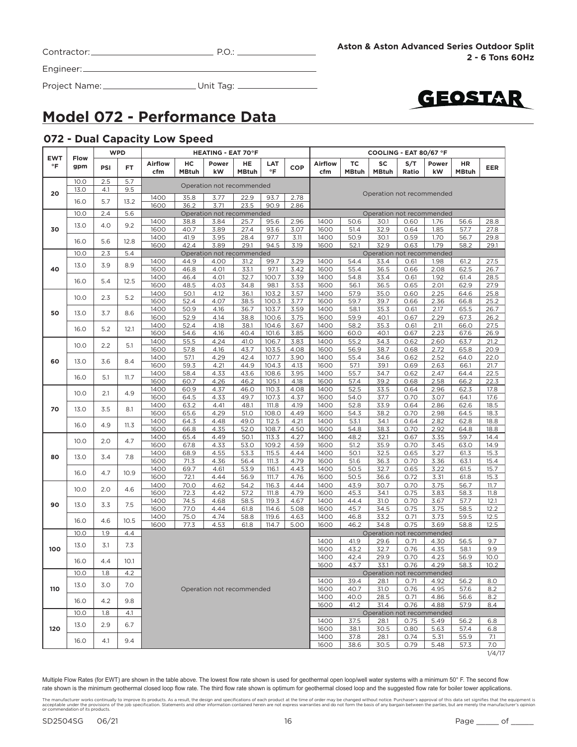Contractor: ______________________ P.O.: ______________

Engineer: ______________________________________

Project Name: __________________ Unit Tag: ______________

**Aston & Aston Advanced Series Outdoor Split**
**2 - 6 Tons 60Hz**

GEOSTAR

# Model 072 - Performance Data

## 072 - Dual Capacity Low Speed

| EWT °F | Flow gpm | WPD PSI | WPD FT | HEATING - EAT 70°F Airflow cfm | HC MBtuh | Power kW | HE MBtuh | LAT °F | COP | COOLING - EAT 80/67 °F Airflow cfm | TC MBtuh | SC MBtuh | S/T Ratio | Power kW | HR MBtuh | EER |
|---|---|---|---|---|---|---|---|---|---|---|---|---|---|---|---|---|
| 20 | 10.0 | 2.5 | 5.7 | Operation not recommended | | | | | | Operation not recommended | | | | | | |
| | 13.0 | 4.1 | 9.5 | Operation not recommended | | | | | | Operation not recommended | | | | | | |
| | 16.0 | 5.7 | 13.2 | 1400 | 35.8 | 3.77 | 22.9 | 93.7 | 2.78 | Operation not recommended | | | | | | |
| | | | | 1600 | 36.2 | 3.71 | 23.5 | 90.9 | 2.86 | Operation not recommended | | | | | | |
| 30 | 10.0 | 2.4 | 5.6 | Operation not recommended | | | | | | Operation not recommended | | | | | | |
| | 13.0 | 4.0 | 9.2 | 1400 | 38.8 | 3.84 | 25.7 | 95.6 | 2.96 | 1400 | 50.6 | 30.1 | 0.60 | 1.76 | 56.6 | 28.8 |
| | | | | 1600 | 40.7 | 3.89 | 27.4 | 93.6 | 3.07 | 1600 | 51.4 | 32.9 | 0.64 | 1.85 | 57.7 | 27.8 |
| | 16.0 | 5.6 | 12.8 | 1400 | 41.9 | 3.95 | 28.4 | 97.7 | 3.11 | 1400 | 50.9 | 30.1 | 0.59 | 1.70 | 56.7 | 29.8 |
| | | | | 1600 | 42.4 | 3.89 | 29.1 | 94.5 | 3.19 | 1600 | 52.1 | 32.9 | 0.63 | 1.79 | 58.2 | 29.1 |
| 40 | 10.0 | 2.3 | 5.4 | Operation not recommended | | | | | | Operation not recommended | | | | | | |
| | 13.0 | 3.9 | 8.9 | 1400 | 44.9 | 4.00 | 31.2 | 99.7 | 3.29 | 1400 | 54.4 | 33.4 | 0.61 | 1.98 | 61.2 | 27.5 |
| | | | | 1600 | 46.8 | 4.01 | 33.1 | 97.1 | 3.42 | 1600 | 55.4 | 36.5 | 0.66 | 2.08 | 62.5 | 26.7 |
| | 16.0 | 5.4 | 12.5 | 1400 | 46.4 | 4.01 | 32.7 | 100.7 | 3.39 | 1400 | 54.8 | 33.4 | 0.61 | 1.92 | 61.4 | 28.5 |
| | | | | 1600 | 48.5 | 4.03 | 34.8 | 98.1 | 3.53 | 1600 | 56.1 | 36.5 | 0.65 | 2.01 | 62.9 | 27.9 |
| 50 | 10.0 | 2.3 | 5.2 | 1400 | 50.1 | 4.12 | 36.1 | 103.2 | 3.57 | 1400 | 57.9 | 35.0 | 0.60 | 2.25 | 64.6 | 25.8 |
| | | | | 1600 | 52.4 | 4.07 | 38.5 | 100.3 | 3.77 | 1600 | 59.7 | 39.7 | 0.66 | 2.36 | 66.8 | 25.2 |
| | 13.0 | 3.7 | 8.6 | 1400 | 50.9 | 4.16 | 36.7 | 103.7 | 3.59 | 1400 | 58.1 | 35.3 | 0.61 | 2.17 | 65.5 | 26.7 |
| | | | | 1600 | 52.9 | 4.14 | 38.8 | 100.6 | 3.75 | 1600 | 59.9 | 40.1 | 0.67 | 2.29 | 67.3 | 26.2 |
| | 16.0 | 5.2 | 12.1 | 1400 | 52.4 | 4.18 | 38.1 | 104.6 | 3.67 | 1400 | 58.2 | 35.3 | 0.61 | 2.11 | 66.0 | 27.5 |
| | | | | 1600 | 54.6 | 4.16 | 40.4 | 101.6 | 3.85 | 1600 | 60.0 | 40.1 | 0.67 | 2.23 | 67.6 | 26.9 |
| 60 | 10.0 | 2.2 | 5.1 | 1400 | 55.5 | 4.24 | 41.0 | 106.7 | 3.83 | 1400 | 55.2 | 34.3 | 0.62 | 2.60 | 63.7 | 21.2 |
| | | | | 1600 | 57.8 | 4.16 | 43.7 | 103.5 | 4.08 | 1600 | 56.9 | 38.7 | 0.68 | 2.72 | 65.8 | 20.9 |
| | 13.0 | 3.6 | 8.4 | 1400 | 57.1 | 4.29 | 42.4 | 107.7 | 3.90 | 1400 | 55.4 | 34.6 | 0.62 | 2.52 | 64.0 | 22.0 |
| | | | | 1600 | 59.3 | 4.21 | 44.9 | 104.3 | 4.13 | 1600 | 57.1 | 39.1 | 0.69 | 2.63 | 66.1 | 21.7 |
| | 16.0 | 5.1 | 11.7 | 1400 | 58.4 | 4.33 | 43.6 | 108.6 | 3.95 | 1400 | 55.7 | 34.7 | 0.62 | 2.47 | 64.4 | 22.5 |
| | | | | 1600 | 60.7 | 4.26 | 46.2 | 105.1 | 4.18 | 1600 | 57.4 | 39.2 | 0.68 | 2.58 | 66.2 | 22.3 |
| 70 | 10.0 | 2.1 | 4.9 | 1400 | 60.9 | 4.37 | 46.0 | 110.3 | 4.08 | 1400 | 52.5 | 33.5 | 0.64 | 2.96 | 62.3 | 17.8 |
| | | | | 1600 | 64.5 | 4.33 | 49.7 | 107.3 | 4.37 | 1600 | 54.0 | 37.7 | 0.70 | 3.07 | 64.1 | 17.6 |
| | 13.0 | 3.5 | 8.1 | 1400 | 63.2 | 4.41 | 48.1 | 111.8 | 4.19 | 1400 | 52.8 | 33.9 | 0.64 | 2.86 | 62.6 | 18.5 |
| | | | | 1600 | 65.6 | 4.29 | 51.0 | 108.0 | 4.49 | 1600 | 54.3 | 38.2 | 0.70 | 2.98 | 64.5 | 18.3 |
| | 16.0 | 4.9 | 11.3 | 1400 | 64.3 | 4.48 | 49.0 | 112.5 | 4.21 | 1400 | 53.1 | 34.1 | 0.64 | 2.82 | 62.8 | 18.8 |
| | | | | 1600 | 66.8 | 4.35 | 52.0 | 108.7 | 4.50 | 1600 | 54.8 | 38.3 | 0.70 | 2.92 | 64.8 | 18.8 |
| 80 | 10.0 | 2.0 | 4.7 | 1400 | 65.4 | 4.49 | 50.1 | 113.3 | 4.27 | 1400 | 48.2 | 32.1 | 0.67 | 3.35 | 59.7 | 14.4 |
| | | | | 1600 | 67.8 | 4.33 | 53.0 | 109.2 | 4.59 | 1600 | 51.2 | 35.9 | 0.70 | 3.45 | 63.0 | 14.9 |
| | 13.0 | 3.4 | 7.8 | 1400 | 68.9 | 4.55 | 53.3 | 115.5 | 4.44 | 1400 | 50.1 | 32.5 | 0.65 | 3.27 | 61.3 | 15.3 |
| | | | | 1600 | 71.3 | 4.36 | 56.4 | 111.3 | 4.79 | 1600 | 51.6 | 36.3 | 0.70 | 3.36 | 63.1 | 15.4 |
| | 16.0 | 4.7 | 10.9 | 1400 | 69.7 | 4.61 | 53.9 | 116.1 | 4.43 | 1400 | 50.5 | 32.7 | 0.65 | 3.22 | 61.5 | 15.7 |
| | | | | 1600 | 72.1 | 4.44 | 56.9 | 111.7 | 4.76 | 1600 | 50.5 | 36.6 | 0.72 | 3.31 | 61.8 | 15.3 |
| 90 | 10.0 | 2.0 | 4.6 | 1400 | 70.0 | 4.62 | 54.2 | 116.3 | 4.44 | 1400 | 43.9 | 30.7 | 0.70 | 3.75 | 56.7 | 11.7 |
| | | | | 1600 | 72.3 | 4.42 | 57.2 | 111.8 | 4.79 | 1600 | 45.3 | 34.1 | 0.75 | 3.83 | 58.3 | 11.8 |
| | 13.0 | 3.3 | 7.5 | 1400 | 74.5 | 4.68 | 58.5 | 119.3 | 4.67 | 1400 | 44.4 | 31.0 | 0.70 | 3.67 | 57.7 | 12.1 |
| | | | | 1600 | 77.0 | 4.44 | 61.8 | 114.6 | 5.08 | 1600 | 45.7 | 34.5 | 0.75 | 3.75 | 58.5 | 12.2 |
| | 16.0 | 4.6 | 10.5 | 1400 | 75.0 | 4.74 | 58.8 | 119.6 | 4.63 | 1400 | 46.8 | 33.2 | 0.71 | 3.73 | 59.5 | 12.5 |
| | | | | 1600 | 77.3 | 4.53 | 61.8 | 114.7 | 5.00 | 1600 | 46.2 | 34.8 | 0.75 | 3.69 | 58.8 | 12.5 |
| 100 | 10.0 | 1.9 | 4.4 | Operation not recommended | | | | | | Operation not recommended | | | | | | |
| | 13.0 | 3.1 | 7.3 | Operation not recommended | | | | | | 1400 | 41.9 | 29.6 | 0.71 | 4.30 | 56.5 | 9.7 |
| | | | | | | | | | | 1600 | 43.2 | 32.7 | 0.76 | 4.35 | 58.1 | 9.9 |
| | 16.0 | 4.4 | 10.1 | Operation not recommended | | | | | | 1400 | 42.4 | 29.9 | 0.70 | 4.23 | 56.9 | 10.0 |
| | | | | | | | | | | 1600 | 43.7 | 33.1 | 0.76 | 4.29 | 58.3 | 10.2 |
| 110 | 10.0 | 1.8 | 4.2 | Operation not recommended | | | | | | Operation not recommended | | | | | | |
| | 13.0 | 3.0 | 7.0 | Operation not recommended | | | | | | 1400 | 39.4 | 28.1 | 0.71 | 4.92 | 56.2 | 8.0 |
| | | | | | | | | | | 1600 | 40.7 | 31.0 | 0.76 | 4.95 | 57.6 | 8.2 |
| | 16.0 | 4.2 | 9.8 | Operation not recommended | | | | | | 1400 | 40.0 | 28.5 | 0.71 | 4.86 | 56.6 | 8.2 |
| | | | | | | | | | | 1600 | 41.2 | 31.4 | 0.76 | 4.88 | 57.9 | 8.4 |
| 120 | 10.0 | 1.8 | 4.1 | Operation not recommended | | | | | | Operation not recommended | | | | | | |
| | 13.0 | 2.9 | 6.7 | Operation not recommended | | | | | | 1400 | 37.5 | 28.1 | 0.75 | 5.49 | 56.2 | 6.8 |
| | | | | | | | | | | 1600 | 38.1 | 30.5 | 0.80 | 5.63 | 57.4 | 6.8 |
| | 16.0 | 4.1 | 9.4 | Operation not recommended | | | | | | 1400 | 37.8 | 28.1 | 0.74 | 5.31 | 55.9 | 7.1 |
| | | | | | | | | | | 1600 | 38.6 | 30.5 | 0.79 | 5.48 | 57.3 | 7.0 |

1/4/17

Multiple Flow Rates (for EWT) are shown in the table above. The lowest flow rate shown is used for geothermal open loop/well water systems with a minimum 50° F. The second flow rate shown is the minimum geothermal closed loop flow rate. The third flow rate shown is optimum for geothermal closed loop and the suggested flow rate for boiler tower applications.

The manufacturer works continually to improve its products. As a result, the design and specifications of each product at the time of order may be changed without notice. Purchaser's approval of this data set signifies that the equipment is acceptable under the provisions of the job specification. Statements and other information contained herein are not express warranties and do not form the basis of any bargain between the parties, but are merely the manufacturer's opinion or commendation of its products.

SD2504SG 06/21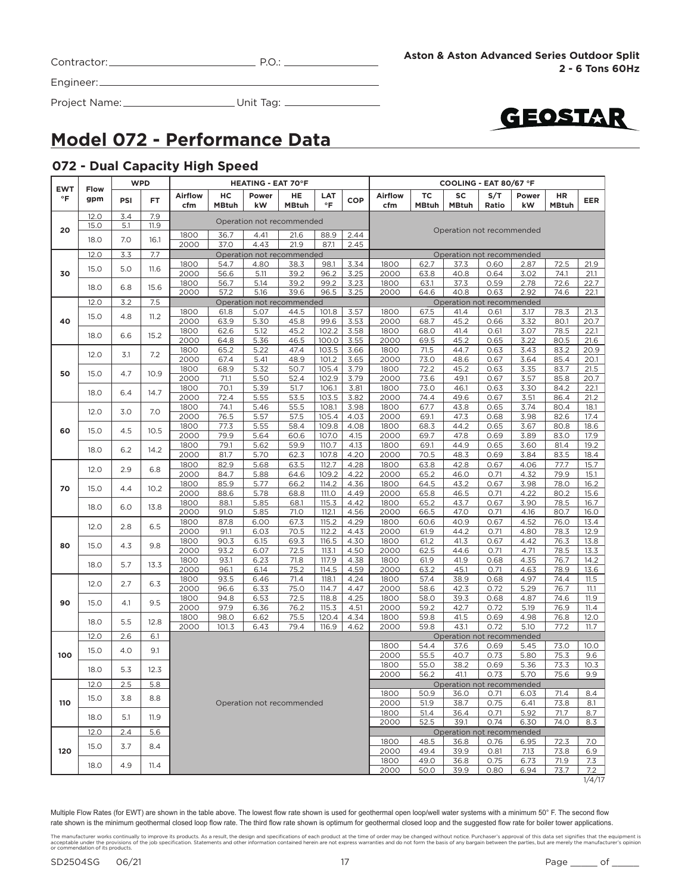Contractor: ______________________ P.O.: ______________

Engineer: ______________________

Project Name: ______________ Unit Tag: ______________

**Aston & Aston Advanced Series Outdoor Split**
**2 - 6 Tons 60Hz**

GEOSTAR

# Model 072 - Performance Data

## 072 - Dual Capacity High Speed

| EWT °F | Flow gpm | WPD PSI | WPD FT | HEATING - EAT 70°F Airflow cfm | HC MBtuh | Power kW | HE MBtuh | LAT °F | COP | COOLING - EAT 80/67 °F Airflow cfm | TC MBtuh | SC MBtuh | S/T Ratio | Power kW | HR MBtuh | EER |
|---|---|---|---|---|---|---|---|---|---|---|---|---|---|---|---|---|
| 20 | 12.0 | 3.4 | 7.9 | Operation not recommended | | | | | | Operation not recommended | | | | | | |
| | 15.0 | 5.1 | 11.9 | Operation not recommended | | | | | | | | | | | | |
| | 18.0 | 7.0 | 16.1 | 1800 | 36.7 | 4.41 | 21.6 | 88.9 | 2.44 | | | | | | | |
| | | | | 2000 | 37.0 | 4.43 | 21.9 | 87.1 | 2.45 | | | | | | | |
| 30 | 12.0 | 3.3 | 7.7 | Operation not recommended | | | | | | Operation not recommended | | | | | | |
| | 15.0 | 5.0 | 11.6 | 1800 | 54.7 | 4.80 | 38.3 | 98.1 | 3.34 | 1800 | 62.7 | 37.3 | 0.60 | 2.87 | 72.5 | 21.9 |
| | | | | 2000 | 56.6 | 5.11 | 39.2 | 96.2 | 3.25 | 2000 | 63.8 | 40.8 | 0.64 | 3.02 | 74.1 | 21.1 |
| | 18.0 | 6.8 | 15.6 | 1800 | 56.7 | 5.14 | 39.2 | 99.2 | 3.23 | 1800 | 63.1 | 37.3 | 0.59 | 2.78 | 72.6 | 22.7 |
| | | | | 2000 | 57.2 | 5.16 | 39.6 | 96.5 | 3.25 | 2000 | 64.6 | 40.8 | 0.63 | 2.92 | 74.6 | 22.1 |
| 40 | 12.0 | 3.2 | 7.5 | Operation not recommended | | | | | | Operation not recommended | | | | | | |
| | 15.0 | 4.8 | 11.2 | 1800 | 61.8 | 5.07 | 44.5 | 101.8 | 3.57 | 1800 | 67.5 | 41.4 | 0.61 | 3.17 | 78.3 | 21.3 |
| | | | | 2000 | 63.9 | 5.30 | 45.8 | 99.6 | 3.53 | 2000 | 68.7 | 45.2 | 0.66 | 3.32 | 80.1 | 20.7 |
| | 18.0 | 6.6 | 15.2 | 1800 | 62.6 | 5.12 | 45.2 | 102.2 | 3.58 | 1800 | 68.0 | 41.4 | 0.61 | 3.07 | 78.5 | 22.1 |
| | | | | 2000 | 64.8 | 5.36 | 46.5 | 100.0 | 3.55 | 2000 | 69.5 | 45.2 | 0.65 | 3.22 | 80.5 | 21.6 |
| 50 | 12.0 | 3.1 | 7.2 | 1800 | 65.2 | 5.22 | 47.4 | 103.5 | 3.66 | 1800 | 71.5 | 44.7 | 0.63 | 3.43 | 83.2 | 20.9 |
| | | | | 2000 | 67.4 | 5.41 | 48.9 | 101.2 | 3.65 | 2000 | 73.0 | 48.6 | 0.67 | 3.64 | 85.4 | 20.1 |
| | 15.0 | 4.7 | 10.9 | 1800 | 68.9 | 5.32 | 50.7 | 105.4 | 3.79 | 1800 | 72.2 | 45.2 | 0.63 | 3.35 | 83.7 | 21.5 |
| | | | | 2000 | 71.1 | 5.50 | 52.4 | 102.9 | 3.79 | 2000 | 73.6 | 49.1 | 0.67 | 3.57 | 85.8 | 20.7 |
| | 18.0 | 6.4 | 14.7 | 1800 | 70.1 | 5.39 | 51.7 | 106.1 | 3.81 | 1800 | 73.0 | 46.1 | 0.63 | 3.30 | 84.2 | 22.1 |
| | | | | 2000 | 72.4 | 5.55 | 53.5 | 103.5 | 3.82 | 2000 | 74.4 | 49.6 | 0.67 | 3.51 | 86.4 | 21.2 |
| 60 | 12.0 | 3.0 | 7.0 | 1800 | 74.1 | 5.46 | 55.5 | 108.1 | 3.98 | 1800 | 67.7 | 43.8 | 0.65 | 3.74 | 80.4 | 18.1 |
| | | | | 2000 | 76.5 | 5.57 | 57.5 | 105.4 | 4.03 | 2000 | 69.1 | 47.3 | 0.68 | 3.98 | 82.6 | 17.4 |
| | 15.0 | 4.5 | 10.5 | 1800 | 77.3 | 5.55 | 58.4 | 109.8 | 4.08 | 1800 | 68.3 | 44.2 | 0.65 | 3.67 | 80.8 | 18.6 |
| | | | | 2000 | 79.9 | 5.64 | 60.6 | 107.0 | 4.15 | 2000 | 69.7 | 47.8 | 0.69 | 3.89 | 83.0 | 17.9 |
| | 18.0 | 6.2 | 14.2 | 1800 | 79.1 | 5.62 | 59.9 | 110.7 | 4.13 | 1800 | 69.1 | 44.9 | 0.65 | 3.60 | 81.4 | 19.2 |
| | | | | 2000 | 81.7 | 5.70 | 62.3 | 107.8 | 4.20 | 2000 | 70.5 | 48.3 | 0.69 | 3.84 | 83.5 | 18.4 |
| 70 | 12.0 | 2.9 | 6.8 | 1800 | 82.9 | 5.68 | 63.5 | 112.7 | 4.28 | 1800 | 63.8 | 42.8 | 0.67 | 4.06 | 77.7 | 15.7 |
| | | | | 2000 | 84.7 | 5.88 | 64.6 | 109.2 | 4.22 | 2000 | 65.2 | 46.0 | 0.71 | 4.32 | 79.9 | 15.1 |
| | 15.0 | 4.4 | 10.2 | 1800 | 85.9 | 5.77 | 66.2 | 114.2 | 4.36 | 1800 | 64.5 | 43.2 | 0.67 | 3.98 | 78.0 | 16.2 |
| | | | | 2000 | 88.6 | 5.78 | 68.8 | 111.0 | 4.49 | 2000 | 65.8 | 46.5 | 0.71 | 4.22 | 80.2 | 15.6 |
| | 18.0 | 6.0 | 13.8 | 1800 | 88.1 | 5.85 | 68.1 | 115.3 | 4.42 | 1800 | 65.2 | 43.7 | 0.67 | 3.90 | 78.5 | 16.7 |
| | | | | 2000 | 91.0 | 5.85 | 71.0 | 112.1 | 4.56 | 2000 | 66.5 | 47.0 | 0.71 | 4.16 | 80.7 | 16.0 |
| 80 | 12.0 | 2.8 | 6.5 | 1800 | 87.8 | 6.00 | 67.3 | 115.2 | 4.29 | 1800 | 60.6 | 40.9 | 0.67 | 4.52 | 76.0 | 13.4 |
| | | | | 2000 | 91.1 | 6.03 | 70.5 | 112.2 | 4.43 | 2000 | 61.9 | 44.2 | 0.71 | 4.80 | 78.3 | 12.9 |
| | 15.0 | 4.3 | 9.8 | 1800 | 90.3 | 6.15 | 69.3 | 116.5 | 4.30 | 1800 | 61.2 | 41.3 | 0.67 | 4.42 | 76.3 | 13.8 |
| | | | | 2000 | 93.2 | 6.07 | 72.5 | 113.1 | 4.50 | 2000 | 62.5 | 44.6 | 0.71 | 4.71 | 78.5 | 13.3 |
| | 18.0 | 5.7 | 13.3 | 1800 | 93.1 | 6.23 | 71.8 | 117.9 | 4.38 | 1800 | 61.9 | 41.9 | 0.68 | 4.35 | 76.7 | 14.2 |
| | | | | 2000 | 96.1 | 6.14 | 75.2 | 114.5 | 4.59 | 2000 | 63.2 | 45.1 | 0.71 | 4.63 | 78.9 | 13.6 |
| 90 | 12.0 | 2.7 | 6.3 | 1800 | 93.5 | 6.46 | 71.4 | 118.1 | 4.24 | 1800 | 57.4 | 38.9 | 0.68 | 4.97 | 74.4 | 11.5 |
| | | | | 2000 | 96.6 | 6.33 | 75.0 | 114.7 | 4.47 | 2000 | 58.6 | 42.3 | 0.72 | 5.29 | 76.7 | 11.1 |
| | 15.0 | 4.1 | 9.5 | 1800 | 94.8 | 6.53 | 72.5 | 118.8 | 4.25 | 1800 | 58.0 | 39.3 | 0.68 | 4.87 | 74.6 | 11.9 |
| | | | | 2000 | 97.9 | 6.36 | 76.2 | 115.3 | 4.51 | 2000 | 59.2 | 42.7 | 0.72 | 5.19 | 76.9 | 11.4 |
| | 18.0 | 5.5 | 12.8 | 1800 | 98.0 | 6.62 | 75.5 | 120.4 | 4.34 | 1800 | 59.8 | 41.5 | 0.69 | 4.98 | 76.8 | 12.0 |
| | | | | 2000 | 101.3 | 6.43 | 79.4 | 116.9 | 4.62 | 2000 | 59.8 | 43.1 | 0.72 | 5.10 | 77.2 | 11.7 |
| 100 | 12.0 | 2.6 | 6.1 | Operation not recommended | | | | | | Operation not recommended | | | | | | |
| | 15.0 | 4.0 | 9.1 | | | | | | | 1800 | 54.4 | 37.6 | 0.69 | 5.45 | 73.0 | 10.0 |
| | | | | | | | | | | 2000 | 55.5 | 40.7 | 0.73 | 5.80 | 75.3 | 9.6 |
| | 18.0 | 5.3 | 12.3 | | | | | | | 1800 | 55.0 | 38.2 | 0.69 | 5.36 | 73.3 | 10.3 |
| | | | | | | | | | | 2000 | 56.2 | 41.1 | 0.73 | 5.70 | 75.6 | 9.9 |
| 110 | 12.0 | 2.5 | 5.8 | | | | | | | Operation not recommended | | | | | | |
| | 15.0 | 3.8 | 8.8 | | | | | | | 1800 | 50.9 | 36.0 | 0.71 | 6.03 | 71.4 | 8.4 |
| | | | | | | | | | | 2000 | 51.9 | 38.7 | 0.75 | 6.41 | 73.8 | 8.1 |
| | 18.0 | 5.1 | 11.9 | | | | | | | 1800 | 51.4 | 36.4 | 0.71 | 5.92 | 71.7 | 8.7 |
| | | | | | | | | | | 2000 | 52.5 | 39.1 | 0.74 | 6.30 | 74.0 | 8.3 |
| 120 | 12.0 | 2.4 | 5.6 | | | | | | | Operation not recommended | | | | | | |
| | 15.0 | 3.7 | 8.4 | | | | | | | 1800 | 48.5 | 36.8 | 0.76 | 6.95 | 72.3 | 7.0 |
| | | | | | | | | | | 2000 | 49.4 | 39.9 | 0.81 | 7.13 | 73.8 | 6.9 |
| | 18.0 | 4.9 | 11.4 | | | | | | | 1800 | 49.0 | 36.8 | 0.75 | 6.73 | 71.9 | 7.3 |
| | | | | | | | | | | 2000 | 50.0 | 39.9 | 0.80 | 6.94 | 73.7 | 7.2 |

1/4/17

Multiple Flow Rates (for EWT) are shown in the table above. The lowest flow rate shown is used for geothermal open loop/well water systems with a minimum 50° F. The second flow rate shown is the minimum geothermal closed loop flow rate. The third flow rate shown is optimum for geothermal closed loop and the suggested flow rate for boiler tower applications.

The manufacturer works continually to improve its products. As a result, the design and specifications of each product at the time of order may be changed without notice. Purchaser's approval of this data set signifies that the equipment is acceptable under the provisions of the job specification. Statements and other information contained herein are not express warranties and do not form the basis of any bargain between the parties, but are merely the manufacturer's opinion or commendation of its products.

SD2504SG 06/21

Page _____ of _____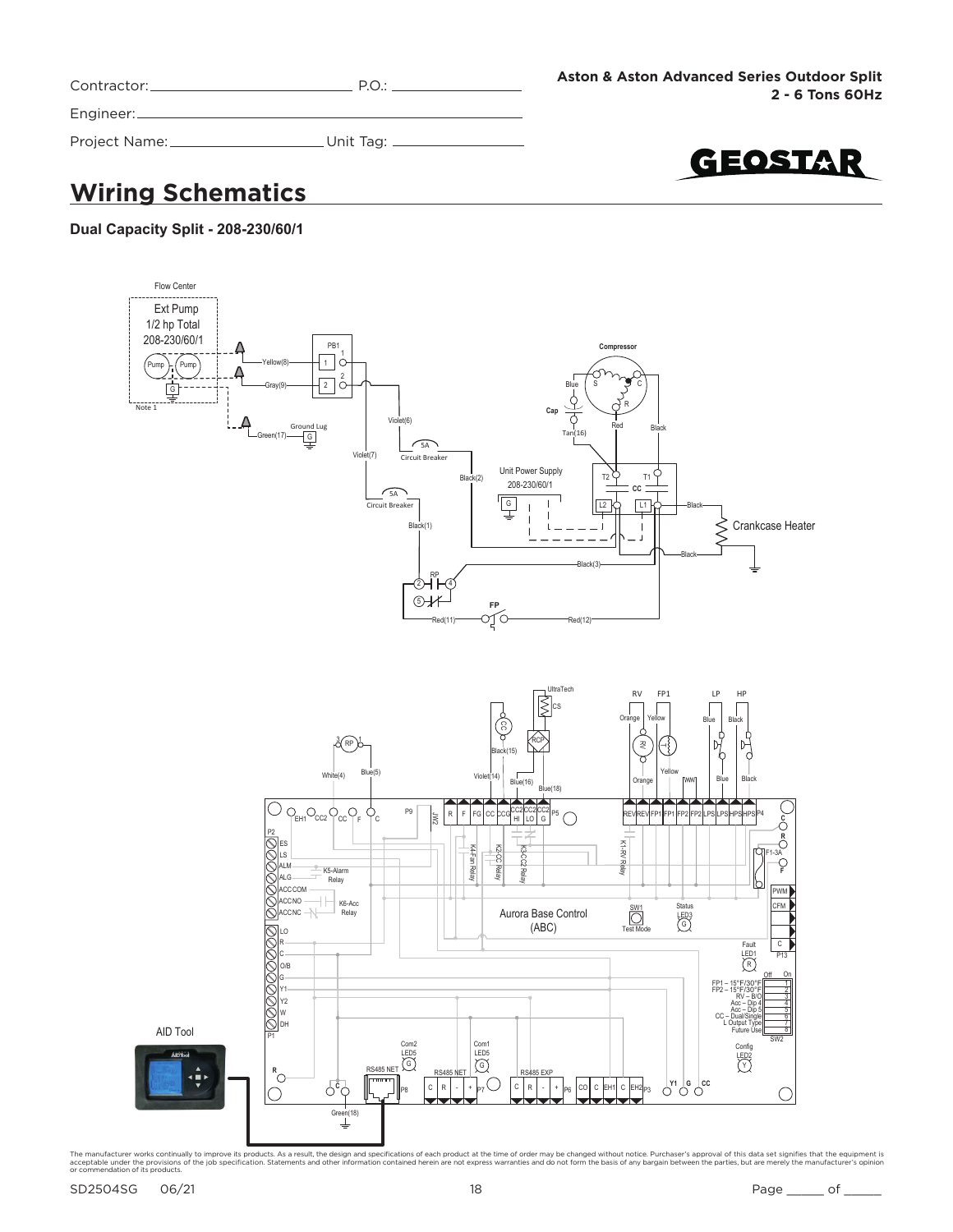Contractor: ______________________ P.O.: ________________

Engineer: ______________________________________________

Project Name: __________________ Unit Tag: ______________

**Aston & Aston Advanced Series Outdoor Split**
**2 - 6 Tons 60Hz**

# Wiring Schematics

### Dual Capacity Split - 208-230/60/1

Flow Center
Ext Pump
1/2 hp Total
208-230/60/1

Pump Pump

Note 1

Yellow(8) Gray(9) PB1 1 2

Green(17) Ground Lug G

Violet(6) Violet(7) 5A Circuit Breaker 5A Circuit Breaker

Black(2) Black(1)

Unit Power Supply 208-230/60/1 G

Compressor S C R Blue Red Black Cap Tan(16)

T2 T1 CC L2 L1 Black

Crankcase Heater

Black(3) Black

RP 2 4 5

FP

Red(11) Red(12)

UltraTech CS RCP CC

Black(15) Violet(14) Blue(16) Blue(18)

RP 3 1 White(4) Blue(5)

RV FP1 LP HP Orange Yellow Blue Black RV T Orange Yellow Blue Black

EH1 CC2 CC F C P9 JW2 R F FG CC CCG CC2 HI CC2 LO CC2 G P5

REV REV FP1 FP1 FP2 FP2 LPS LPS HPS HPS P4

K4-Fan Relay K2-CC Relay K3-CC2 Relay K1-RV Relay

C R F1-3A F

P2 ES LS ALM ALG ACC COM ACC NO ACC NC K5-Alarm Relay K6-Acc Relay

PWM CFM C P13

Aurora Base Control (ABC)

SW1 Test Mode Status LED3 G

Fault LED1 R

LO R C O/B G Y1 Y2 W DH P1

Off On
FP1 – 15°F/30°F 1
FP2 – 15°F/30°F 2
RV – B/O 3
Acc – Dip 4 4
Acc – Dip 5 5
CC – Dual/Single 6
L Output Type 7
Future Use 8
SW2

Config LED2 Y

AID Tool

Com2 LED5 G Com1 LED5 G

R C RS485 NET P8 RS485 NET C R - + P7 RS485 EXP C R - + P6 CO C EH1 C EH2 P3 Y1 G CC

Green(18)

The manufacturer works continually to improve its products. As a result, the design and specifications of each product at the time of order may be changed without notice. Purchaser's approval of this data set signifies that the equipment is acceptable under the provisions of the job specification. Statements and other information contained herein are not express warranties and do not form the basis of any bargain between the parties, but are merely the manufacturer's opinion or commendation of its products.

SD2504SG 06/21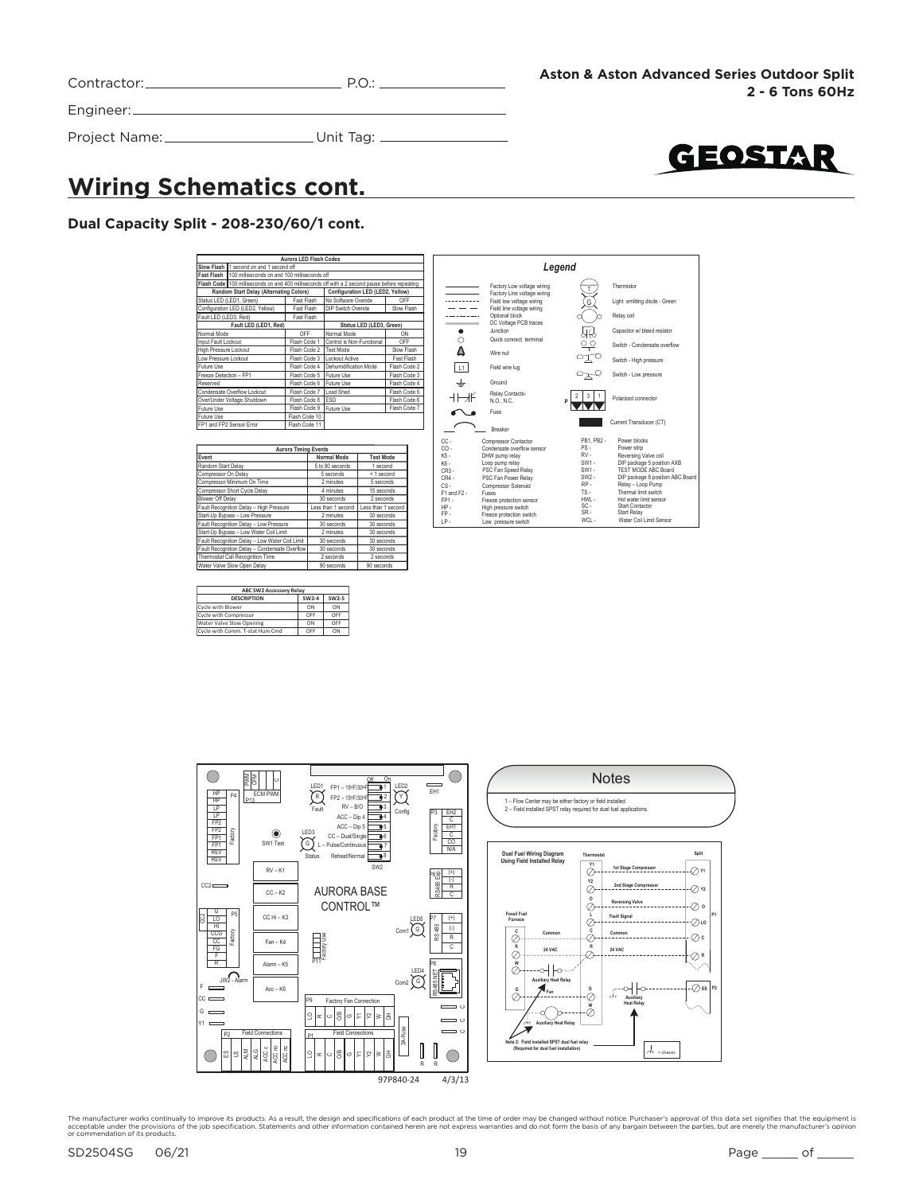Contractor: ______________________ P.O.: ______________

Engineer: ______________________

Project Name: ______________________ Unit Tag: ______________

**Aston & Aston Advanced Series Outdoor Split**
**2 - 6 Tons 60Hz**

# Wiring Schematics cont.

## Dual Capacity Split - 208-230/60/1 cont.

| Aurora LED Flash Codes | | | |
|---|---|---|---|
| Slow Flash | 1 second on and 1 second off | | |
| Fast Flash | 100 milliseconds on and 100 milliseconds off | | |
| Flash Code | 100 milliseconds on and 400 milliseconds off with a 2 second pause before repeating | | |
| **Random Start Delay (Alternating Colors)** | | **Configuration LED (LED2, Yellow)** | |
| Status LED (LED1, Green) | Fast Flash | No Software Overide | OFF |
| Configuration LED (LED2, Yellow) | Fast Flash | DIP Switch Overide | Slow Flash |
| Fault LED (LED3, Red) | Fast Flash | | |
| **Fault LED (LED1, Red)** | | **Status LED (LED3, Green)** | |
| Normal Mode | OFF | Normal Mode | ON |
| Input Fault Lockout | Flash Code 1 | Control is Non-Functional | OFF |
| High Pressure Lockout | Flash Code 2 | Test Mode | Slow Flash |
| Low Pressure Lockout | Flash Code 3 | Lockout Active | Fast Flash |
| Future Use | Flash Code 4 | Dehumidification Mode | Flash Code 2 |
| Freeze Detection – FP1 | Flash Code 5 | Future Use | Flash Code 3 |
| Reserved | Flash Code 6 | Future Use | Flash Code 4 |
| Condensate Overflow Lockout | Flash Code 7 | Load Shed | Flash Code 5 |
| Over/Under Voltage Shutdown | Flash Code 8 | ESD | Flash Code 6 |
| Future Use | Flash Code 9 | Future Use | Flash Code 7 |
| Future Use | Flash Code 10 | | |
| FP1 and FP2 Sensor Error | Flash Code 11 | | |

| Aurora Timing Events | | |
|---|---|---|
| **Event** | **Normal Mode** | **Test Mode** |
| Random Start Delay | 5 to 80 seconds | 1 second |
| Compressor On Delay | 5 seconds | < 1 second |
| Compressor Minimum On Time | 2 minutes | 5 seconds |
| Compressor Short Cycle Delay | 4 minutes | 15 seconds |
| Blower Off Delay | 30 seconds | 2 seconds |
| Fault Recognition Delay – High Pressure | Less than 1 second | Less than 1 second |
| Start-Up Bypass – Low Pressure | 2 minutes | 30 seconds |
| Fault Recognition Delay – Low Pressure | 30 seconds | 30 seconds |
| Start-Up Bypass – Low Water Coil Limit | 2 minutes | 30 seconds |
| Fault Recognition Delay – Low Water Coil Limit | 30 seconds | 30 seconds |
| Fault Recognition Delay – Condensate Overflow | 30 seconds | 30 seconds |
| Thermostat Call Recognition Time | 2 seconds | 2 seconds |
| Water Valve Slow Open Delay | 90 seconds | 90 seconds |

| ABC SW2 Accessory Relay | | |
|---|---|---|
| **DESCRIPTION** | **SW2-4** | **SW2-5** |
| Cycle with Blower | ON | ON |
| Cycle with Compressor | OFF | OFF |
| Water Valve Slow Opening | ON | OFF |
| Cycle with Comm. T-stat Hum Cmd | OFF | ON |

***Legend***

- Factory Low voltage wiring
- Factory Line voltage wiring
- Field low voltage wiring
- Field line voltage wiring
- Optional block
- DC Voltage PCB traces
- Junction
- Quick connect terminal
- Wire nut
- L1 Field wire lug
- Ground
- Relay Contacts- N.O., N.C.
- Fuse
- Breaker
- Thermistor
- Light emitting diode - Green
- Relay coil
- Capacitor w/ bleed resistor
- Switch - Condensate overflow
- Switch - High pressure
- Switch - Low pressure
- Polarized connector
- Current Transducer (CT)

| | | | |
|---|---|---|---|
| CC - | Compressor Contactor | PB1, PB2 - | Power blocks |
| CO - | Condensate overflow sensor | PS - | Power strip |
| K5 - | DHW pump relay | RV - | Reversing Valve coil |
| K6 - | Loop pump relay | SW1 - | DIP package 5 position AXB |
| CR3 - | PSC Fan Speed Relay | SW1 - | TEST MODE ABC Board |
| CR4 - | PSC Fan Power Relay | SW2 - | DIP package 8 position ABC Board |
| CS - | Compressor Solenoid | RP - | Relay – Loop Pump |
| F1 and F2 - | Fuses | TS - | Thermal limit switch |
| FP1 - | Freeze protection sensor | HWL - | Hot water limit sensor |
| HP - | High pressure switch | SC - | Start Contactor |
| FP - | Freeze protection switch | SR - | Start Relay |
| LP - | Low pressure switch | WCL - | Water Coil Limit Sensor |

AURORA BASE CONTROL™

97P840-24 4/3/13

**Notes**

1 – Flow Center may be either factory or field installed.
2 – Field installed SPST relay required for duel fuel applications.

**Duel Fuel Wiring Diagram Using Field Installed Relay**

Note 2: Field installed SPST dual fuel relay (Required for dual fuel installation)

The manufacturer works continually to improve its products. As a result, the design and specifications of each product at the time of order may be changed without notice. Purchaser's approval of this data set signifies that the equipment is acceptable under the provisions of the job specification. Statements and other information contained herein are not express warranties and do not form the basis of any bargain between the parties, but are merely the manufacturer's opinion or commendation of its products.

SD2504SG 06/21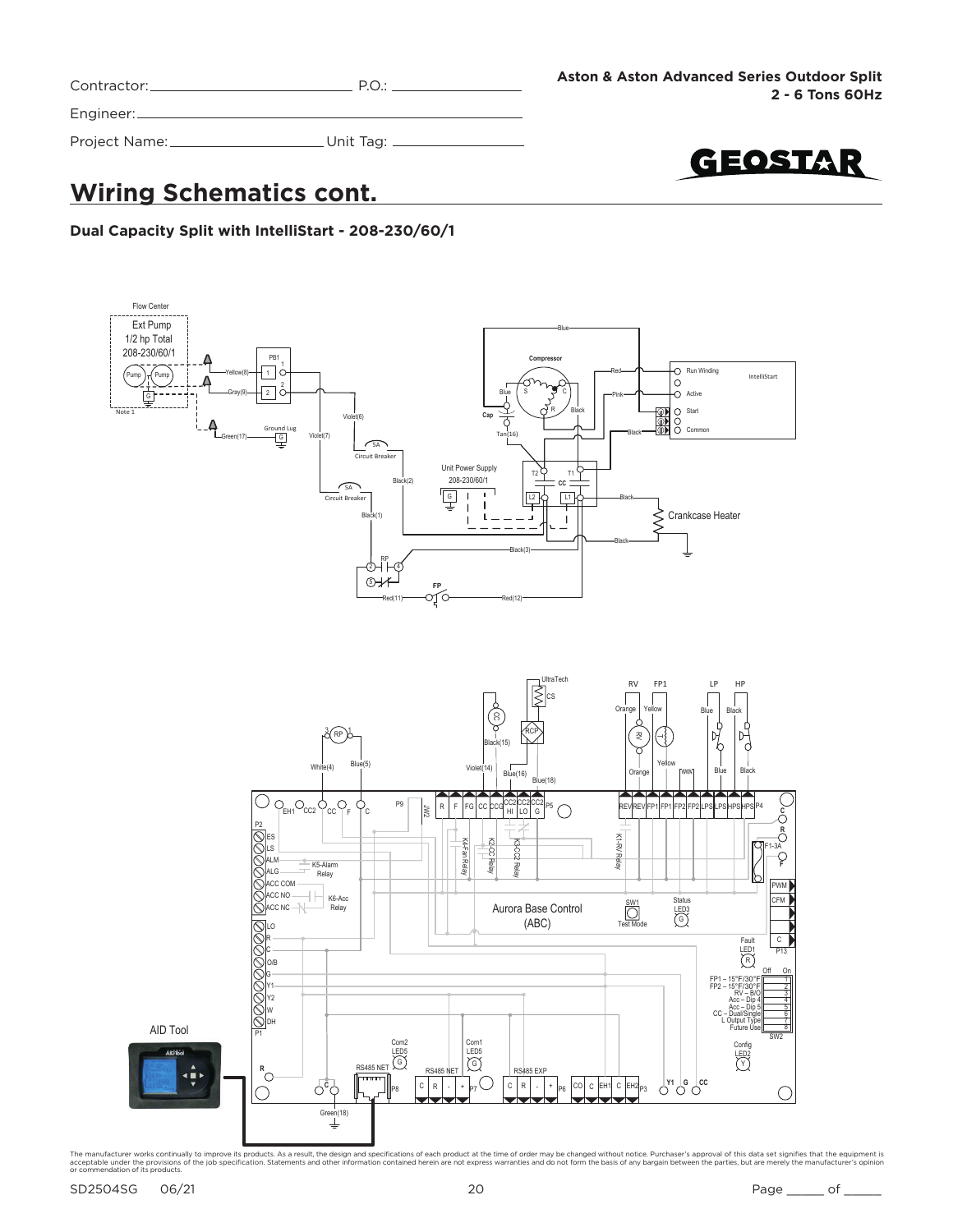Contractor: _______________ P.O.: _______________

Engineer: _______________

Project Name: _______________ Unit Tag: _______________

**Aston & Aston Advanced Series Outdoor Split**
**2 - 6 Tons 60Hz**

# Wiring Schematics cont.

### Dual Capacity Split with IntelliStart - 208-230/60/1

Flow Center
Ext Pump
1/2 hp Total
208-230/60/1

Note 1

PB1

Ground Lug

Compressor

IntelliStart
Run Winding
Active
Start
Common

Unit Power Supply
208-230/60/1

5A Circuit Breaker

Crankcase Heater

UltraTech

AID Tool

Aurora Base Control (ABC)

K5-Alarm Relay

K6-Acc Relay

K4-Fan Relay

K2-CC Relay

K3-CC2 Relay

K1-RV Relay

SW1 Test Mode

Status LED3

Fault LED1

Config LED2

Com2 LED5

Com1 LED5

RS485 NET

RS485 EXP

F1-3A

SW2

| Off | On | |
|---|---|---|
| FP1 – 15°F/30°F | | 1 |
| FP2 – 15°F/30°F | | 2 |
| RV – B/O | | 3 |
| Acc – Dip 4 | | 4 |
| Acc – Dip 5 | | 5 |
| CC – Dual/Single | | 6 |
| L Output Type | | 7 |
| Future Use | | 8 |

The manufacturer works continually to improve its products. As a result, the design and specifications of each product at the time of order may be changed without notice. Purchaser's approval of this data set signifies that the equipment is acceptable under the provisions of the job specification. Statements and other information contained herein are not express warranties and do not form the basis of any bargain between the parties, but are merely the manufacturer's opinion or commendation of its products.

SD2504SG 06/21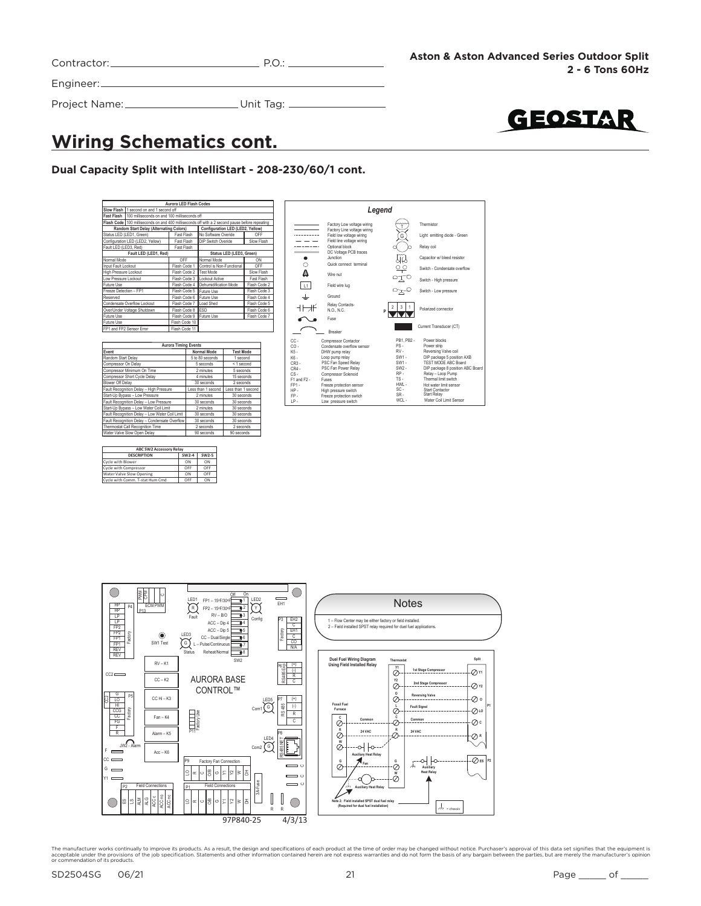Contractor: ______________________ P.O.: ______________

Engineer: ______________________

Project Name: ______________________ Unit Tag: ______________

**Aston & Aston Advanced Series Outdoor Split**
**2 - 6 Tons 60Hz**

# Wiring Schematics cont.

### Dual Capacity Split with IntelliStart - 208-230/60/1 cont.

| Aurora LED Flash Codes | | | |
|---|---|---|---|
| Slow Flash | 1 second on and 1 second off | | |
| Fast Flash | 100 milliseconds on and 100 milliseconds off | | |
| Flash Code | 100 milliseconds on and 400 milliseconds off with a 2 second pause before repeating | | |
| **Random Start Delay (Alternating Colors)** | | **Configuration LED (LED2, Yellow)** | |
| Status LED (LED1, Green) | Fast Flash | No Software Overide | OFF |
| Configuration LED (LED2, Yellow) | Fast Flash | DIP Switch Overide | Slow Flash |
| Fault LED (LED3, Red) | Fast Flash | | |
| **Fault LED (LED1, Red)** | | **Status LED (LED3, Green)** | |
| Normal Mode | OFF | Normal Mode | ON |
| Input Fault Lockout | Flash Code 1 | Control is Non-Functional | OFF |
| High Pressure Lockout | Flash Code 2 | Test Mode | Slow Flash |
| Low Pressure Lockout | Flash Code 3 | Lockout Active | Fast Flash |
| Future Use | Flash Code 4 | Dehumidification Mode | Flash Code 2 |
| Freeze Detection – FP1 | Flash Code 5 | Future Use | Flash Code 3 |
| Reserved | Flash Code 6 | Future Use | Flash Code 4 |
| Condensate Overflow Lockout | Flash Code 7 | Load Shed | Flash Code 5 |
| Over/Under Voltage Shutdown | Flash Code 8 | ESD | Flash Code 6 |
| Future Use | Flash Code 9 | Future Use | Flash Code 7 |
| Future Use | Flash Code 10 | | |
| FP1 and FP2 Sensor Error | Flash Code 11 | | |

| Aurora Timing Events | | |
|---|---|---|
| **Event** | **Normal Mode** | **Test Mode** |
| Random Start Delay | 5 to 80 seconds | 1 second |
| Compressor On Delay | 5 seconds | < 1 second |
| Compressor Minimum On Time | 2 minutes | 5 seconds |
| Compressor Short Cycle Delay | 4 minutes | 15 seconds |
| Blower Off Delay | 30 seconds | 2 seconds |
| Fault Recognition Delay – High Pressure | Less than 1 second | Less than 1 second |
| Start-Up Bypass – Low Pressure | 2 minutes | 30 seconds |
| Fault Recognition Delay – Low Pressure | 30 seconds | 30 seconds |
| Start-Up Bypass – Low Water Coil Limit | 2 minutes | 30 seconds |
| Fault Recognition Delay – Low Water Coil Limit | 30 seconds | 30 seconds |
| Fault Recognition Delay – Condensate Overflow | 30 seconds | 30 seconds |
| Thermostat Call Recognition Time | 2 seconds | 2 seconds |
| Water Valve Slow Open Delay | 90 seconds | 90 seconds |

| ABC SW2 Accessory Relay | | |
|---|---|---|
| **DESCRIPTION** | **SW2-4** | **SW2-5** |
| Cycle with Blower | ON | ON |
| Cycle with Compressor | OFF | OFF |
| Water Valve Slow Opening | ON | OFF |
| Cycle with Comm. T-stat Hum Cmd | OFF | ON |

**Legend**

- Factory Low voltage wiring
- Factory Line voltage wiring
- Field low voltage wiring
- Field line voltage wiring
- Optional block
- DC Voltage PCB traces
- Junction
- Quick connect terminal
- Wire nut
- Field wire lug
- Ground
- Relay Contacts- N.O., N.C.
- Fuse
- Breaker
- Thermistor
- Light emitting diode - Green
- Relay coil
- Capacitor w/ bleed resistor
- Switch - Condensate overflow
- Switch - High pressure
- Switch - Low pressure
- Polarized connector
- Current Transducer (CT)

| | | | |
|---|---|---|---|
| CC - | Compressor Contactor | PB1, PB2 - | Power blocks |
| CO - | Condensate overflow sensor | PS - | Power strip |
| K5 - | DHW pump relay | RV - | Reversing Valve coil |
| K6 - | Loop pump relay | SW1 - | DIP package 5 position AXB |
| CR3 - | PSC Fan Speed Relay | SW1 - | TEST MODE ABC Board |
| CR4 - | PSC Fan Power Relay | SW2 - | DIP package 8 position ABC Board |
| CS - | Compressor Solenoid | RP - | Relay – Loop Pump |
| F1 and F2 - | Fuses | TS - | Thermal limit switch |
| FP1 - | Freeze protection sensor | HWL - | Hot water limit sensor |
| HP - | High pressure switch | SC - | Start Contactor |
| FP - | Freeze protection switch | SR - | Start Relay |
| LP - | Low pressure switch | WCL - | Water Coil Limit Sensor |

AURORA BASE CONTROL™

97P840-25 4/3/13

**Notes**

1 – Flow Center may be either factory or field installed.
2 – Field installed SPST relay required for duel fuel applications.

**Duel Fuel Wiring Diagram Using Field Installed Relay**

Note 2: Field installed SPST dual fuel relay (Required for dual fuel installation)

The manufacturer works continually to improve its products. As a result, the design and specifications of each product at the time of order may be changed without notice. Purchaser's approval of this data set signifies that the equipment is acceptable under the provisions of the job specification. Statements and other information contained herein are not express warranties and do not form the basis of any bargain between the parties, but are merely the manufacturer's opinion or commendation of its products.

SD2504SG 06/21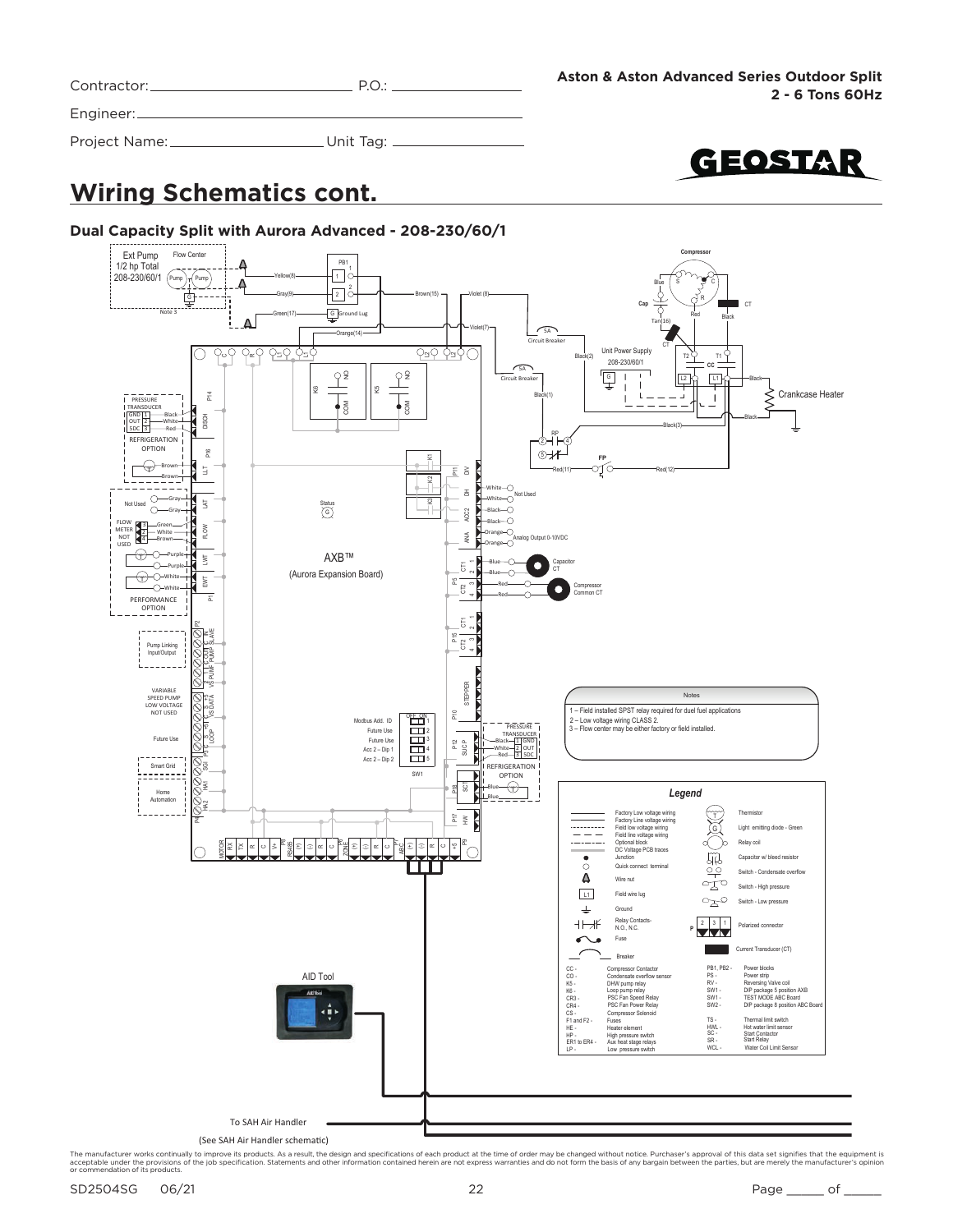Contractor: ______________________ P.O.: ______________

Engineer: ______________________________________

Project Name: __________________ Unit Tag: ____________

**Aston & Aston Advanced Series Outdoor Split**
**2 - 6 Tons 60Hz**

# Wiring Schematics cont.

### Dual Capacity Split with Aurora Advanced - 208-230/60/1

**Notes**

1 – Field installed SPST relay required for duel fuel applications
2 – Low voltage wiring CLASS 2.
3 – Flow center may be either factory or field installed.

**Legend**

| Symbol | Description |
|---|---|
| | Factory Low voltage wiring |
| | Factory Line voltage wiring |
| | Field low voltage wiring |
| | Field line voltage wiring |
| | Optional block |
| | DC Voltage PCB traces |
| | Junction |
| | Quick connect terminal |
| | Wire nut |
| L1 | Field wire lug |
| | Ground |
| | Relay Contacts- N.O., N.C. |
| | Fuse |
| | Breaker |
| T | Thermistor |
| G | Light emitting diode - Green |
| | Relay coil |
| | Capacitor w/ bleed resistor |
| | Switch - Condensate overflow |
| | Switch - High pressure |
| | Switch - Low pressure |
| P 2 3 1 | Polarized connector |
| | Current Transducer (CT) |

| Abbreviation | Description |
|---|---|
| CC - | Compressor Contactor |
| CO - | Condensate overflow sensor |
| K5 - | DHW pump relay |
| K6 - | Loop pump relay |
| CR3 - | PSC Fan Speed Relay |
| CR4 - | PSC Fan Power Relay |
| CS - | Compressor Solenoid |
| F1 and F2 - | Fuses |
| HE - | Heater element |
| HP - | High pressure switch |
| ER1 to ER4 - | Aux heat stage relays |
| LP - | Low pressure switch |
| PB1, PB2 - | Power blocks |
| PS - | Power strip |
| RV - | Reversing Valve coil |
| SW1 - | DIP package 5 position AXB |
| SW1 - | TEST MODE ABC Board |
| SW2 - | DIP package 8 position ABC Board |
| TS - | Thermal limit switch |
| HWL - | Hot water limit sensor |
| SC - | Start Contactor |
| SR - | Start Relay |
| WCL - | Water Coil Limit Sensor |

To SAH Air Handler
(See SAH Air Handler schematic)

The manufacturer works continually to improve its products. As a result, the design and specifications of each product at the time of order may be changed without notice. Purchaser's approval of this data set signifies that the equipment is acceptable under the provisions of the job specification. Statements and other information contained herein are not express warranties and do not form the basis of any bargain between the parties, but are merely the manufacturer's opinion or commendation of its products.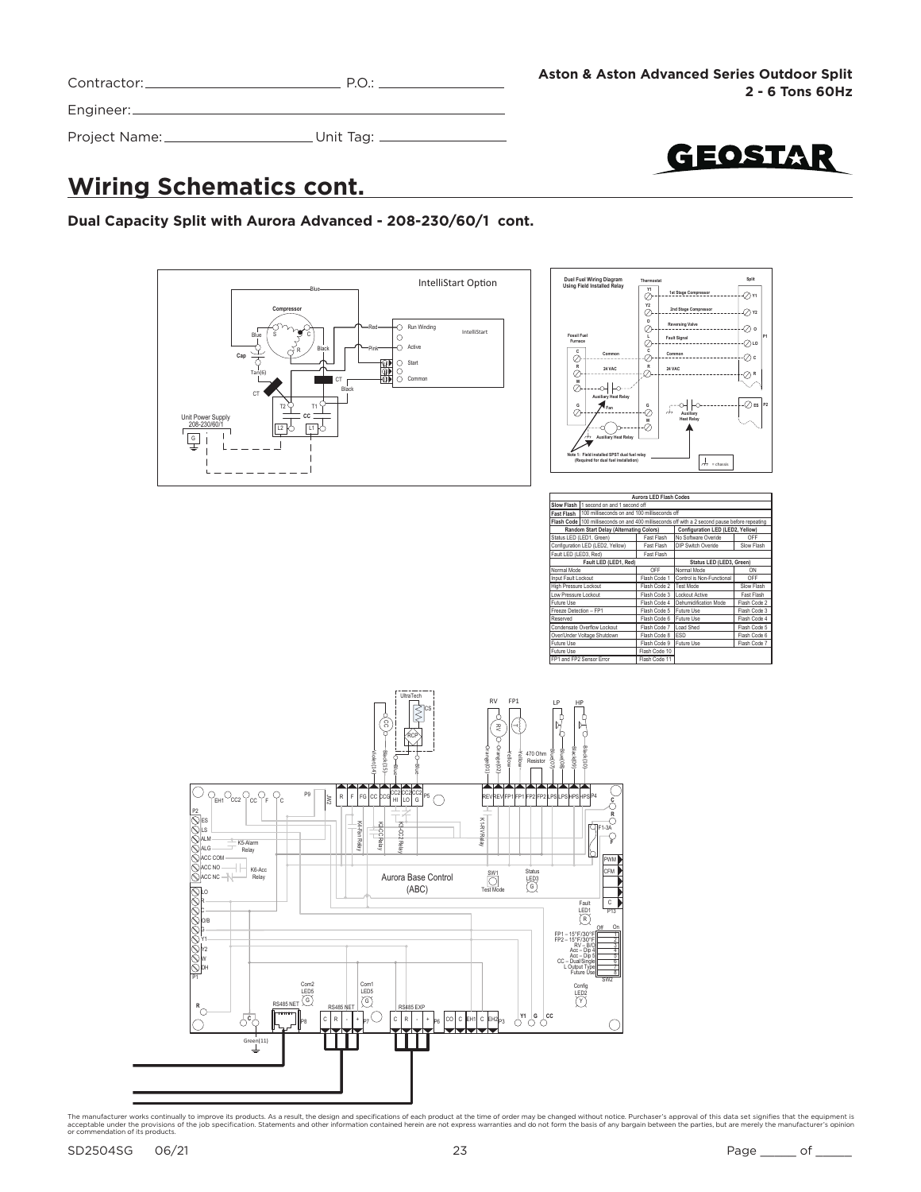**Aston & Aston Advanced Series Outdoor Split**
**2 - 6 Tons 60Hz**

Contractor: ____________________ P.O.: ____________

Engineer: ____________________

Project Name: ____________________ Unit Tag: ____________

# Wiring Schematics cont.

### Dual Capacity Split with Aurora Advanced - 208-230/60/1 cont.

| Aurora LED Flash Codes | | | |
|---|---|---|---|
| Slow Flash | 1 second on and 1 second off | | |
| Fast Flash | 100 milliseconds on and 100 milliseconds off | | |
| Flash Code | 100 milliseconds on and 400 milliseconds off with a 2 second pause before repeating | | |
| **Random Start Delay (Alternating Colors)** | | **Configuration LED (LED2, Yellow)** | |
| Status LED (LED1, Green) | Fast Flash | No Software Overide | OFF |
| Configuration LED (LED2, Yellow) | Fast Flash | DIP Switch Overide | Slow Flash |
| Fault LED (LED3, Red) | Fast Flash | | |
| **Fault LED (LED1, Red)** | | **Status LED (LED3, Green)** | |
| Normal Mode | OFF | Normal Mode | ON |
| Input Fault Lockout | Flash Code 1 | Control is Non-Functional | OFF |
| High Pressure Lockout | Flash Code 2 | Test Mode | Slow Flash |
| Low Pressure Lockout | Flash Code 3 | Lockout Active | Fast Flash |
| Future Use | Flash Code 4 | Dehumidification Mode | Flash Code 2 |
| Freeze Detection – FP1 | Flash Code 5 | Future Use | Flash Code 3 |
| Reserved | Flash Code 6 | Future Use | Flash Code 4 |
| Condensate Overflow Lockout | Flash Code 7 | Load Shed | Flash Code 5 |
| Over/Under Voltage Shutdown | Flash Code 8 | ESD | Flash Code 6 |
| Future Use | Flash Code 9 | Future Use | Flash Code 7 |
| Future Use | Flash Code 10 | | |
| FP1 and FP2 Sensor Error | Flash Code 11 | | |

The manufacturer works continually to improve its products. As a result, the design and specifications of each product at the time of order may be changed without notice. Purchaser's approval of this data set signifies that the equipment is acceptable under the provisions of the job specification. Statements and other information contained herein are not express warranties and do not form the basis of any bargain between the parties, but are merely the manufacturer's opinion or commendation of its products.

SD2504SG 06/21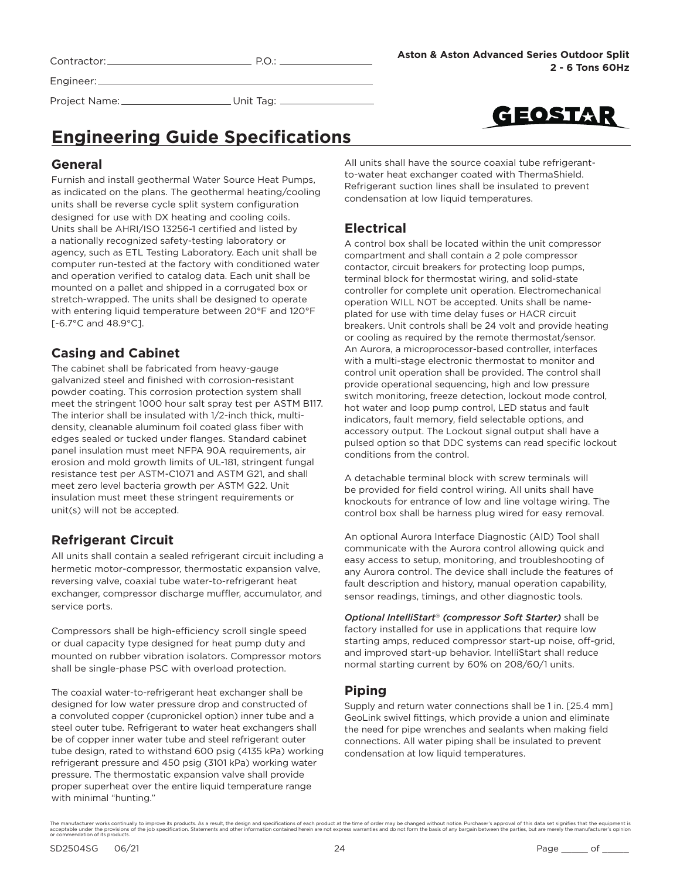Contractor: ______________________ P.O.: ______________

Engineer: ________________________________________

Project Name: __________________ Unit Tag: ______________

**Aston & Aston Advanced Series Outdoor Split**
**2 - 6 Tons 60Hz**

GEOSTAR

# Engineering Guide Specifications

## General

Furnish and install geothermal Water Source Heat Pumps, as indicated on the plans. The geothermal heating/cooling units shall be reverse cycle split system configuration designed for use with DX heating and cooling coils. Units shall be AHRI/ISO 13256-1 certified and listed by a nationally recognized safety-testing laboratory or agency, such as ETL Testing Laboratory. Each unit shall be computer run-tested at the factory with conditioned water and operation verified to catalog data. Each unit shall be mounted on a pallet and shipped in a corrugated box or stretch-wrapped. The units shall be designed to operate with entering liquid temperature between 20°F and 120°F [-6.7°C and 48.9°C].

## Casing and Cabinet

The cabinet shall be fabricated from heavy-gauge galvanized steel and finished with corrosion-resistant powder coating. This corrosion protection system shall meet the stringent 1000 hour salt spray test per ASTM B117. The interior shall be insulated with 1/2-inch thick, multi-density, cleanable aluminum foil coated glass fiber with edges sealed or tucked under flanges. Standard cabinet panel insulation must meet NFPA 90A requirements, air erosion and mold growth limits of UL-181, stringent fungal resistance test per ASTM-C1071 and ASTM G21, and shall meet zero level bacteria growth per ASTM G22. Unit insulation must meet these stringent requirements or unit(s) will not be accepted.

## Refrigerant Circuit

All units shall contain a sealed refrigerant circuit including a hermetic motor-compressor, thermostatic expansion valve, reversing valve, coaxial tube water-to-refrigerant heat exchanger, compressor discharge muffler, accumulator, and service ports.

Compressors shall be high-efficiency scroll single speed or dual capacity type designed for heat pump duty and mounted on rubber vibration isolators. Compressor motors shall be single-phase PSC with overload protection.

The coaxial water-to-refrigerant heat exchanger shall be designed for low water pressure drop and constructed of a convoluted copper (cupronickel option) inner tube and a steel outer tube. Refrigerant to water heat exchangers shall be of copper inner water tube and steel refrigerant outer tube design, rated to withstand 600 psig (4135 kPa) working refrigerant pressure and 450 psig (3101 kPa) working water pressure. The thermostatic expansion valve shall provide proper superheat over the entire liquid temperature range with minimal "hunting."

All units shall have the source coaxial tube refrigerant-to-water heat exchanger coated with ThermaShield. Refrigerant suction lines shall be insulated to prevent condensation at low liquid temperatures.

## Electrical

A control box shall be located within the unit compressor compartment and shall contain a 2 pole compressor contactor, circuit breakers for protecting loop pumps, terminal block for thermostat wiring, and solid-state controller for complete unit operation. Electromechanical operation WILL NOT be accepted. Units shall be name-plated for use with time delay fuses or HACR circuit breakers. Unit controls shall be 24 volt and provide heating or cooling as required by the remote thermostat/sensor. An Aurora, a microprocessor-based controller, interfaces with a multi-stage electronic thermostat to monitor and control unit operation shall be provided. The control shall provide operational sequencing, high and low pressure switch monitoring, freeze detection, lockout mode control, hot water and loop pump control, LED status and fault indicators, fault memory, field selectable options, and accessory output. The Lockout signal output shall have a pulsed option so that DDC systems can read specific lockout conditions from the control.

A detachable terminal block with screw terminals will be provided for field control wiring. All units shall have knockouts for entrance of low and line voltage wiring. The control box shall be harness plug wired for easy removal.

An optional Aurora Interface Diagnostic (AID) Tool shall communicate with the Aurora control allowing quick and easy access to setup, monitoring, and troubleshooting of any Aurora control. The device shall include the features of fault description and history, manual operation capability, sensor readings, timings, and other diagnostic tools.

***Optional IntelliStart® (compressor Soft Starter)*** shall be factory installed for use in applications that require low starting amps, reduced compressor start-up noise, off-grid, and improved start-up behavior. IntelliStart shall reduce normal starting current by 60% on 208/60/1 units.

## Piping

Supply and return water connections shall be 1 in. [25.4 mm] GeoLink swivel fittings, which provide a union and eliminate the need for pipe wrenches and sealants when making field connections. All water piping shall be insulated to prevent condensation at low liquid temperatures.

The manufacturer works continually to improve its products. As a result, the design and specifications of each product at the time of order may be changed without notice. Purchaser's approval of this data set signifies that the equipment is acceptable under the provisions of the job specification. Statements and other information contained herein are not express warranties and do not form the basis of any bargain between the parties, but are merely the manufacturer's opinion or commendation of its products.

SD2504SG 06/21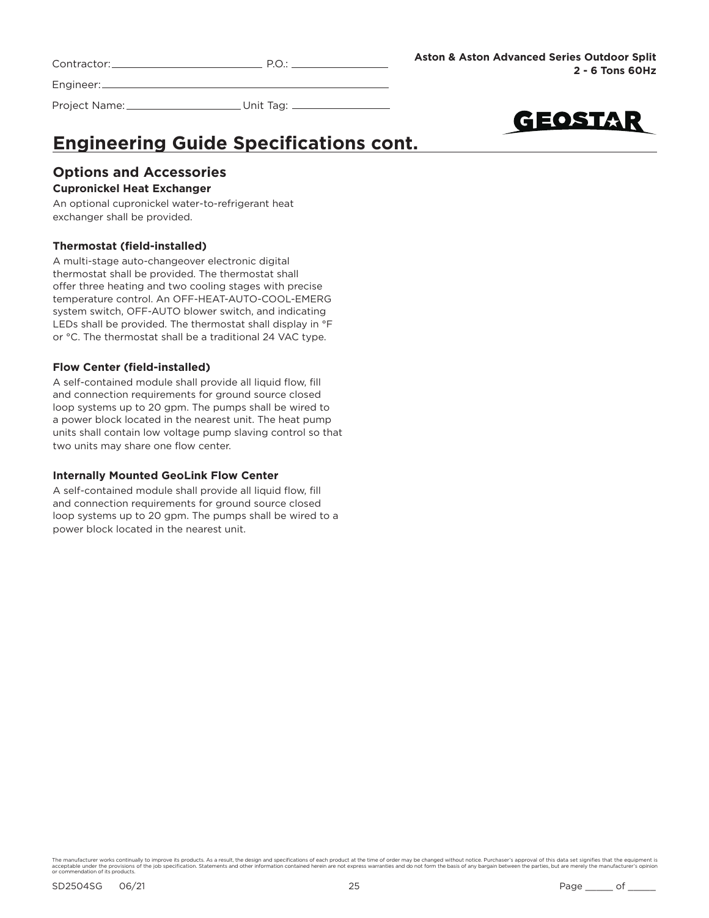Contractor: ______________________ P.O.: ______________

Engineer: ________________________________________

Project Name: __________________ Unit Tag: ______________

**Aston & Aston Advanced Series Outdoor Split**
**2 - 6 Tons 60Hz**

# Engineering Guide Specifications cont.

## Options and Accessories

### Cupronickel Heat Exchanger

An optional cupronickel water-to-refrigerant heat exchanger shall be provided.

### Thermostat (field-installed)

A multi-stage auto-changeover electronic digital thermostat shall be provided. The thermostat shall offer three heating and two cooling stages with precise temperature control. An OFF-HEAT-AUTO-COOL-EMERG system switch, OFF-AUTO blower switch, and indicating LEDs shall be provided. The thermostat shall display in °F or °C. The thermostat shall be a traditional 24 VAC type.

### Flow Center (field-installed)

A self-contained module shall provide all liquid flow, fill and connection requirements for ground source closed loop systems up to 20 gpm. The pumps shall be wired to a power block located in the nearest unit. The heat pump units shall contain low voltage pump slaving control so that two units may share one flow center.

### Internally Mounted GeoLink Flow Center

A self-contained module shall provide all liquid flow, fill and connection requirements for ground source closed loop systems up to 20 gpm. The pumps shall be wired to a power block located in the nearest unit.

The manufacturer works continually to improve its products. As a result, the design and specifications of each product at the time of order may be changed without notice. Purchaser's approval of this data set signifies that the equipment is acceptable under the provisions of the job specification. Statements and other information contained herein are not express warranties and do not form the basis of any bargain between the parties, but are merely the manufacturer's opinion or commendation of its products.

SD2504SG 06/21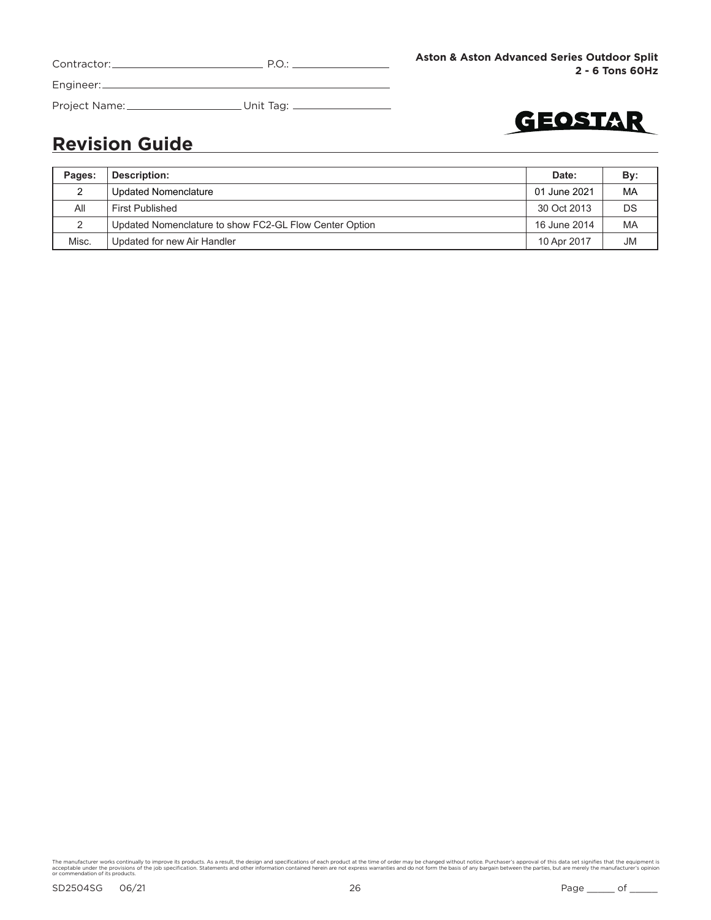Contractor: ______________________ P.O.: ______________

Engineer: ________________________________________

Project Name: ________________ Unit Tag: ______________

**Aston & Aston Advanced Series Outdoor Split**
**2 - 6 Tons 60Hz**

GEOSTAR

## Revision Guide

| Pages: | Description: | Date: | By: |
|---|---|---|---|
| 2 | Updated Nomenclature | 01 June 2021 | MA |
| All | First Published | 30 Oct 2013 | DS |
| 2 | Updated Nomenclature to show FC2-GL Flow Center Option | 16 June 2014 | MA |
| Misc. | Updated for new Air Handler | 10 Apr 2017 | JM |

The manufacturer works continually to improve its products. As a result, the design and specifications of each product at the time of order may be changed without notice. Purchaser's approval of this data set signifies that the equipment is acceptable under the provisions of the job specification. Statements and other information contained herein are not express warranties and do not form the basis of any bargain between the parties, but are merely the manufacturer's opinion or commendation of its products.

SD2504SG 06/21